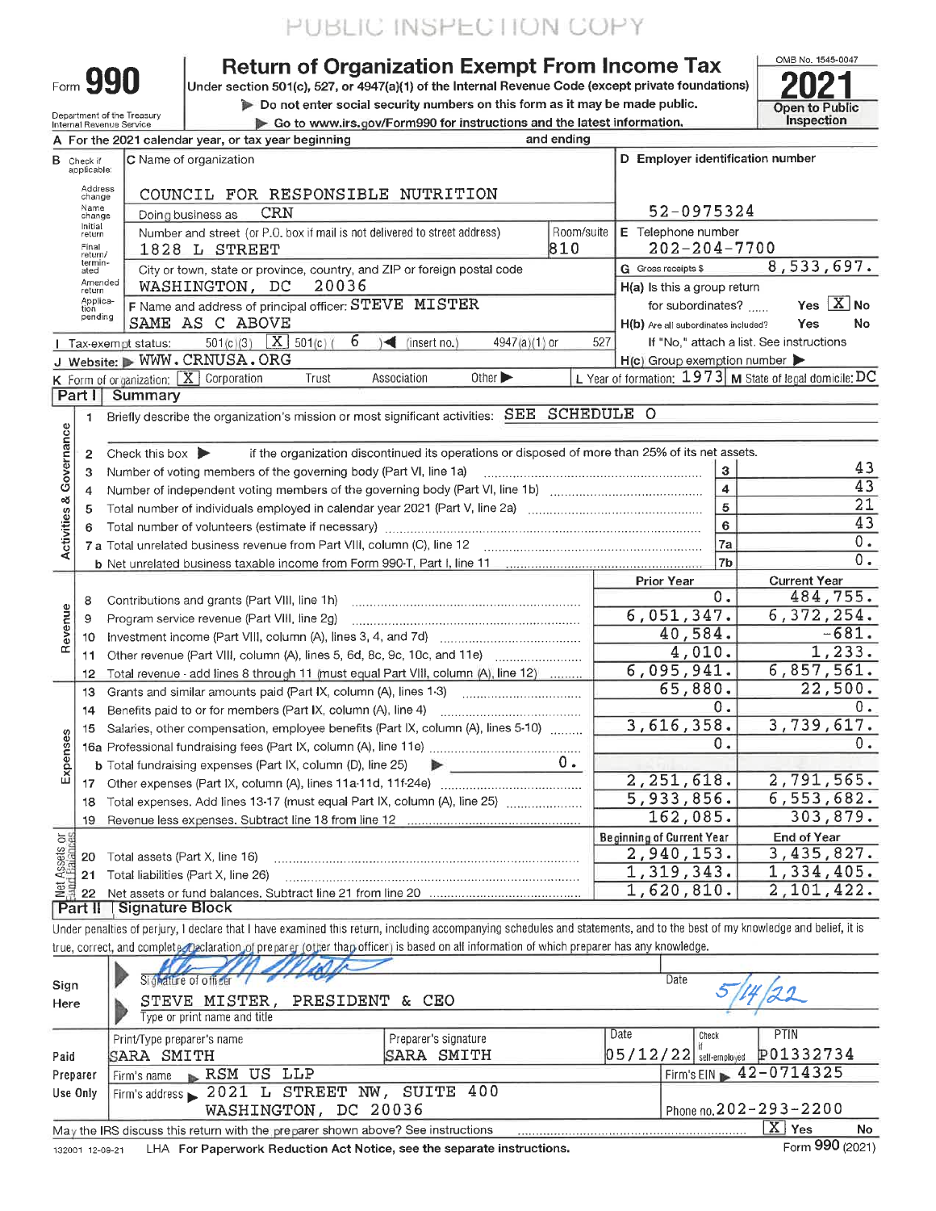PUBLIC INSPECTION COPY

# Form 990 — Return of Organization Exempt From Income Tax

Under section 501(c), 527, or 4947(a)(1) of the Internal Revenue Code (except private foundations)

▶ Do not enter social security numbers on this form as it may be made public.

▶ Go to www.irs.gov/Form990 for instructions and the latest information.

Department of the Treasury
Internal Revenue Service

OMB No. 1545-0047

**2021**

Open to Public Inspection

A For the 2021 calendar year, or tax year beginning and ending

B Check if applicable: Address change, Name change, Initial return, Final return/terminated, Amended return, Application pending

C Name of organization: COUNCIL FOR RESPONSIBLE NUTRITION

Doing business as: CRN

Number and street (or P.O. box if mail is not delivered to street address): 1828 L STREET — Room/suite: 810

City or town, state or province, country, and ZIP or foreign postal code: WASHINGTON, DC 20036

F Name and address of principal officer: STEVE MISTER, SAME AS C ABOVE

D Employer identification number: 52-0975324

E Telephone number: 202-204-7700

G Gross receipts $ 8,533,697.

H(a) Is this a group return for subordinates? Yes [X] No

H(b) Are all subordinates included? Yes No — If "No," attach a list. See instructions

H(c) Group exemption number ▶

I Tax-exempt status: 501(c)(3) [X] 501(c) ( 6 ) ◀ (insert no.) 4947(a)(1) or 527

J Website: ▶ WWW.CRNUSA.ORG

K Form of organization: [X] Corporation Trust Association Other ▶

L Year of formation: 1973 M State of legal domicile: DC

## Part I Summary

**Activities & Governance**

1 Briefly describe the organization's mission or most significant activities: SEE SCHEDULE O

2 Check this box ▶ if the organization discontinued its operations or disposed of more than 25% of its net assets.

| | | Line | |
|---|---|---|---|
| 3 | Number of voting members of the governing body (Part VI, line 1a) | 3 | 43 |
| 4 | Number of independent voting members of the governing body (Part VI, line 1b) | 4 | 43 |
| 5 | Total number of individuals employed in calendar year 2021 (Part V, line 2a) | 5 | 21 |
| 6 | Total number of volunteers (estimate if necessary) | 6 | 43 |
| 7a | Total unrelated business revenue from Part VIII, column (C), line 12 | 7a | 0. |
| b | Net unrelated business taxable income from Form 990-T, Part I, line 11 | 7b | 0. |

| | | Prior Year | Current Year |
|---|---|---|---|
| **Revenue** | | | |
| 8 | Contributions and grants (Part VIII, line 1h) | 0. | 484,755. |
| 9 | Program service revenue (Part VIII, line 2g) | 6,051,347. | 6,372,254. |
| 10 | Investment income (Part VIII, column (A), lines 3, 4, and 7d) | 40,584. | -681. |
| 11 | Other revenue (Part VIII, column (A), lines 5, 6d, 8c, 9c, 10c, and 11e) | 4,010. | 1,233. |
| 12 | Total revenue - add lines 8 through 11 (must equal Part VIII, column (A), line 12) | 6,095,941. | 6,857,561. |
| **Expenses** | | | |
| 13 | Grants and similar amounts paid (Part IX, column (A), lines 1-3) | 65,880. | 22,500. |
| 14 | Benefits paid to or for members (Part IX, column (A), line 4) | 0. | 0. |
| 15 | Salaries, other compensation, employee benefits (Part IX, column (A), lines 5-10) | 3,616,358. | 3,739,617. |
| 16a | Professional fundraising fees (Part IX, column (A), line 11e) | 0. | 0. |
| b | Total fundraising expenses (Part IX, column (D), line 25) ▶ 0. | | |
| 17 | Other expenses (Part IX, column (A), lines 11a-11d, 11f-24e) | 2,251,618. | 2,791,565. |
| 18 | Total expenses. Add lines 13-17 (must equal Part IX, column (A), line 25) | 5,933,856. | 6,553,682. |
| 19 | Revenue less expenses. Subtract line 18 from line 12 | 162,085. | 303,879. |

| **Net Assets or Fund Balances** | | Beginning of Current Year | End of Year |
|---|---|---|---|
| 20 | Total assets (Part X, line 16) | 2,940,153. | 3,435,827. |
| 21 | Total liabilities (Part X, line 26) | 1,319,343. | 1,334,405. |
| 22 | Net assets or fund balances. Subtract line 21 from line 20 | 1,620,810. | 2,101,422. |

## Part II Signature Block

Under penalties of perjury, I declare that I have examined this return, including accompanying schedules and statements, and to the best of my knowledge and belief, it is true, correct, and complete. Declaration of preparer (other than officer) is based on all information of which preparer has any knowledge.

**Sign Here**

Signature of officer — Date: 5/14/22

STEVE MISTER, PRESIDENT & CEO
Type or print name and title

**Paid Preparer Use Only**

| Print/Type preparer's name | Preparer's signature | Date | Check if self-employed | PTIN |
|---|---|---|---|---|
| SARA SMITH | SARA SMITH | 05/12/22 | | P01332734 |

Firm's name ▶ RSM US LLP — Firm's EIN ▶ 42-0714325

Firm's address ▶ 2021 L STREET NW, SUITE 400, WASHINGTON, DC 20036 — Phone no. 202-293-2200

May the IRS discuss this return with the preparer shown above? See instructions [X] Yes No

132001 12-09-21 LHA For Paperwork Reduction Act Notice, see the separate instructions. Form 990 (2021)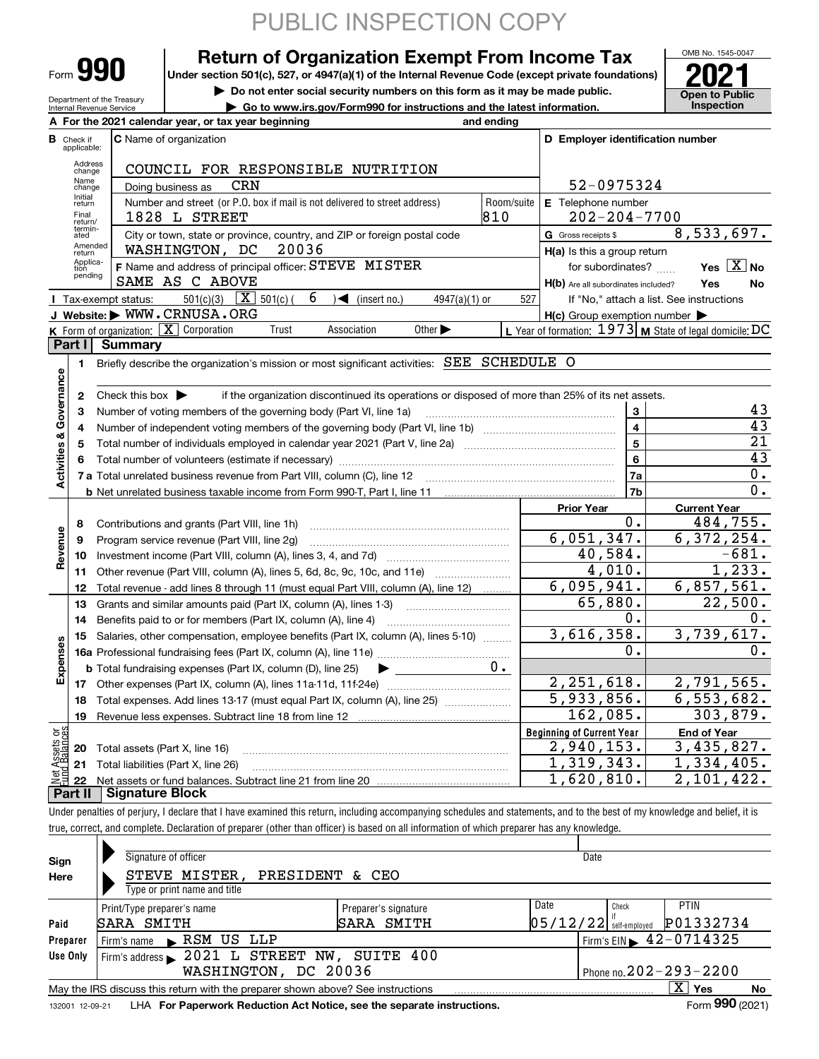PUBLIC INSPECTION COPY

# Form 990 — Return of Organization Exempt From Income Tax — 2021

Under section 501(c), 527, or 4947(a)(1) of the Internal Revenue Code (except private foundations)

▶ Do not enter social security numbers on this form as it may be made public.

▶ Go to www.irs.gov/Form990 for instructions and the latest information.

Department of the Treasury Internal Revenue Service

OMB No. 1545-0047

**Open to Public Inspection**

**A** For the 2021 calendar year, or tax year beginning and ending

**B** Check if applicable: Address change, Name change, Initial return, Final return/terminated, Amended return, Application pending

**C** Name of organization: COUNCIL FOR RESPONSIBLE NUTRITION

Doing business as: CRN

Number and street (or P.O. box if mail is not delivered to street address): 1828 L STREET — Room/suite: 810

City or town, state or province, country, and ZIP or foreign postal code: WASHINGTON, DC 20036

**D** Employer identification number: 52-0975324

**E** Telephone number: 202-204-7700

**G** Gross receipts $ 8,533,697.

**F** Name and address of principal officer: STEVE MISTER, SAME AS C ABOVE

**H(a)** Is this a group return for subordinates? Yes [X] No

**H(b)** Are all subordinates included? Yes No — If "No," attach a list. See instructions

**H(c)** Group exemption number ▶

**I** Tax-exempt status: 501(c)(3) [X] 501(c) ( 6 ) ◀ (insert no.) 4947(a)(1) or 527

**J** Website: ▶ WWW.CRNUSA.ORG

**K** Form of organization: [X] Corporation Trust Association Other ▶

**L** Year of formation: 1973 **M** State of legal domicile: DC

## Part I Summary

**Activities & Governance**

1. Briefly describe the organization's mission or most significant activities: SEE SCHEDULE O
2. Check this box ▶ if the organization discontinued its operations or disposed of more than 25% of its net assets.

| | | Line | |
|---|---|---|---|
| 3 | Number of voting members of the governing body (Part VI, line 1a) | 3 | 43 |
| 4 | Number of independent voting members of the governing body (Part VI, line 1b) | 4 | 43 |
| 5 | Total number of individuals employed in calendar year 2021 (Part V, line 2a) | 5 | 21 |
| 6 | Total number of volunteers (estimate if necessary) | 6 | 43 |
| 7a | Total unrelated business revenue from Part VIII, column (C), line 12 | 7a | 0. |
| b | Net unrelated business taxable income from Form 990-T, Part I, line 11 | 7b | 0. |

| | | Prior Year | Current Year |
|---|---|---|---|
| **Revenue** | | | |
| 8 | Contributions and grants (Part VIII, line 1h) | 0. | 484,755. |
| 9 | Program service revenue (Part VIII, line 2g) | 6,051,347. | 6,372,254. |
| 10 | Investment income (Part VIII, column (A), lines 3, 4, and 7d) | 40,584. | -681. |
| 11 | Other revenue (Part VIII, column (A), lines 5, 6d, 8c, 9c, 10c, and 11e) | 4,010. | 1,233. |
| 12 | Total revenue - add lines 8 through 11 (must equal Part VIII, column (A), line 12) | 6,095,941. | 6,857,561. |
| **Expenses** | | | |
| 13 | Grants and similar amounts paid (Part IX, column (A), lines 1-3) | 65,880. | 22,500. |
| 14 | Benefits paid to or for members (Part IX, column (A), line 4) | 0. | 0. |
| 15 | Salaries, other compensation, employee benefits (Part IX, column (A), lines 5-10) | 3,616,358. | 3,739,617. |
| 16a | Professional fundraising fees (Part IX, column (A), line 11e) | 0. | 0. |
| b | Total fundraising expenses (Part IX, column (D), line 25) ▶ 0. | | |
| 17 | Other expenses (Part IX, column (A), lines 11a-11d, 11f-24e) | 2,251,618. | 2,791,565. |
| 18 | Total expenses. Add lines 13-17 (must equal Part IX, column (A), line 25) | 5,933,856. | 6,553,682. |
| 19 | Revenue less expenses. Subtract line 18 from line 12 | 162,085. | 303,879. |

| **Net Assets or Fund Balances** | | Beginning of Current Year | End of Year |
|---|---|---|---|
| 20 | Total assets (Part X, line 16) | 2,940,153. | 3,435,827. |
| 21 | Total liabilities (Part X, line 26) | 1,319,343. | 1,334,405. |
| 22 | Net assets or fund balances. Subtract line 21 from line 20 | 1,620,810. | 2,101,422. |

## Part II Signature Block

Under penalties of perjury, I declare that I have examined this return, including accompanying schedules and statements, and to the best of my knowledge and belief, it is true, correct, and complete. Declaration of preparer (other than officer) is based on all information of which preparer has any knowledge.

**Sign Here**

Signature of officer — Date

STEVE MISTER, PRESIDENT & CEO

Type or print name and title

| **Paid Preparer Use Only** | | | | |
|---|---|---|---|---|
| Print/Type preparer's name | Preparer's signature | Date | Check if self-employed | PTIN |
| SARA SMITH | SARA SMITH | 05/12/22 | | P01332734 |
| Firm's name ▶ RSM US LLP | | | Firm's EIN ▶ 42-0714325 | |
| Firm's address ▶ 2021 L STREET NW, SUITE 400 WASHINGTON, DC 20036 | | | Phone no. 202-293-2200 | |

May the IRS discuss this return with the preparer shown above? See instructions [X] Yes No

132001 12-09-21 LHA For Paperwork Reduction Act Notice, see the separate instructions. Form **990** (2021)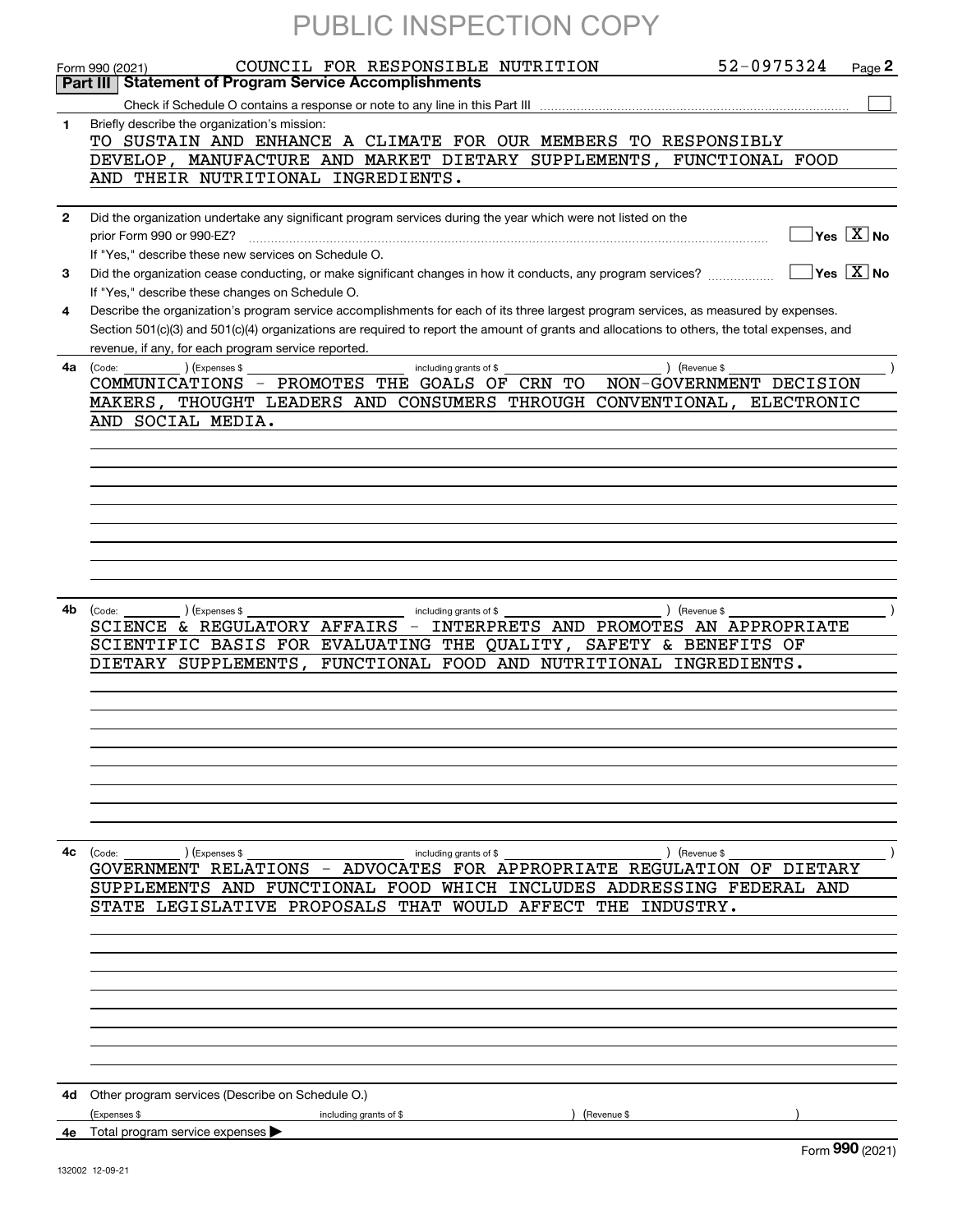PUBLIC INSPECTION COPY

Form 990 (2021) COUNCIL FOR RESPONSIBLE NUTRITION 52-0975324 Page **2**

## Part III Statement of Program Service Accomplishments

Check if Schedule O contains a response or note to any line in this Part III ☐

**1** Briefly describe the organization's mission:

TO SUSTAIN AND ENHANCE A CLIMATE FOR OUR MEMBERS TO RESPONSIBLY DEVELOP, MANUFACTURE AND MARKET DIETARY SUPPLEMENTS, FUNCTIONAL FOOD AND THEIR NUTRITIONAL INGREDIENTS.

**2** Did the organization undertake any significant program services during the year which were not listed on the prior Form 990 or 990-EZ? ☐ Yes ☒ No

If "Yes," describe these new services on Schedule O.

**3** Did the organization cease conducting, or make significant changes in how it conducts, any program services? ☐ Yes ☒ No

If "Yes," describe these changes on Schedule O.

**4** Describe the organization's program service accomplishments for each of its three largest program services, as measured by expenses. Section 501(c)(3) and 501(c)(4) organizations are required to report the amount of grants and allocations to others, the total expenses, and revenue, if any, for each program service reported.

**4a** (Code: ) (Expenses $ including grants of $ ) (Revenue $ )

COMMUNICATIONS - PROMOTES THE GOALS OF CRN TO NON-GOVERNMENT DECISION MAKERS, THOUGHT LEADERS AND CONSUMERS THROUGH CONVENTIONAL, ELECTRONIC AND SOCIAL MEDIA.

**4b** (Code: ) (Expenses $ including grants of $ ) (Revenue $ )

SCIENCE & REGULATORY AFFAIRS - INTERPRETS AND PROMOTES AN APPROPRIATE SCIENTIFIC BASIS FOR EVALUATING THE QUALITY, SAFETY & BENEFITS OF DIETARY SUPPLEMENTS, FUNCTIONAL FOOD AND NUTRITIONAL INGREDIENTS.

**4c** (Code: ) (Expenses $ including grants of $ ) (Revenue $ )

GOVERNMENT RELATIONS - ADVOCATES FOR APPROPRIATE REGULATION OF DIETARY SUPPLEMENTS AND FUNCTIONAL FOOD WHICH INCLUDES ADDRESSING FEDERAL AND STATE LEGISLATIVE PROPOSALS THAT WOULD AFFECT THE INDUSTRY.

**4d** Other program services (Describe on Schedule O.)

(Expenses $ including grants of $ ) (Revenue $ )

**4e** Total program service expenses ▶

Form **990** (2021)

132002 12-09-21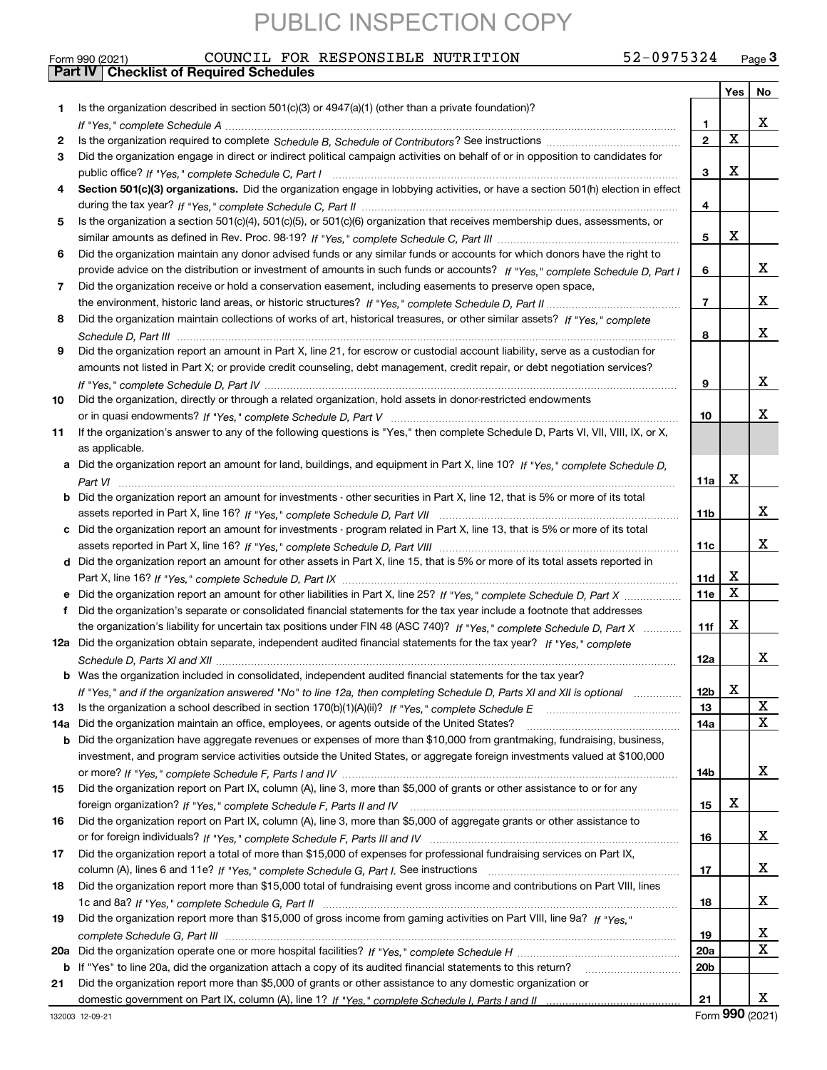PUBLIC INSPECTION COPY

Form 990 (2021) COUNCIL FOR RESPONSIBLE NUTRITION 52-0975324 Page **3**

**Part IV | Checklist of Required Schedules**

| | | | Yes | No |
|---|---|---|---|---|
| **1** | Is the organization described in section 501(c)(3) or 4947(a)(1) (other than a private foundation)? *If "Yes," complete Schedule A* | **1** | | X |
| **2** | Is the organization required to complete *Schedule B, Schedule of Contributors*? See instructions | **2** | X | |
| **3** | Did the organization engage in direct or indirect political campaign activities on behalf of or in opposition to candidates for public office? *If "Yes," complete Schedule C, Part I* | **3** | X | |
| **4** | **Section 501(c)(3) organizations.** Did the organization engage in lobbying activities, or have a section 501(h) election in effect during the tax year? *If "Yes," complete Schedule C, Part II* | **4** | | |
| **5** | Is the organization a section 501(c)(4), 501(c)(5), or 501(c)(6) organization that receives membership dues, assessments, or similar amounts as defined in Rev. Proc. 98-19? *If "Yes," complete Schedule C, Part III* | **5** | X | |
| **6** | Did the organization maintain any donor advised funds or any similar funds or accounts for which donors have the right to provide advice on the distribution or investment of amounts in such funds or accounts? *If "Yes," complete Schedule D, Part I* | **6** | | X |
| **7** | Did the organization receive or hold a conservation easement, including easements to preserve open space, the environment, historic land areas, or historic structures? *If "Yes," complete Schedule D, Part II* | **7** | | X |
| **8** | Did the organization maintain collections of works of art, historical treasures, or other similar assets? *If "Yes," complete Schedule D, Part III* | **8** | | X |
| **9** | Did the organization report an amount in Part X, line 21, for escrow or custodial account liability, serve as a custodian for amounts not listed in Part X; or provide credit counseling, debt management, credit repair, or debt negotiation services? *If "Yes," complete Schedule D, Part IV* | **9** | | X |
| **10** | Did the organization, directly or through a related organization, hold assets in donor-restricted endowments or in quasi endowments? *If "Yes," complete Schedule D, Part V* | **10** | | X |
| **11** | If the organization's answer to any of the following questions is "Yes," then complete Schedule D, Parts VI, VII, VIII, IX, or X, as applicable. | | | |
| **a** | Did the organization report an amount for land, buildings, and equipment in Part X, line 10? *If "Yes," complete Schedule D, Part VI* | **11a** | X | |
| **b** | Did the organization report an amount for investments - other securities in Part X, line 12, that is 5% or more of its total assets reported in Part X, line 16? *If "Yes," complete Schedule D, Part VII* | **11b** | | X |
| **c** | Did the organization report an amount for investments - program related in Part X, line 13, that is 5% or more of its total assets reported in Part X, line 16? *If "Yes," complete Schedule D, Part VIII* | **11c** | | X |
| **d** | Did the organization report an amount for other assets in Part X, line 15, that is 5% or more of its total assets reported in Part X, line 16? *If "Yes," complete Schedule D, Part IX* | **11d** | X | |
| **e** | Did the organization report an amount for other liabilities in Part X, line 25? *If "Yes," complete Schedule D, Part X* | **11e** | X | |
| **f** | Did the organization's separate or consolidated financial statements for the tax year include a footnote that addresses the organization's liability for uncertain tax positions under FIN 48 (ASC 740)? *If "Yes," complete Schedule D, Part X* | **11f** | X | |
| **12a** | Did the organization obtain separate, independent audited financial statements for the tax year? *If "Yes," complete Schedule D, Parts XI and XII* | **12a** | | X |
| **b** | Was the organization included in consolidated, independent audited financial statements for the tax year? *If "Yes," and if the organization answered "No" to line 12a, then completing Schedule D, Parts XI and XII is optional* | **12b** | X | |
| **13** | Is the organization a school described in section 170(b)(1)(A)(ii)? *If "Yes," complete Schedule E* | **13** | | X |
| **14a** | Did the organization maintain an office, employees, or agents outside of the United States? | **14a** | | X |
| **b** | Did the organization have aggregate revenues or expenses of more than $10,000 from grantmaking, fundraising, business, investment, and program service activities outside the United States, or aggregate foreign investments valued at $100,000 or more? *If "Yes," complete Schedule F, Parts I and IV* | **14b** | | X |
| **15** | Did the organization report on Part IX, column (A), line 3, more than $5,000 of grants or other assistance to or for any foreign organization? *If "Yes," complete Schedule F, Parts II and IV* | **15** | X | |
| **16** | Did the organization report on Part IX, column (A), line 3, more than $5,000 of aggregate grants or other assistance to or for foreign individuals? *If "Yes," complete Schedule F, Parts III and IV* | **16** | | X |
| **17** | Did the organization report a total of more than $15,000 of expenses for professional fundraising services on Part IX, column (A), lines 6 and 11e? *If "Yes," complete Schedule G, Part I.* See instructions | **17** | | X |
| **18** | Did the organization report more than $15,000 total of fundraising event gross income and contributions on Part VIII, lines 1c and 8a? *If "Yes," complete Schedule G, Part II* | **18** | | X |
| **19** | Did the organization report more than $15,000 of gross income from gaming activities on Part VIII, line 9a? *If "Yes," complete Schedule G, Part III* | **19** | | X |
| **20a** | Did the organization operate one or more hospital facilities? *If "Yes," complete Schedule H* | **20a** | | X |
| **b** | If "Yes" to line 20a, did the organization attach a copy of its audited financial statements to this return? | **20b** | | |
| **21** | Did the organization report more than $5,000 of grants or other assistance to any domestic organization or domestic government on Part IX, column (A), line 1? *If "Yes," complete Schedule I, Parts I and II* | **21** | | X |

132003 12-09-21 Form **990** (2021)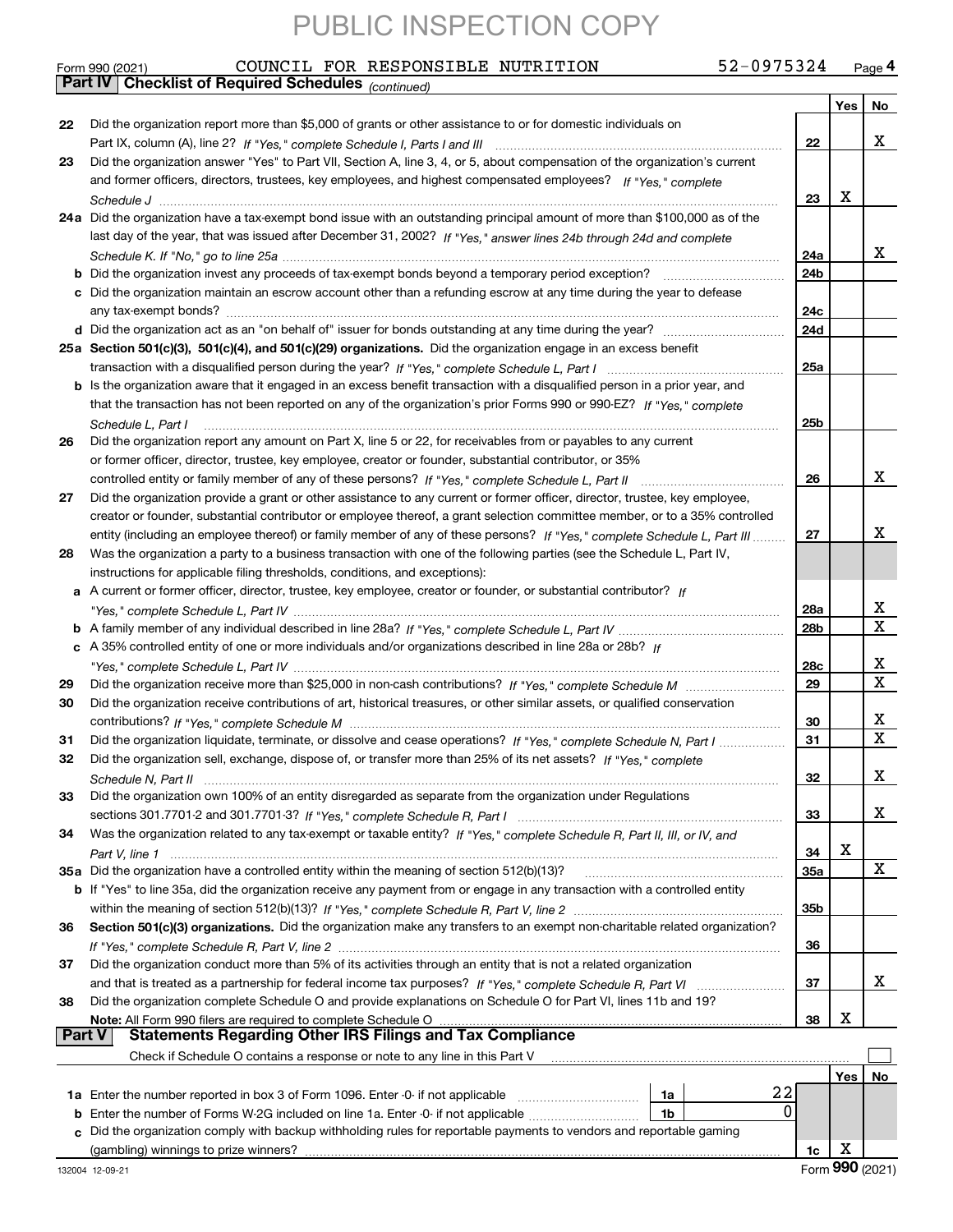PUBLIC INSPECTION COPY

Form 990 (2021) COUNCIL FOR RESPONSIBLE NUTRITION 52-0975324 Page 4

**Part IV Checklist of Required Schedules** *(continued)*

| | | | Yes | No |
|---|---|---|---|---|
| 22 | Did the organization report more than $5,000 of grants or other assistance to or for domestic individuals on Part IX, column (A), line 2? *If "Yes," complete Schedule I, Parts I and III* | 22 | | X |
| 23 | Did the organization answer "Yes" to Part VII, Section A, line 3, 4, or 5, about compensation of the organization's current and former officers, directors, trustees, key employees, and highest compensated employees? *If "Yes," complete Schedule J* | 23 | X | |
| 24a | Did the organization have a tax-exempt bond issue with an outstanding principal amount of more than $100,000 as of the last day of the year, that was issued after December 31, 2002? *If "Yes," answer lines 24b through 24d and complete Schedule K. If "No," go to line 25a* | 24a | | X |
| b | Did the organization invest any proceeds of tax-exempt bonds beyond a temporary period exception? | 24b | | |
| c | Did the organization maintain an escrow account other than a refunding escrow at any time during the year to defease any tax-exempt bonds? | 24c | | |
| d | Did the organization act as an "on behalf of" issuer for bonds outstanding at any time during the year? | 24d | | |
| 25a | **Section 501(c)(3), 501(c)(4), and 501(c)(29) organizations.** Did the organization engage in an excess benefit transaction with a disqualified person during the year? *If "Yes," complete Schedule L, Part I* | 25a | | |
| b | Is the organization aware that it engaged in an excess benefit transaction with a disqualified person in a prior year, and that the transaction has not been reported on any of the organization's prior Forms 990 or 990-EZ? *If "Yes," complete Schedule L, Part I* | 25b | | |
| 26 | Did the organization report any amount on Part X, line 5 or 22, for receivables from or payables to any current or former officer, director, trustee, key employee, creator or founder, substantial contributor, or 35% controlled entity or family member of any of these persons? *If "Yes," complete Schedule L, Part II* | 26 | | X |
| 27 | Did the organization provide a grant or other assistance to any current or former officer, director, trustee, key employee, creator or founder, substantial contributor or employee thereof, a grant selection committee member, or to a 35% controlled entity (including an employee thereof) or family member of any of these persons? *If "Yes," complete Schedule L, Part III* | 27 | | X |
| 28 | Was the organization a party to a business transaction with one of the following parties (see the Schedule L, Part IV, instructions for applicable filing thresholds, conditions, and exceptions): | | | |
| a | A current or former officer, director, trustee, key employee, creator or founder, or substantial contributor? *If "Yes," complete Schedule L, Part IV* | 28a | | X |
| b | A family member of any individual described in line 28a? *If "Yes," complete Schedule L, Part IV* | 28b | | X |
| c | A 35% controlled entity of one or more individuals and/or organizations described in line 28a or 28b? *If "Yes," complete Schedule L, Part IV* | 28c | | X |
| 29 | Did the organization receive more than $25,000 in non-cash contributions? *If "Yes," complete Schedule M* | 29 | | X |
| 30 | Did the organization receive contributions of art, historical treasures, or other similar assets, or qualified conservation contributions? *If "Yes," complete Schedule M* | 30 | | X |
| 31 | Did the organization liquidate, terminate, or dissolve and cease operations? *If "Yes," complete Schedule N, Part I* | 31 | | X |
| 32 | Did the organization sell, exchange, dispose of, or transfer more than 25% of its net assets? *If "Yes," complete Schedule N, Part II* | 32 | | X |
| 33 | Did the organization own 100% of an entity disregarded as separate from the organization under Regulations sections 301.7701-2 and 301.7701-3? *If "Yes," complete Schedule R, Part I* | 33 | | X |
| 34 | Was the organization related to any tax-exempt or taxable entity? *If "Yes," complete Schedule R, Part II, III, or IV, and Part V, line 1* | 34 | X | |
| 35a | Did the organization have a controlled entity within the meaning of section 512(b)(13)? | 35a | | X |
| b | If "Yes" to line 35a, did the organization receive any payment from or engage in any transaction with a controlled entity within the meaning of section 512(b)(13)? *If "Yes," complete Schedule R, Part V, line 2* | 35b | | |
| 36 | **Section 501(c)(3) organizations.** Did the organization make any transfers to an exempt non-charitable related organization? *If "Yes," complete Schedule R, Part V, line 2* | 36 | | |
| 37 | Did the organization conduct more than 5% of its activities through an entity that is not a related organization and that is treated as a partnership for federal income tax purposes? *If "Yes," complete Schedule R, Part VI* | 37 | | X |
| 38 | Did the organization complete Schedule O and provide explanations on Schedule O for Part VI, lines 11b and 19? **Note:** All Form 990 filers are required to complete Schedule O | 38 | X | |

**Part V Statements Regarding Other IRS Filings and Tax Compliance**

Check if Schedule O contains a response or note to any line in this Part V ☐

| | | | | | Yes | No |
|---|---|---|---|---|---|---|
| 1a | Enter the number reported in box 3 of Form 1096. Enter -0- if not applicable | 1a | 22 | | | |
| b | Enter the number of Forms W-2G included on line 1a. Enter -0- if not applicable | 1b | 0 | | | |
| c | Did the organization comply with backup withholding rules for reportable payments to vendors and reportable gaming (gambling) winnings to prize winners? | | | 1c | X | |

132004 12-09-21 Form 990 (2021)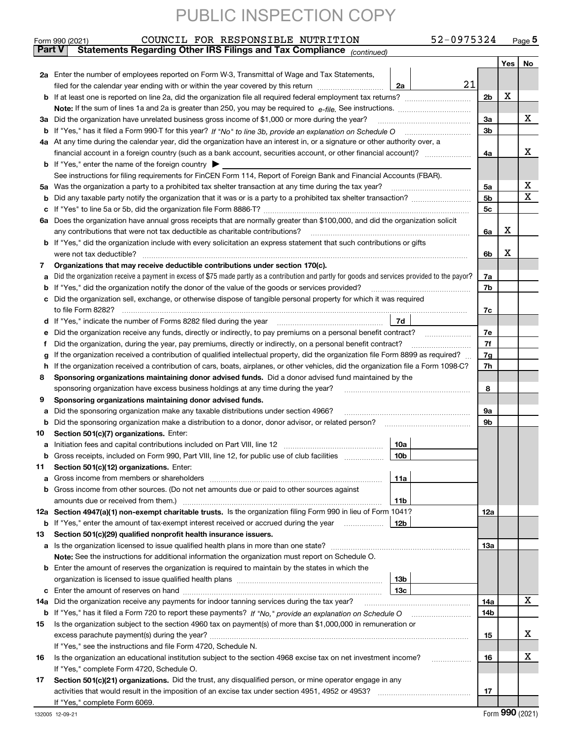PUBLIC INSPECTION COPY

Form 990 (2021) COUNCIL FOR RESPONSIBLE NUTRITION 52-0975324 Page 5

**Part V Statements Regarding Other IRS Filings and Tax Compliance** *(continued)*

| | | | | | Yes | No |
|---|---|---|---|---|---|---|
| **2a** | Enter the number of employees reported on Form W-3, Transmittal of Wage and Tax Statements, filed for the calendar year ending with or within the year covered by this return | 2a | 21 | | | |
| **b** | If at least one is reported on line 2a, did the organization file all required federal employment tax returns? | | | 2b | X | |
| | **Note:** If the sum of lines 1a and 2a is greater than 250, you may be required to *e-file.* See instructions. | | | | | |
| **3a** | Did the organization have unrelated business gross income of $1,000 or more during the year? | | | 3a | | X |
| **b** | If "Yes," has it filed a Form 990-T for this year? *If "No" to line 3b, provide an explanation on Schedule O* | | | 3b | | |
| **4a** | At any time during the calendar year, did the organization have an interest in, or a signature or other authority over, a financial account in a foreign country (such as a bank account, securities account, or other financial account)? | | | 4a | | X |
| **b** | If "Yes," enter the name of the foreign country ▶ | | | | | |
| | See instructions for filing requirements for FinCEN Form 114, Report of Foreign Bank and Financial Accounts (FBAR). | | | | | |
| **5a** | Was the organization a party to a prohibited tax shelter transaction at any time during the tax year? | | | 5a | | X |
| **b** | Did any taxable party notify the organization that it was or is a party to a prohibited tax shelter transaction? | | | 5b | | X |
| **c** | If "Yes" to line 5a or 5b, did the organization file Form 8886-T? | | | 5c | | |
| **6a** | Does the organization have annual gross receipts that are normally greater than $100,000, and did the organization solicit any contributions that were not tax deductible as charitable contributions? | | | 6a | X | |
| **b** | If "Yes," did the organization include with every solicitation an express statement that such contributions or gifts were not tax deductible? | | | 6b | X | |
| **7** | **Organizations that may receive deductible contributions under section 170(c).** | | | | | |
| **a** | Did the organization receive a payment in excess of $75 made partly as a contribution and partly for goods and services provided to the payor? | | | 7a | | |
| **b** | If "Yes," did the organization notify the donor of the value of the goods or services provided? | | | 7b | | |
| **c** | Did the organization sell, exchange, or otherwise dispose of tangible personal property for which it was required to file Form 8282? | | | 7c | | |
| **d** | If "Yes," indicate the number of Forms 8282 filed during the year | 7d | | | | |
| **e** | Did the organization receive any funds, directly or indirectly, to pay premiums on a personal benefit contract? | | | 7e | | |
| **f** | Did the organization, during the year, pay premiums, directly or indirectly, on a personal benefit contract? | | | 7f | | |
| **g** | If the organization received a contribution of qualified intellectual property, did the organization file Form 8899 as required? | | | 7g | | |
| **h** | If the organization received a contribution of cars, boats, airplanes, or other vehicles, did the organization file a Form 1098-C? | | | 7h | | |
| **8** | **Sponsoring organizations maintaining donor advised funds.** Did a donor advised fund maintained by the sponsoring organization have excess business holdings at any time during the year? | | | 8 | | |
| **9** | **Sponsoring organizations maintaining donor advised funds.** | | | | | |
| **a** | Did the sponsoring organization make any taxable distributions under section 4966? | | | 9a | | |
| **b** | Did the sponsoring organization make a distribution to a donor, donor advisor, or related person? | | | 9b | | |
| **10** | **Section 501(c)(7) organizations.** Enter: | | | | | |
| **a** | Initiation fees and capital contributions included on Part VIII, line 12 | 10a | | | | |
| **b** | Gross receipts, included on Form 990, Part VIII, line 12, for public use of club facilities | 10b | | | | |
| **11** | **Section 501(c)(12) organizations.** Enter: | | | | | |
| **a** | Gross income from members or shareholders | 11a | | | | |
| **b** | Gross income from other sources. (Do not net amounts due or paid to other sources against amounts due or received from them.) | 11b | | | | |
| **12a** | **Section 4947(a)(1) non-exempt charitable trusts.** Is the organization filing Form 990 in lieu of Form 1041? | | | 12a | | |
| **b** | If "Yes," enter the amount of tax-exempt interest received or accrued during the year | 12b | | | | |
| **13** | **Section 501(c)(29) qualified nonprofit health insurance issuers.** | | | | | |
| **a** | Is the organization licensed to issue qualified health plans in more than one state? | | | 13a | | |
| | **Note:** See the instructions for additional information the organization must report on Schedule O. | | | | | |
| **b** | Enter the amount of reserves the organization is required to maintain by the states in which the organization is licensed to issue qualified health plans | 13b | | | | |
| **c** | Enter the amount of reserves on hand | 13c | | | | |
| **14a** | Did the organization receive any payments for indoor tanning services during the tax year? | | | 14a | | X |
| **b** | If "Yes," has it filed a Form 720 to report these payments? *If "No," provide an explanation on Schedule O* | | | 14b | | |
| **15** | Is the organization subject to the section 4960 tax on payment(s) of more than $1,000,000 in remuneration or excess parachute payment(s) during the year? | | | 15 | | X |
| | If "Yes," see the instructions and file Form 4720, Schedule N. | | | | | |
| **16** | Is the organization an educational institution subject to the section 4968 excise tax on net investment income? | | | 16 | | X |
| | If "Yes," complete Form 4720, Schedule O. | | | | | |
| **17** | **Section 501(c)(21) organizations.** Did the trust, any disqualified person, or mine operator engage in any activities that would result in the imposition of an excise tax under section 4951, 4952 or 4953? | | | 17 | | |
| | If "Yes," complete Form 6069. | | | | | |

132005 12-09-21 Form **990** (2021)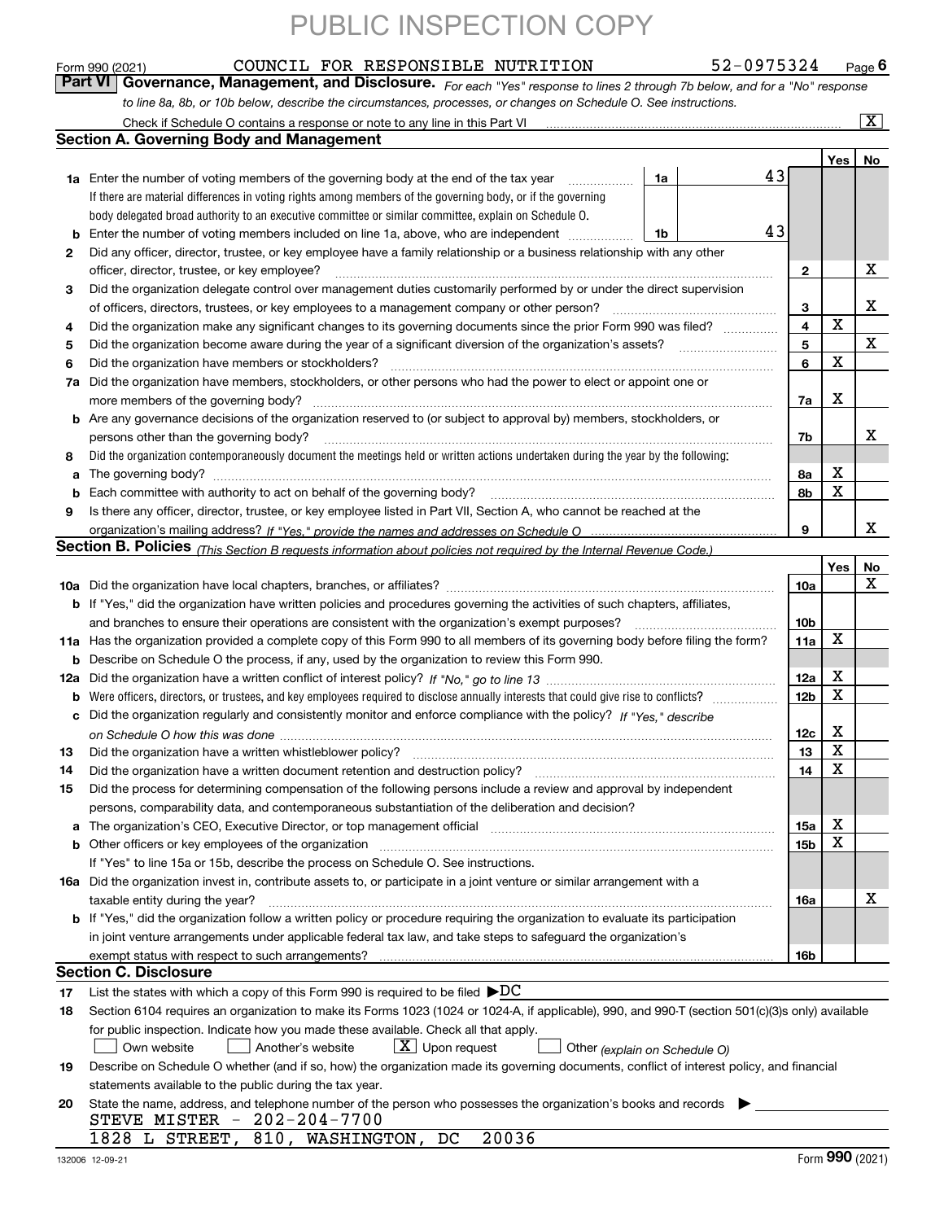PUBLIC INSPECTION COPY

Form 990 (2021) COUNCIL FOR RESPONSIBLE NUTRITION 52-0975324 Page **6**

**Part VI** **Governance, Management, and Disclosure.** *For each "Yes" response to lines 2 through 7b below, and for a "No" response to line 8a, 8b, or 10b below, describe the circumstances, processes, or changes on Schedule O. See instructions.*

Check if Schedule O contains a response or note to any line in this Part VI ..... [X]

### Section A. Governing Body and Management

| | | | | | Yes | No |
|---|---|---|---|---|---|---|
| **1a** | Enter the number of voting members of the governing body at the end of the tax year | 1a | 43 | | | |
| | If there are material differences in voting rights among members of the governing body, or if the governing body delegated broad authority to an executive committee or similar committee, explain on Schedule O. | | | | | |
| **b** | Enter the number of voting members included on line 1a, above, who are independent | 1b | 43 | | | |
| **2** | Did any officer, director, trustee, or key employee have a family relationship or a business relationship with any other officer, director, trustee, or key employee? | | | 2 | | X |
| **3** | Did the organization delegate control over management duties customarily performed by or under the direct supervision of officers, directors, trustees, or key employees to a management company or other person? | | | 3 | | X |
| **4** | Did the organization make any significant changes to its governing documents since the prior Form 990 was filed? | | | 4 | X | |
| **5** | Did the organization become aware during the year of a significant diversion of the organization's assets? | | | 5 | | X |
| **6** | Did the organization have members or stockholders? | | | 6 | X | |
| **7a** | Did the organization have members, stockholders, or other persons who had the power to elect or appoint one or more members of the governing body? | | | 7a | X | |
| **b** | Are any governance decisions of the organization reserved to (or subject to approval by) members, stockholders, or persons other than the governing body? | | | 7b | | X |
| **8** | Did the organization contemporaneously document the meetings held or written actions undertaken during the year by the following: | | | | | |
| **a** | The governing body? | | | 8a | X | |
| **b** | Each committee with authority to act on behalf of the governing body? | | | 8b | X | |
| **9** | Is there any officer, director, trustee, or key employee listed in Part VII, Section A, who cannot be reached at the organization's mailing address? *If "Yes," provide the names and addresses on Schedule O* | | | 9 | | X |

### Section B. Policies *(This Section B requests information about policies not required by the Internal Revenue Code.)*

| | | | Yes | No |
|---|---|---|---|---|
| **10a** | Did the organization have local chapters, branches, or affiliates? | 10a | | X |
| **b** | If "Yes," did the organization have written policies and procedures governing the activities of such chapters, affiliates, and branches to ensure their operations are consistent with the organization's exempt purposes? | 10b | | |
| **11a** | Has the organization provided a complete copy of this Form 990 to all members of its governing body before filing the form? | 11a | X | |
| **b** | Describe on Schedule O the process, if any, used by the organization to review this Form 990. | | | |
| **12a** | Did the organization have a written conflict of interest policy? *If "No," go to line 13* | 12a | X | |
| **b** | Were officers, directors, or trustees, and key employees required to disclose annually interests that could give rise to conflicts? | 12b | X | |
| **c** | Did the organization regularly and consistently monitor and enforce compliance with the policy? *If "Yes," describe on Schedule O how this was done* | 12c | X | |
| **13** | Did the organization have a written whistleblower policy? | 13 | X | |
| **14** | Did the organization have a written document retention and destruction policy? | 14 | X | |
| **15** | Did the process for determining compensation of the following persons include a review and approval by independent persons, comparability data, and contemporaneous substantiation of the deliberation and decision? | | | |
| **a** | The organization's CEO, Executive Director, or top management official | 15a | X | |
| **b** | Other officers or key employees of the organization | 15b | X | |
| | If "Yes" to line 15a or 15b, describe the process on Schedule O. See instructions. | | | |
| **16a** | Did the organization invest in, contribute assets to, or participate in a joint venture or similar arrangement with a taxable entity during the year? | 16a | | X |
| **b** | If "Yes," did the organization follow a written policy or procedure requiring the organization to evaluate its participation in joint venture arrangements under applicable federal tax law, and take steps to safeguard the organization's exempt status with respect to such arrangements? | 16b | | |

### Section C. Disclosure

**17** List the states with which a copy of this Form 990 is required to be filed ▶DC

**18** Section 6104 requires an organization to make its Forms 1023 (1024 or 1024-A, if applicable), 990, and 990-T (section 501(c)(3)s only) available for public inspection. Indicate how you made these available. Check all that apply.

[ ] Own website [ ] Another's website [X] Upon request [ ] Other *(explain on Schedule O)*

**19** Describe on Schedule O whether (and if so, how) the organization made its governing documents, conflict of interest policy, and financial statements available to the public during the tax year.

**20** State the name, address, and telephone number of the person who possesses the organization's books and records ▶

STEVE MISTER - 202-204-7700
1828 L STREET, 810, WASHINGTON, DC 20036

132006 12-09-21 Form **990** (2021)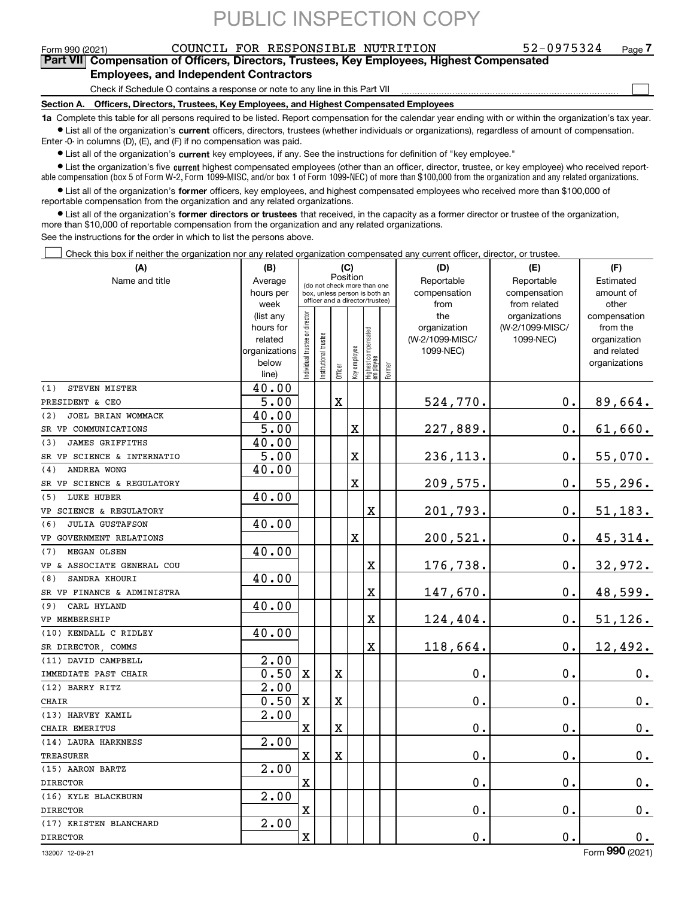PUBLIC INSPECTION COPY

Form 990 (2021) COUNCIL FOR RESPONSIBLE NUTRITION 52-0975324 Page 7

## Part VII Compensation of Officers, Directors, Trustees, Key Employees, Highest Compensated Employees, and Independent Contractors

Check if Schedule O contains a response or note to any line in this Part VII ☐

### Section A. Officers, Directors, Trustees, Key Employees, and Highest Compensated Employees

**1a** Complete this table for all persons required to be listed. Report compensation for the calendar year ending with or within the organization's tax year.

- List all of the organization's **current** officers, directors, trustees (whether individuals or organizations), regardless of amount of compensation. Enter -0- in columns (D), (E), and (F) if no compensation was paid.
- List all of the organization's **current** key employees, if any. See the instructions for definition of "key employee."
- List the organization's five **current** highest compensated employees (other than an officer, director, trustee, or key employee) who received reportable compensation (box 5 of Form W-2, Form 1099-MISC, and/or box 1 of Form 1099-NEC) of more than $100,000 from the organization and any related organizations.
- List all of the organization's **former** officers, key employees, and highest compensated employees who received more than $100,000 of reportable compensation from the organization and any related organizations.
- List all of the organization's **former directors or trustees** that received, in the capacity as a former director or trustee of the organization, more than $10,000 of reportable compensation from the organization and any related organizations.

See the instructions for the order in which to list the persons above.

☐ Check this box if neither the organization nor any related organization compensated any current officer, director, or trustee.

| (A) Name and title | (B) Average hours per week (list any hours for related organizations below line) | (C) Position: Individual trustee or director | Institutional trustee | Officer | Key employee | Highest compensated employee | Former | (D) Reportable compensation from the organization (W-2/1099-MISC/1099-NEC) | (E) Reportable compensation from related organizations (W-2/1099-MISC/1099-NEC) | (F) Estimated amount of other compensation from the organization and related organizations |
|---|---|---|---|---|---|---|---|---|---|---|
| (1) STEVEN MISTER<br>PRESIDENT & CEO | 40.00<br>5.00 | | | X | | | | 524,770. | 0. | 89,664. |
| (2) JOEL BRIAN WOMMACK<br>SR VP COMMUNICATIONS | 40.00<br>5.00 | | | | X | | | 227,889. | 0. | 61,660. |
| (3) JAMES GRIFFITHS<br>SR VP SCIENCE & INTERNATIO | 40.00<br>5.00 | | | | X | | | 236,113. | 0. | 55,070. |
| (4) ANDREA WONG<br>SR VP SCIENCE & REGULATORY | 40.00 | | | | X | | | 209,575. | 0. | 55,296. |
| (5) LUKE HUBER<br>VP SCIENCE & REGULATORY | 40.00 | | | | | X | | 201,793. | 0. | 51,183. |
| (6) JULIA GUSTAFSON<br>VP GOVERNMENT RELATIONS | 40.00 | | | | X | | | 200,521. | 0. | 45,314. |
| (7) MEGAN OLSEN<br>VP & ASSOCIATE GENERAL COU | 40.00 | | | | | X | | 176,738. | 0. | 32,972. |
| (8) SANDRA KHOURI<br>SR VP FINANCE & ADMINISTRA | 40.00 | | | | | X | | 147,670. | 0. | 48,599. |
| (9) CARL HYLAND<br>VP MEMBERSHIP | 40.00 | | | | | X | | 124,404. | 0. | 51,126. |
| (10) KENDALL C RIDLEY<br>SR DIRECTOR, COMMS | 40.00 | | | | | X | | 118,664. | 0. | 12,492. |
| (11) DAVID CAMPBELL<br>IMMEDIATE PAST CHAIR | 2.00<br>0.50 | X | | X | | | | 0. | 0. | 0. |
| (12) BARRY RITZ<br>CHAIR | 2.00<br>0.50 | X | | X | | | | 0. | 0. | 0. |
| (13) HARVEY KAMIL<br>CHAIR EMERITUS | 2.00 | X | | X | | | | 0. | 0. | 0. |
| (14) LAURA HARKNESS<br>TREASURER | 2.00 | X | | X | | | | 0. | 0. | 0. |
| (15) AARON BARTZ<br>DIRECTOR | 2.00 | X | | | | | | 0. | 0. | 0. |
| (16) KYLE BLACKBURN<br>DIRECTOR | 2.00 | X | | | | | | 0. | 0. | 0. |
| (17) KRISTEN BLANCHARD<br>DIRECTOR | 2.00 | X | | | | | | 0. | 0. | 0. |

132007 12-09-21 Form **990** (2021)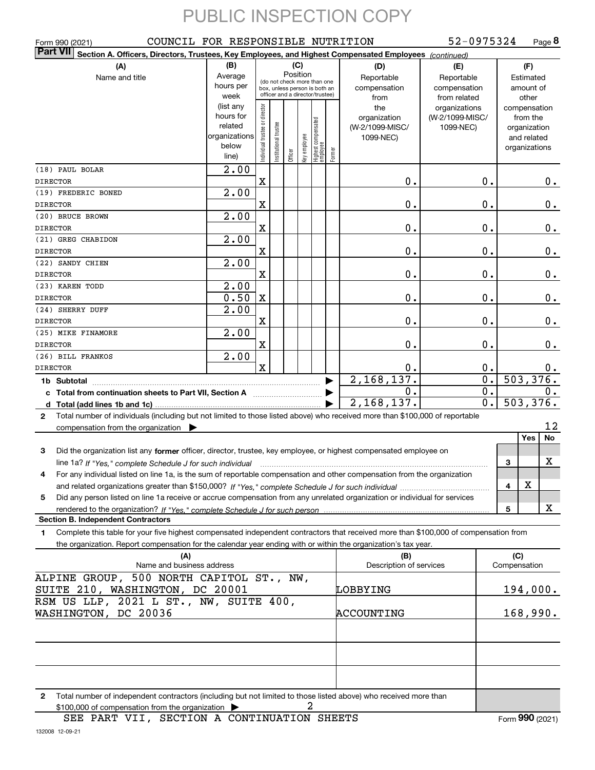PUBLIC INSPECTION COPY

Form 990 (2021) COUNCIL FOR RESPONSIBLE NUTRITION 52-0975324 Page **8**

**Part VII** **Section A. Officers, Directors, Trustees, Key Employees, and Highest Compensated Employees** *(continued)*

| (A) Name and title | (B) Average hours per week (list any hours for related organizations below line) | (C) Position: Individual trustee or director | Institutional trustee | Officer | Key employee | Highest compensated employee | Former | (D) Reportable compensation from the organization (W-2/1099-MISC/1099-NEC) | (E) Reportable compensation from related organizations (W-2/1099-MISC/1099-NEC) | (F) Estimated amount of other compensation from the organization and related organizations |
|---|---|---|---|---|---|---|---|---|---|---|
| (18) PAUL BOLAR<br>DIRECTOR | 2.00 | X | | | | | | 0. | 0. | 0. |
| (19) FREDERIC BONED<br>DIRECTOR | 2.00 | X | | | | | | 0. | 0. | 0. |
| (20) BRUCE BROWN<br>DIRECTOR | 2.00 | X | | | | | | 0. | 0. | 0. |
| (21) GREG CHABIDON<br>DIRECTOR | 2.00 | X | | | | | | 0. | 0. | 0. |
| (22) SANDY CHIEN<br>DIRECTOR | 2.00 | X | | | | | | 0. | 0. | 0. |
| (23) KAREN TODD<br>DIRECTOR | 2.00<br>0.50 | X | | | | | | 0. | 0. | 0. |
| (24) SHERRY DUFF<br>DIRECTOR | 2.00 | X | | | | | | 0. | 0. | 0. |
| (25) MIKE FINAMORE<br>DIRECTOR | 2.00 | X | | | | | | 0. | 0. | 0. |
| (26) BILL FRANKOS<br>DIRECTOR | 2.00 | X | | | | | | 0. | 0. | 0. |
| **1b Subtotal** | | | | | | | | 2,168,137. | 0. | 503,376. |
| **c Total from continuation sheets to Part VII, Section A** | | | | | | | | 0. | 0. | 0. |
| **d Total (add lines 1b and 1c)** | | | | | | | | 2,168,137. | 0. | 503,376. |

**2** Total number of individuals (including but not limited to those listed above) who received more than $100,000 of reportable compensation from the organization ▶ 12

| | | Yes | No |
|---|---|---|---|
| **3** Did the organization list any **former** officer, director, trustee, key employee, or highest compensated employee on line 1a? *If "Yes," complete Schedule J for such individual* | 3 | | X |
| **4** For any individual listed on line 1a, is the sum of reportable compensation and other compensation from the organization and related organizations greater than $150,000? *If "Yes," complete Schedule J for such individual* | 4 | X | |
| **5** Did any person listed on line 1a receive or accrue compensation from any unrelated organization or individual for services rendered to the organization? *If "Yes," complete Schedule J for such person* | 5 | | X |

**Section B. Independent Contractors**

**1** Complete this table for your five highest compensated independent contractors that received more than $100,000 of compensation from the organization. Report compensation for the calendar year ending with or within the organization's tax year.

| (A) Name and business address | (B) Description of services | (C) Compensation |
|---|---|---|
| ALPINE GROUP, 500 NORTH CAPITOL ST., NW, SUITE 210, WASHINGTON, DC 20001 | LOBBYING | 194,000. |
| RSM US LLP, 2021 L ST., NW, SUITE 400, WASHINGTON, DC 20036 | ACCOUNTING | 168,990. |
| | | |
| | | |
| | | |

**2** Total number of independent contractors (including but not limited to those listed above) who received more than $100,000 of compensation from the organization ▶ 2

SEE PART VII, SECTION A CONTINUATION SHEETS

Form **990** (2021)

132008 12-09-21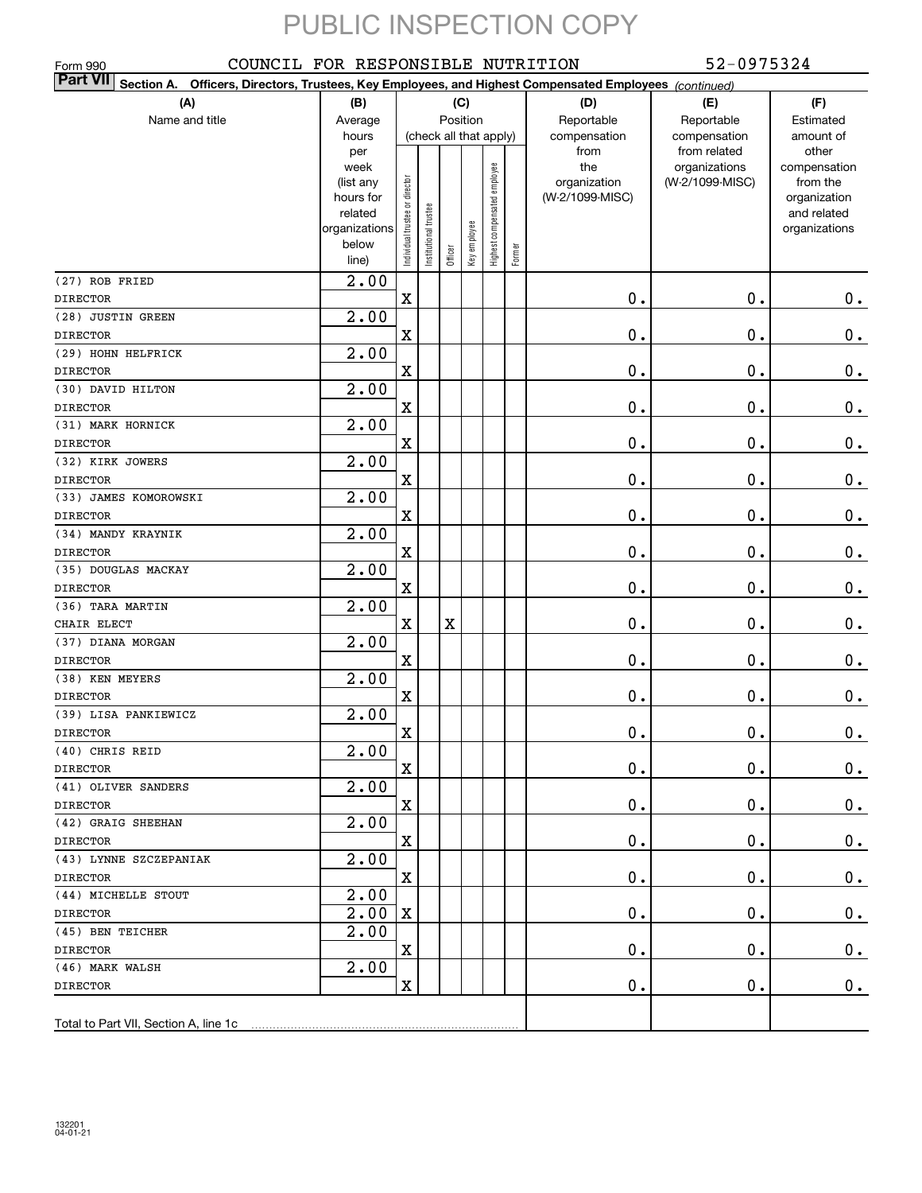PUBLIC INSPECTION COPY

Form 990 COUNCIL FOR RESPONSIBLE NUTRITION 52-0975324

**Part VII** Section A. Officers, Directors, Trustees, Key Employees, and Highest Compensated Employees *(continued)*

| (A) Name and title | (B) Average hours per week (list any hours for related organizations below line) | (C) Position (check all that apply): Individual trustee or director | Institutional trustee | Officer | Key employee | Highest compensated employee | Former | (D) Reportable compensation from the organization (W-2/1099-MISC) | (E) Reportable compensation from related organizations (W-2/1099-MISC) | (F) Estimated amount of other compensation from the organization and related organizations |
|---|---|---|---|---|---|---|---|---|---|---|
| (27) ROB FRIED<br>DIRECTOR | 2.00 | X | | | | | | 0. | 0. | 0. |
| (28) JUSTIN GREEN<br>DIRECTOR | 2.00 | X | | | | | | 0. | 0. | 0. |
| (29) HOHN HELFRICK<br>DIRECTOR | 2.00 | X | | | | | | 0. | 0. | 0. |
| (30) DAVID HILTON<br>DIRECTOR | 2.00 | X | | | | | | 0. | 0. | 0. |
| (31) MARK HORNICK<br>DIRECTOR | 2.00 | X | | | | | | 0. | 0. | 0. |
| (32) KIRK JOWERS<br>DIRECTOR | 2.00 | X | | | | | | 0. | 0. | 0. |
| (33) JAMES KOMOROWSKI<br>DIRECTOR | 2.00 | X | | | | | | 0. | 0. | 0. |
| (34) MANDY KRAYNIK<br>DIRECTOR | 2.00 | X | | | | | | 0. | 0. | 0. |
| (35) DOUGLAS MACKAY<br>DIRECTOR | 2.00 | X | | | | | | 0. | 0. | 0. |
| (36) TARA MARTIN<br>CHAIR ELECT | 2.00 | X | | X | | | | 0. | 0. | 0. |
| (37) DIANA MORGAN<br>DIRECTOR | 2.00 | X | | | | | | 0. | 0. | 0. |
| (38) KEN MEYERS<br>DIRECTOR | 2.00 | X | | | | | | 0. | 0. | 0. |
| (39) LISA PANKIEWICZ<br>DIRECTOR | 2.00 | X | | | | | | 0. | 0. | 0. |
| (40) CHRIS REID<br>DIRECTOR | 2.00 | X | | | | | | 0. | 0. | 0. |
| (41) OLIVER SANDERS<br>DIRECTOR | 2.00 | X | | | | | | 0. | 0. | 0. |
| (42) GRAIG SHEEHAN<br>DIRECTOR | 2.00 | X | | | | | | 0. | 0. | 0. |
| (43) LYNNE SZCZEPANIAK<br>DIRECTOR | 2.00 | X | | | | | | 0. | 0. | 0. |
| (44) MICHELLE STOUT<br>DIRECTOR | 2.00<br>2.00 | X | | | | | | 0. | 0. | 0. |
| (45) BEN TEICHER<br>DIRECTOR | 2.00 | X | | | | | | 0. | 0. | 0. |
| (46) MARK WALSH<br>DIRECTOR | 2.00 | X | | | | | | 0. | 0. | 0. |
| Total to Part VII, Section A, line 1c | | | | | | | | | | |

132201 04-01-21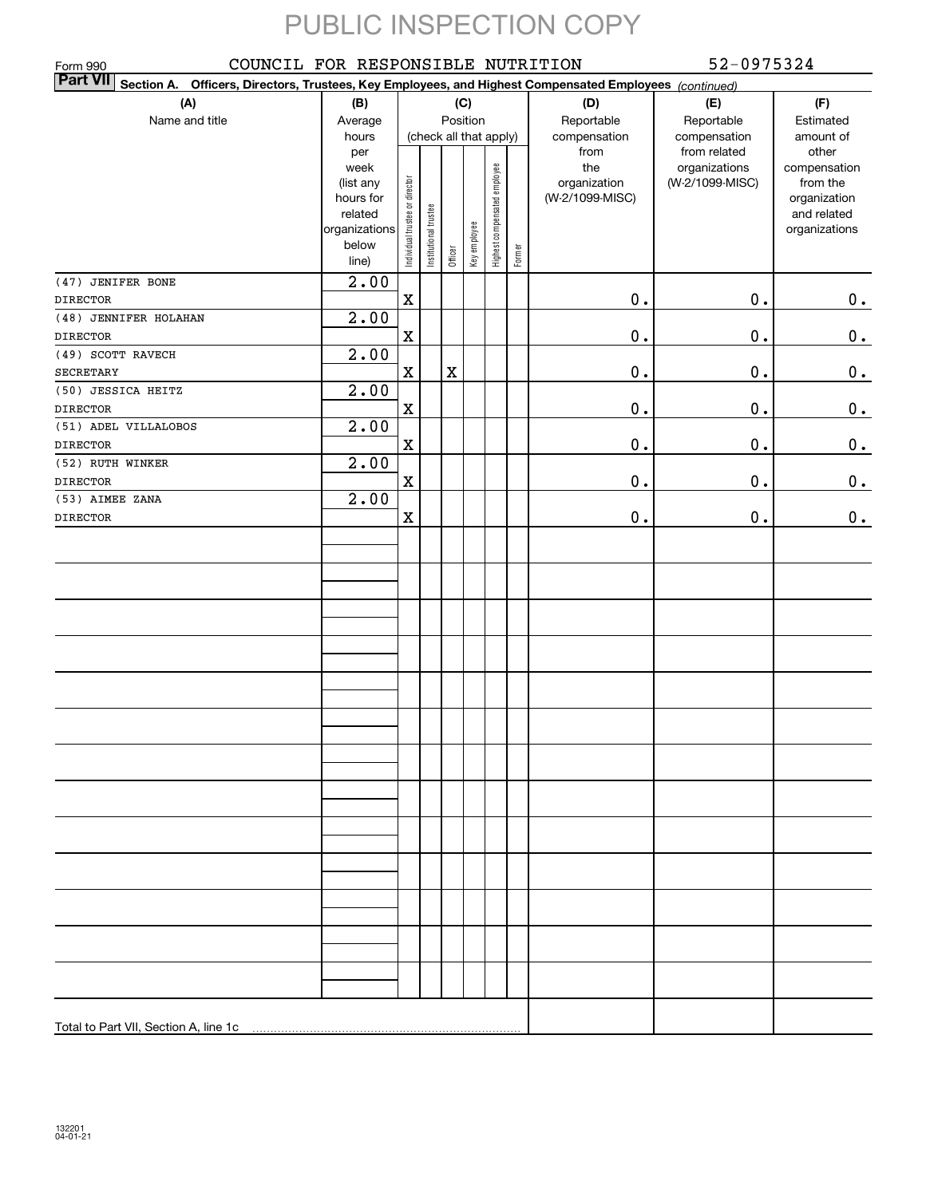PUBLIC INSPECTION COPY

Form 990 COUNCIL FOR RESPONSIBLE NUTRITION 52-0975324

**Part VII** **Section A. Officers, Directors, Trustees, Key Employees, and Highest Compensated Employees** *(continued)*

| (A) Name and title | (B) Average hours per week (list any hours for related organizations below line) | (C) Position (check all that apply): Individual trustee or director | Institutional trustee | Officer | Key employee | Highest compensated employee | Former | (D) Reportable compensation from the organization (W-2/1099-MISC) | (E) Reportable compensation from related organizations (W-2/1099-MISC) | (F) Estimated amount of other compensation from the organization and related organizations |
|---|---|---|---|---|---|---|---|---|---|---|
| (47) JENIFER BONE<br>DIRECTOR | 2.00 | X | | | | | | 0. | 0. | 0. |
| (48) JENNIFER HOLAHAN<br>DIRECTOR | 2.00 | X | | | | | | 0. | 0. | 0. |
| (49) SCOTT RAVECH<br>SECRETARY | 2.00 | X | | X | | | | 0. | 0. | 0. |
| (50) JESSICA HEITZ<br>DIRECTOR | 2.00 | X | | | | | | 0. | 0. | 0. |
| (51) ADEL VILLALOBOS<br>DIRECTOR | 2.00 | X | | | | | | 0. | 0. | 0. |
| (52) RUTH WINKER<br>DIRECTOR | 2.00 | X | | | | | | 0. | 0. | 0. |
| (53) AIMEE ZANA<br>DIRECTOR | 2.00 | X | | | | | | 0. | 0. | 0. |
| Total to Part VII, Section A, line 1c | | | | | | | | | | |

132201
04-01-21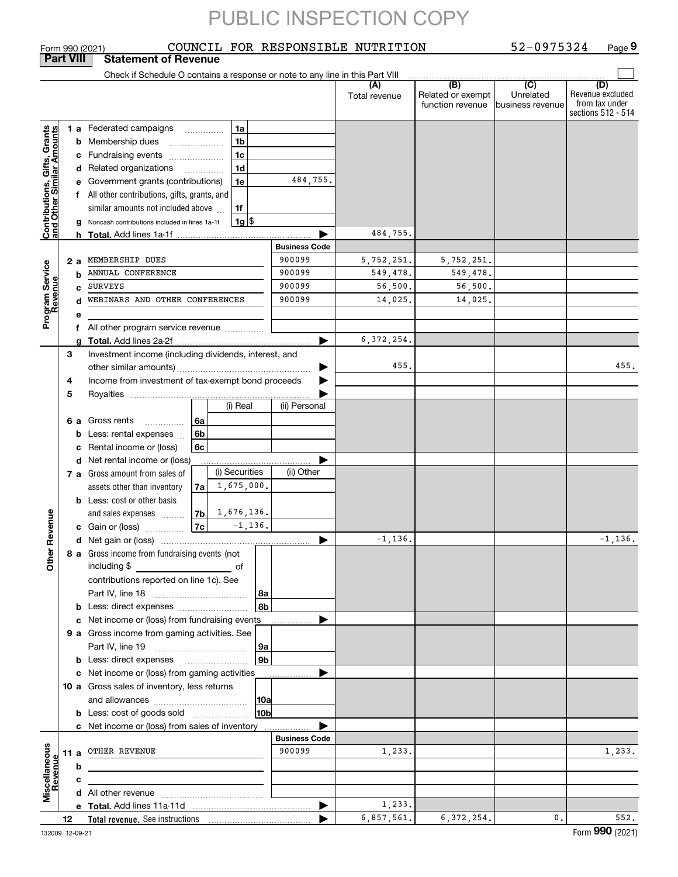PUBLIC INSPECTION COPY

Form 990 (2021) COUNCIL FOR RESPONSIBLE NUTRITION 52-0975324 Page 9

## Part VIII Statement of Revenue

Check if Schedule O contains a response or note to any line in this Part VIII

| | | | (A) Total revenue | (B) Related or exempt function revenue | (C) Unrelated business revenue | (D) Revenue excluded from tax under sections 512 - 514 |
|---|---|---|---|---|---|---|
| **Contributions, Gifts, Grants and Other Similar Amounts** | | | | | | |
| 1 a Federated campaigns | 1a | | | | | |
| b Membership dues | 1b | | | | | |
| c Fundraising events | 1c | | | | | |
| d Related organizations | 1d | | | | | |
| e Government grants (contributions) | 1e | 484,755. | | | | |
| f All other contributions, gifts, grants, and similar amounts not included above | 1f | | | | | |
| g Noncash contributions included in lines 1a-1f | 1g | $ | | | | |
| h **Total.** Add lines 1a-1f | | | 484,755. | | | |
| **Program Service Revenue** | | **Business Code** | | | | |
| 2 a MEMBERSHIP DUES | | 900099 | 5,752,251. | 5,752,251. | | |
| b ANNUAL CONFERENCE | | 900099 | 549,478. | 549,478. | | |
| c SURVEYS | | 900099 | 56,500. | 56,500. | | |
| d WEBINARS AND OTHER CONFERENCES | | 900099 | 14,025. | 14,025. | | |
| e | | | | | | |
| f All other program service revenue | | | | | | |
| g **Total.** Add lines 2a-2f | | | 6,372,254. | | | |
| **Other Revenue** | | | | | | |
| 3 Investment income (including dividends, interest, and other similar amounts) | | | 455. | | | 455. |
| 4 Income from investment of tax-exempt bond proceeds | | | | | | |
| 5 Royalties | | | | | | |
| | | (i) Real / (ii) Personal | | | | |
| 6 a Gross rents | 6a | | | | | |
| b Less: rental expenses | 6b | | | | | |
| c Rental income or (loss) | 6c | | | | | |
| d Net rental income or (loss) | | | | | | |
| | | (i) Securities / (ii) Other | | | | |
| 7 a Gross amount from sales of assets other than inventory | 7a | 1,675,000. | | | | |
| b Less: cost or other basis and sales expenses | 7b | 1,676,136. | | | | |
| c Gain or (loss) | 7c | -1,136. | | | | |
| d Net gain or (loss) | | | -1,136. | | | -1,136. |
| 8 a Gross income from fundraising events (not including $ ___ of contributions reported on line 1c). See Part IV, line 18 | 8a | | | | | |
| b Less: direct expenses | 8b | | | | | |
| c Net income or (loss) from fundraising events | | | | | | |
| 9 a Gross income from gaming activities. See Part IV, line 19 | 9a | | | | | |
| b Less: direct expenses | 9b | | | | | |
| c Net income or (loss) from gaming activities | | | | | | |
| 10 a Gross sales of inventory, less returns and allowances | 10a | | | | | |
| b Less: cost of goods sold | 10b | | | | | |
| c Net income or (loss) from sales of inventory | | | | | | |
| **Miscellaneous Revenue** | | **Business Code** | | | | |
| 11 a OTHER REVENUE | | 900099 | 1,233. | | | 1,233. |
| b | | | | | | |
| c | | | | | | |
| d All other revenue | | | | | | |
| e **Total.** Add lines 11a-11d | | | 1,233. | | | |
| 12 **Total revenue.** See instructions | | | 6,857,561. | 6,372,254. | 0. | 552. |

132009 12-09-21 Form **990** (2021)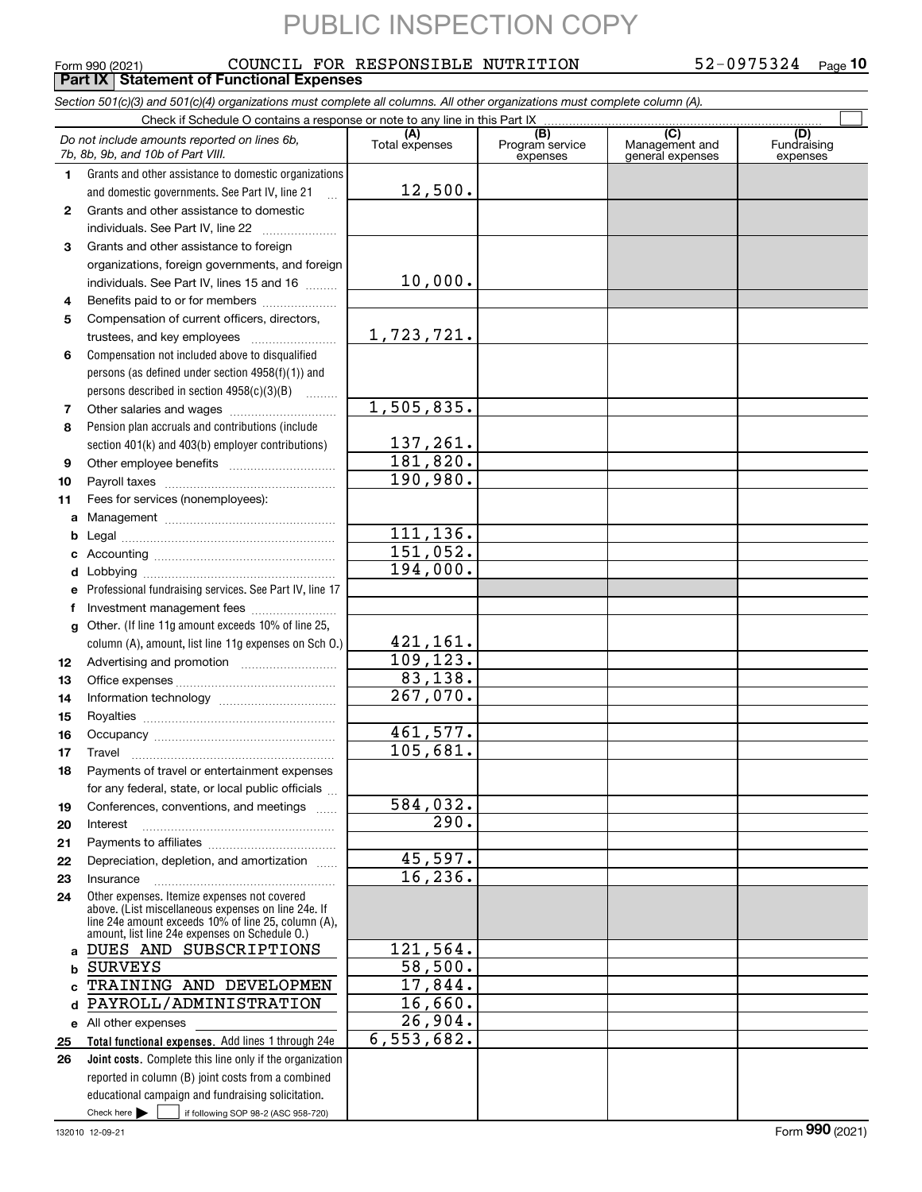PUBLIC INSPECTION COPY

Form 990 (2021) COUNCIL FOR RESPONSIBLE NUTRITION 52-0975324 Page **10**

**Part IX Statement of Functional Expenses**

*Section 501(c)(3) and 501(c)(4) organizations must complete all columns. All other organizations must complete column (A).*

Check if Schedule O contains a response or note to any line in this Part IX

| *Do not include amounts reported on lines 6b, 7b, 8b, 9b, and 10b of Part VIII.* | (A) Total expenses | (B) Program service expenses | (C) Management and general expenses | (D) Fundraising expenses |
|---|---|---|---|---|
| **1** Grants and other assistance to domestic organizations and domestic governments. See Part IV, line 21 | 12,500. | | | |
| **2** Grants and other assistance to domestic individuals. See Part IV, line 22 | | | | |
| **3** Grants and other assistance to foreign organizations, foreign governments, and foreign individuals. See Part IV, lines 15 and 16 | 10,000. | | | |
| **4** Benefits paid to or for members | | | | |
| **5** Compensation of current officers, directors, trustees, and key employees | 1,723,721. | | | |
| **6** Compensation not included above to disqualified persons (as defined under section 4958(f)(1)) and persons described in section 4958(c)(3)(B) | | | | |
| **7** Other salaries and wages | 1,505,835. | | | |
| **8** Pension plan accruals and contributions (include section 401(k) and 403(b) employer contributions) | 137,261. | | | |
| **9** Other employee benefits | 181,820. | | | |
| **10** Payroll taxes | 190,980. | | | |
| **11** Fees for services (nonemployees): | | | | |
| **a** Management | | | | |
| **b** Legal | 111,136. | | | |
| **c** Accounting | 151,052. | | | |
| **d** Lobbying | 194,000. | | | |
| **e** Professional fundraising services. See Part IV, line 17 | | | | |
| **f** Investment management fees | | | | |
| **g** Other. (If line 11g amount exceeds 10% of line 25, column (A), amount, list line 11g expenses on Sch O.) | 421,161. | | | |
| **12** Advertising and promotion | 109,123. | | | |
| **13** Office expenses | 83,138. | | | |
| **14** Information technology | 267,070. | | | |
| **15** Royalties | | | | |
| **16** Occupancy | 461,577. | | | |
| **17** Travel | 105,681. | | | |
| **18** Payments of travel or entertainment expenses for any federal, state, or local public officials | | | | |
| **19** Conferences, conventions, and meetings | 584,032. | | | |
| **20** Interest | 290. | | | |
| **21** Payments to affiliates | | | | |
| **22** Depreciation, depletion, and amortization | 45,597. | | | |
| **23** Insurance | 16,236. | | | |
| **24** Other expenses. Itemize expenses not covered above. (List miscellaneous expenses on line 24e. If line 24e amount exceeds 10% of line 25, column (A), amount, list line 24e expenses on Schedule O.) | | | | |
| **a** DUES AND SUBSCRIPTIONS | 121,564. | | | |
| **b** SURVEYS | 58,500. | | | |
| **c** TRAINING AND DEVELOPMEN | 17,844. | | | |
| **d** PAYROLL/ADMINISTRATION | 16,660. | | | |
| **e** All other expenses | 26,904. | | | |
| **25** **Total functional expenses.** Add lines 1 through 24e | 6,553,682. | | | |
| **26** **Joint costs.** Complete this line only if the organization reported in column (B) joint costs from a combined educational campaign and fundraising solicitation. Check here ☐ if following SOP 98-2 (ASC 958-720) | | | | |

132010 12-09-21

Form **990** (2021)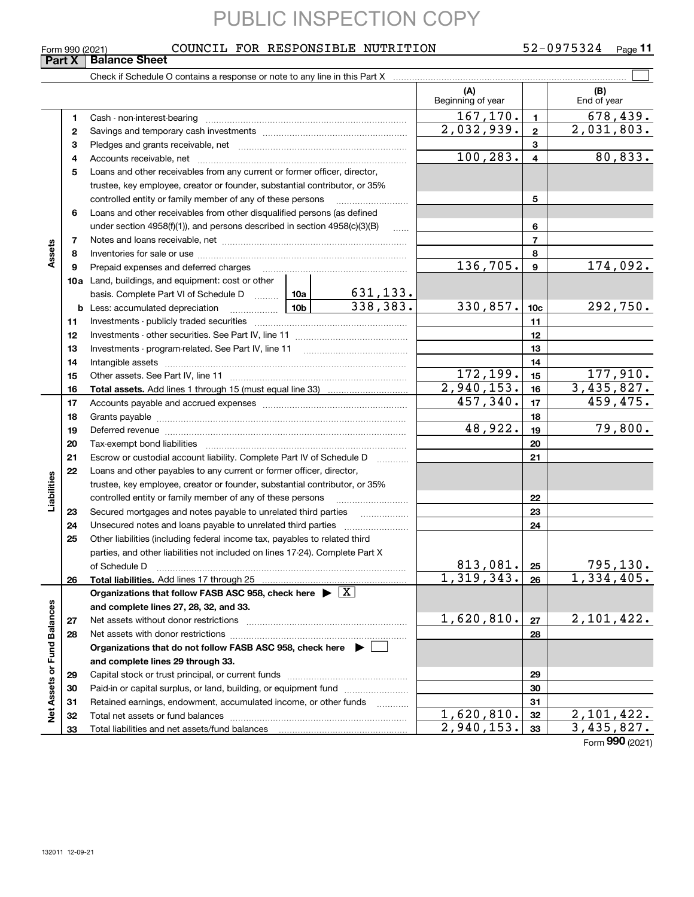PUBLIC INSPECTION COPY

Form 990 (2021) COUNCIL FOR RESPONSIBLE NUTRITION 52-0975324 Page 11

## Part X Balance Sheet

Check if Schedule O contains a response or note to any line in this Part X ☐

| | | | | (A) Beginning of year | | (B) End of year |
|---|---|---|---|---|---|---|
| **Assets** | 1 | Cash - non-interest-bearing | | 167,170. | 1 | 678,439. |
| | 2 | Savings and temporary cash investments | | 2,032,939. | 2 | 2,031,803. |
| | 3 | Pledges and grants receivable, net | | | 3 | |
| | 4 | Accounts receivable, net | | 100,283. | 4 | 80,833. |
| | 5 | Loans and other receivables from any current or former officer, director, trustee, key employee, creator or founder, substantial contributor, or 35% controlled entity or family member of any of these persons | | | 5 | |
| | 6 | Loans and other receivables from other disqualified persons (as defined under section 4958(f)(1)), and persons described in section 4958(c)(3)(B) | | | 6 | |
| | 7 | Notes and loans receivable, net | | | 7 | |
| | 8 | Inventories for sale or use | | | 8 | |
| | 9 | Prepaid expenses and deferred charges | | 136,705. | 9 | 174,092. |
| | 10a | Land, buildings, and equipment: cost or other basis. Complete Part VI of Schedule D | 10a 631,133. | | | |
| | b | Less: accumulated depreciation | 10b 338,383. | 330,857. | 10c | 292,750. |
| | 11 | Investments - publicly traded securities | | | 11 | |
| | 12 | Investments - other securities. See Part IV, line 11 | | | 12 | |
| | 13 | Investments - program-related. See Part IV, line 11 | | | 13 | |
| | 14 | Intangible assets | | | 14 | |
| | 15 | Other assets. See Part IV, line 11 | | 172,199. | 15 | 177,910. |
| | 16 | **Total assets.** Add lines 1 through 15 (must equal line 33) | | 2,940,153. | 16 | 3,435,827. |
| **Liabilities** | 17 | Accounts payable and accrued expenses | | 457,340. | 17 | 459,475. |
| | 18 | Grants payable | | | 18 | |
| | 19 | Deferred revenue | | 48,922. | 19 | 79,800. |
| | 20 | Tax-exempt bond liabilities | | | 20 | |
| | 21 | Escrow or custodial account liability. Complete Part IV of Schedule D | | | 21 | |
| | 22 | Loans and other payables to any current or former officer, director, trustee, key employee, creator or founder, substantial contributor, or 35% controlled entity or family member of any of these persons | | | 22 | |
| | 23 | Secured mortgages and notes payable to unrelated third parties | | | 23 | |
| | 24 | Unsecured notes and loans payable to unrelated third parties | | | 24 | |
| | 25 | Other liabilities (including federal income tax, payables to related third parties, and other liabilities not included on lines 17-24). Complete Part X of Schedule D | | 813,081. | 25 | 795,130. |
| | 26 | **Total liabilities.** Add lines 17 through 25 | | 1,319,343. | 26 | 1,334,405. |
| **Net Assets or Fund Balances** | | **Organizations that follow FASB ASC 958, check here** ▶ ☒ **and complete lines 27, 28, 32, and 33.** | | | | |
| | 27 | Net assets without donor restrictions | | 1,620,810. | 27 | 2,101,422. |
| | 28 | Net assets with donor restrictions | | | 28 | |
| | | **Organizations that do not follow FASB ASC 958, check here** ▶ ☐ **and complete lines 29 through 33.** | | | | |
| | 29 | Capital stock or trust principal, or current funds | | | 29 | |
| | 30 | Paid-in or capital surplus, or land, building, or equipment fund | | | 30 | |
| | 31 | Retained earnings, endowment, accumulated income, or other funds | | | 31 | |
| | 32 | Total net assets or fund balances | | 1,620,810. | 32 | 2,101,422. |
| | 33 | Total liabilities and net assets/fund balances | | 2,940,153. | 33 | 3,435,827. |

Form **990** (2021)

132011 12-09-21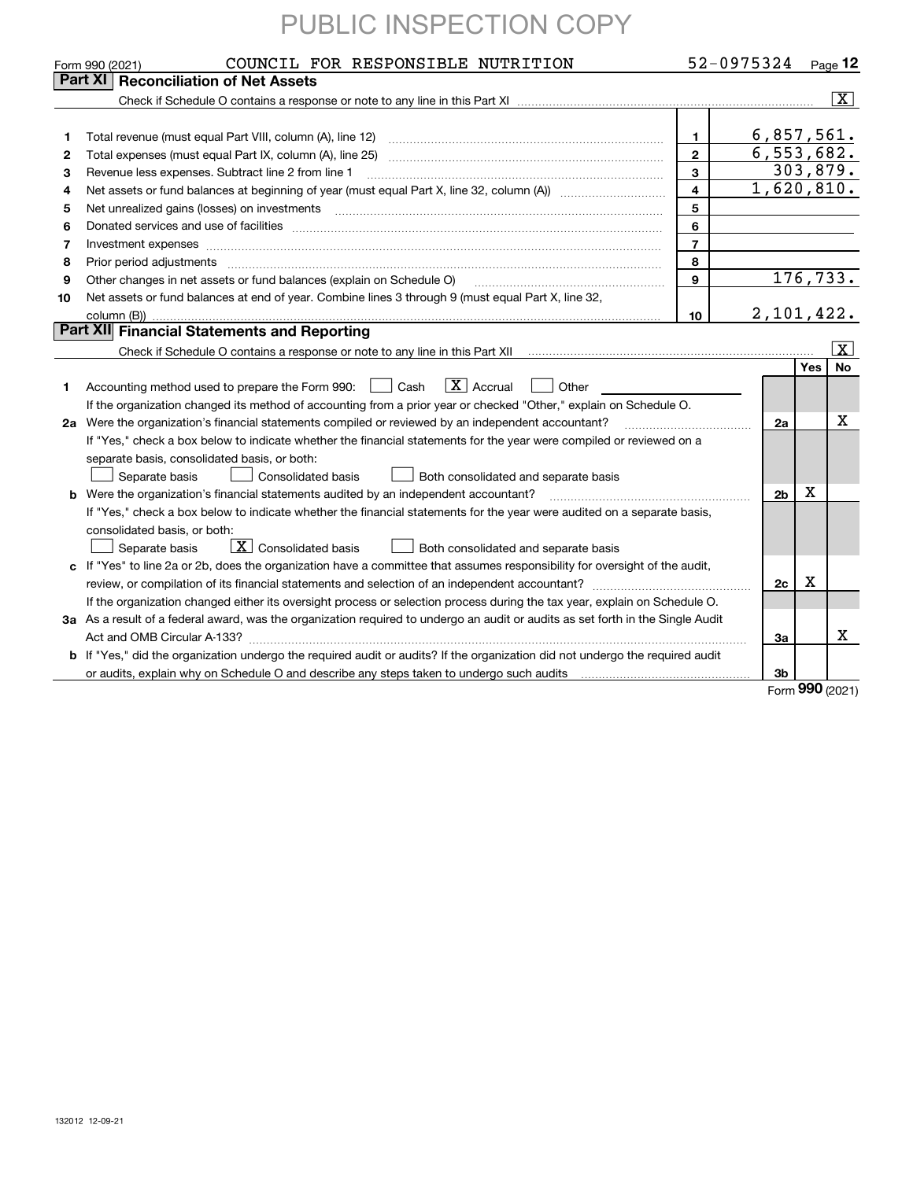PUBLIC INSPECTION COPY

Form 990 (2021) COUNCIL FOR RESPONSIBLE NUTRITION 52-0975324 Page **12**

## Part XI Reconciliation of Net Assets

Check if Schedule O contains a response or note to any line in this Part XI ..... [X]

| | | | |
|---|---|---|---|
| 1 | Total revenue (must equal Part VIII, column (A), line 12) | 1 | 6,857,561. |
| 2 | Total expenses (must equal Part IX, column (A), line 25) | 2 | 6,553,682. |
| 3 | Revenue less expenses. Subtract line 2 from line 1 | 3 | 303,879. |
| 4 | Net assets or fund balances at beginning of year (must equal Part X, line 32, column (A)) | 4 | 1,620,810. |
| 5 | Net unrealized gains (losses) on investments | 5 | |
| 6 | Donated services and use of facilities | 6 | |
| 7 | Investment expenses | 7 | |
| 8 | Prior period adjustments | 8 | |
| 9 | Other changes in net assets or fund balances (explain on Schedule O) | 9 | 176,733. |
| 10 | Net assets or fund balances at end of year. Combine lines 3 through 9 (must equal Part X, line 32, column (B)) | 10 | 2,101,422. |

## Part XII Financial Statements and Reporting

Check if Schedule O contains a response or note to any line in this Part XII ..... [X]

| | | | Yes | No |
|---|---|---|---|---|
| 1 | Accounting method used to prepare the Form 990: [ ] Cash [X] Accrual [ ] Other<br>If the organization changed its method of accounting from a prior year or checked "Other," explain on Schedule O. | | | |
| 2a | Were the organization's financial statements compiled or reviewed by an independent accountant?<br>If "Yes," check a box below to indicate whether the financial statements for the year were compiled or reviewed on a separate basis, consolidated basis, or both:<br>[ ] Separate basis [ ] Consolidated basis [ ] Both consolidated and separate basis | 2a | | X |
| b | Were the organization's financial statements audited by an independent accountant?<br>If "Yes," check a box below to indicate whether the financial statements for the year were audited on a separate basis, consolidated basis, or both:<br>[ ] Separate basis [X] Consolidated basis [ ] Both consolidated and separate basis | 2b | X | |
| c | If "Yes" to line 2a or 2b, does the organization have a committee that assumes responsibility for oversight of the audit, review, or compilation of its financial statements and selection of an independent accountant?<br>If the organization changed either its oversight process or selection process during the tax year, explain on Schedule O. | 2c | X | |
| 3a | As a result of a federal award, was the organization required to undergo an audit or audits as set forth in the Single Audit Act and OMB Circular A-133? | 3a | | X |
| b | If "Yes," did the organization undergo the required audit or audits? If the organization did not undergo the required audit or audits, explain why on Schedule O and describe any steps taken to undergo such audits | 3b | | |

Form **990** (2021)

132012 12-09-21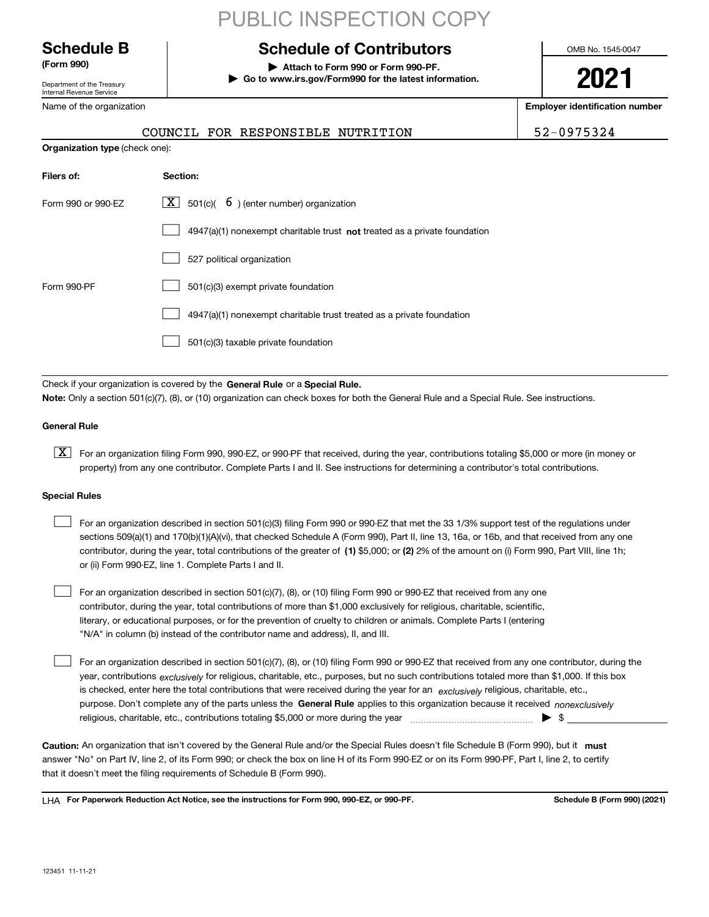PUBLIC INSPECTION COPY

**Schedule B** **(Form 990)**

Department of the Treasury
Internal Revenue Service

# Schedule of Contributors

▶ Attach to Form 990 or Form 990-PF.
▶ Go to www.irs.gov/Form990 for the latest information.

OMB No. 1545-0047

**2021**

Name of the organization: COUNCIL FOR RESPONSIBLE NUTRITION

**Employer identification number:** 52-0975324

**Organization type** (check one):

| **Filers of:** | **Section:** |
|---|---|
| Form 990 or 990-EZ | [X] 501(c)( 6 ) (enter number) organization |
| | [ ] 4947(a)(1) nonexempt charitable trust **not** treated as a private foundation |
| | [ ] 527 political organization |
| Form 990-PF | [ ] 501(c)(3) exempt private foundation |
| | [ ] 4947(a)(1) nonexempt charitable trust treated as a private foundation |
| | [ ] 501(c)(3) taxable private foundation |

Check if your organization is covered by the **General Rule** or a **Special Rule.**

**Note:** Only a section 501(c)(7), (8), or (10) organization can check boxes for both the General Rule and a Special Rule. See instructions.

**General Rule**

[X] For an organization filing Form 990, 990-EZ, or 990-PF that received, during the year, contributions totaling $5,000 or more (in money or property) from any one contributor. Complete Parts I and II. See instructions for determining a contributor's total contributions.

**Special Rules**

[ ] For an organization described in section 501(c)(3) filing Form 990 or 990-EZ that met the 33 1/3% support test of the regulations under sections 509(a)(1) and 170(b)(1)(A)(vi), that checked Schedule A (Form 990), Part II, line 13, 16a, or 16b, and that received from any one contributor, during the year, total contributions of the greater of **(1)** $5,000; or **(2)** 2% of the amount on (i) Form 990, Part VIII, line 1h; or (ii) Form 990-EZ, line 1. Complete Parts I and II.

[ ] For an organization described in section 501(c)(7), (8), or (10) filing Form 990 or 990-EZ that received from any one contributor, during the year, total contributions of more than $1,000 exclusively for religious, charitable, scientific, literary, or educational purposes, or for the prevention of cruelty to children or animals. Complete Parts I (entering "N/A" in column (b) instead of the contributor name and address), II, and III.

[ ] For an organization described in section 501(c)(7), (8), or (10) filing Form 990 or 990-EZ that received from any one contributor, during the year, contributions *exclusively* for religious, charitable, etc., purposes, but no such contributions totaled more than $1,000. If this box is checked, enter here the total contributions that were received during the year for an *exclusively* religious, charitable, etc., purpose. Don't complete any of the parts unless the **General Rule** applies to this organization because it received *nonexclusively* religious, charitable, etc., contributions totaling $5,000 or more during the year ▶ $ ____________

**Caution:** An organization that isn't covered by the General Rule and/or the Special Rules doesn't file Schedule B (Form 990), but it **must** answer "No" on Part IV, line 2, of its Form 990; or check the box on line H of its Form 990-EZ or on its Form 990-PF, Part I, line 2, to certify that it doesn't meet the filing requirements of Schedule B (Form 990).

LHA **For Paperwork Reduction Act Notice, see the instructions for Form 990, 990-EZ, or 990-PF.** **Schedule B (Form 990) (2021)**

123451 11-11-21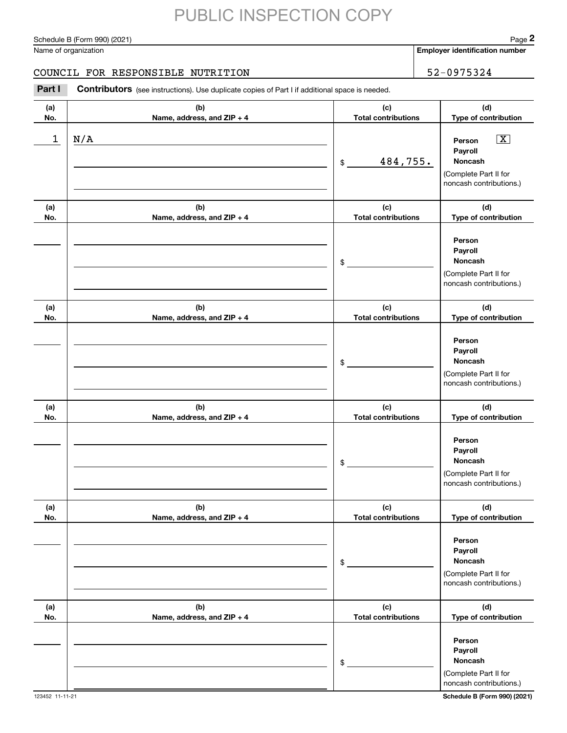PUBLIC INSPECTION COPY

Schedule B (Form 990) (2021) Page **2**

Name of organization | **Employer identification number**

COUNCIL FOR RESPONSIBLE NUTRITION | 52-0975324

**Part I** **Contributors** (see instructions). Use duplicate copies of Part I if additional space is needed.

| (a) No. | (b) Name, address, and ZIP + 4 | (c) Total contributions | (d) Type of contribution |
|---|---|---|---|
| 1 | N/A | $ 484,755. | Person [X] Payroll [ ] Noncash [ ] (Complete Part II for noncash contributions.) |
| | | $ | Person [ ] Payroll [ ] Noncash [ ] (Complete Part II for noncash contributions.) |
| | | $ | Person [ ] Payroll [ ] Noncash [ ] (Complete Part II for noncash contributions.) |
| | | $ | Person [ ] Payroll [ ] Noncash [ ] (Complete Part II for noncash contributions.) |
| | | $ | Person [ ] Payroll [ ] Noncash [ ] (Complete Part II for noncash contributions.) |
| | | $ | Person [ ] Payroll [ ] Noncash [ ] (Complete Part II for noncash contributions.) |

123452 11-11-21 **Schedule B (Form 990) (2021)**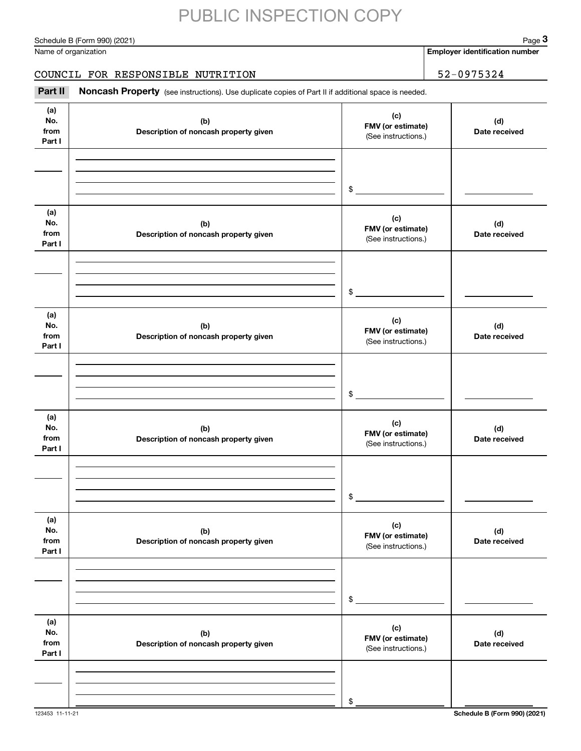PUBLIC INSPECTION COPY

Schedule B (Form 990) (2021) Page **3**

Name of organization | **Employer identification number**

COUNCIL FOR RESPONSIBLE NUTRITION | 52-0975324

**Part II** **Noncash Property** (see instructions). Use duplicate copies of Part II if additional space is needed.

| (a) No. from Part I | (b) Description of noncash property given | (c) FMV (or estimate) (See instructions.) | (d) Date received |
|---|---|---|---|
| | | $ | |

| (a) No. from Part I | (b) Description of noncash property given | (c) FMV (or estimate) (See instructions.) | (d) Date received |
|---|---|---|---|
| | | $ | |

| (a) No. from Part I | (b) Description of noncash property given | (c) FMV (or estimate) (See instructions.) | (d) Date received |
|---|---|---|---|
| | | $ | |

| (a) No. from Part I | (b) Description of noncash property given | (c) FMV (or estimate) (See instructions.) | (d) Date received |
|---|---|---|---|
| | | $ | |

| (a) No. from Part I | (b) Description of noncash property given | (c) FMV (or estimate) (See instructions.) | (d) Date received |
|---|---|---|---|
| | | $ | |

| (a) No. from Part I | (b) Description of noncash property given | (c) FMV (or estimate) (See instructions.) | (d) Date received |
|---|---|---|---|
| | | $ | |

123453 11-11-21 **Schedule B (Form 990) (2021)**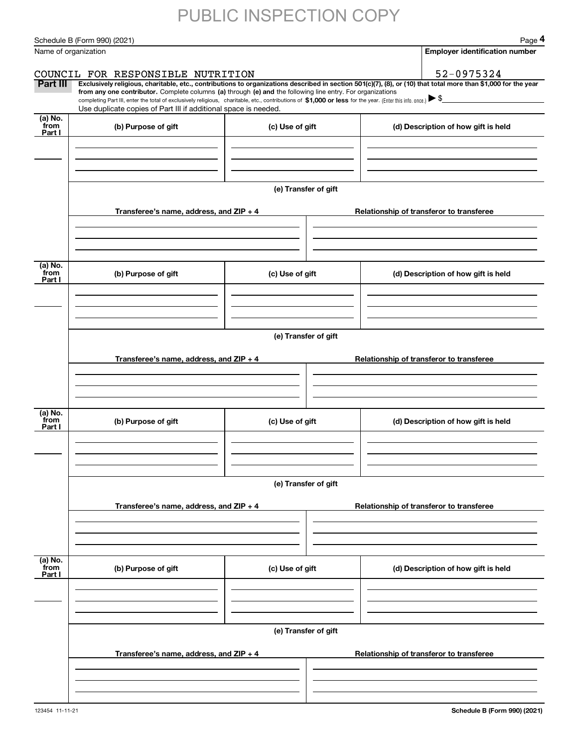PUBLIC INSPECTION COPY

Schedule B (Form 990) (2021) Page **4**

Name of organization | **Employer identification number**

COUNCIL FOR RESPONSIBLE NUTRITION | 52-0975324

**Part III** **Exclusively religious, charitable, etc., contributions to organizations described in section 501(c)(7), (8), or (10) that total more than $1,000 for the year from any one contributor.** Complete columns **(a)** through **(e) and** the following line entry. For organizations completing Part III, enter the total of exclusively religious, charitable, etc., contributions of **$1,000 or less** for the year. (Enter this info. once.) ▶ $

Use duplicate copies of Part III if additional space is needed.

| (a) No. from Part I | (b) Purpose of gift | (c) Use of gift | (d) Description of how gift is held |
|---|---|---|---|
| | | | |

(e) Transfer of gift

| Transferee's name, address, and ZIP + 4 | Relationship of transferor to transferee |
|---|---|
| | |

| (a) No. from Part I | (b) Purpose of gift | (c) Use of gift | (d) Description of how gift is held |
|---|---|---|---|
| | | | |

(e) Transfer of gift

| Transferee's name, address, and ZIP + 4 | Relationship of transferor to transferee |
|---|---|
| | |

| (a) No. from Part I | (b) Purpose of gift | (c) Use of gift | (d) Description of how gift is held |
|---|---|---|---|
| | | | |

(e) Transfer of gift

| Transferee's name, address, and ZIP + 4 | Relationship of transferor to transferee |
|---|---|
| | |

| (a) No. from Part I | (b) Purpose of gift | (c) Use of gift | (d) Description of how gift is held |
|---|---|---|---|
| | | | |

(e) Transfer of gift

| Transferee's name, address, and ZIP + 4 | Relationship of transferor to transferee |
|---|---|
| | |

123454 11-11-21 **Schedule B (Form 990) (2021)**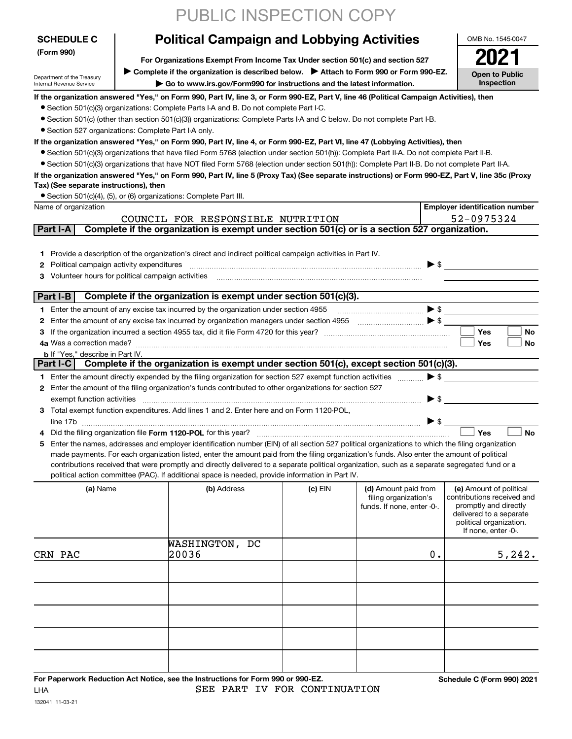PUBLIC INSPECTION COPY

**SCHEDULE C (Form 990)**

Department of the Treasury
Internal Revenue Service

# Political Campaign and Lobbying Activities

**For Organizations Exempt From Income Tax Under section 501(c) and section 527**

▶ **Complete if the organization is described below.** ▶ **Attach to Form 990 or Form 990-EZ.**

▶ **Go to www.irs.gov/Form990 for instructions and the latest information.**

OMB No. 1545-0047

**2021**

**Open to Public Inspection**

**If the organization answered "Yes," on Form 990, Part IV, line 3, or Form 990-EZ, Part V, line 46 (Political Campaign Activities), then**

- Section 501(c)(3) organizations: Complete Parts I-A and B. Do not complete Part I-C.
- Section 501(c) (other than section 501(c)(3)) organizations: Complete Parts I-A and C below. Do not complete Part I-B.
- Section 527 organizations: Complete Part I-A only.

**If the organization answered "Yes," on Form 990, Part IV, line 4, or Form 990-EZ, Part VI, line 47 (Lobbying Activities), then**

- Section 501(c)(3) organizations that have filed Form 5768 (election under section 501(h)): Complete Part II-A. Do not complete Part II-B.
- Section 501(c)(3) organizations that have NOT filed Form 5768 (election under section 501(h)): Complete Part II-B. Do not complete Part II-A.

**If the organization answered "Yes," on Form 990, Part IV, line 5 (Proxy Tax) (See separate instructions) or Form 990-EZ, Part V, line 35c (Proxy Tax) (See separate instructions), then**

- Section 501(c)(4), (5), or (6) organizations: Complete Part III.

| Name of organization | Employer identification number |
|---|---|
| COUNCIL FOR RESPONSIBLE NUTRITION | 52-0975324 |

## Part I-A — Complete if the organization is exempt under section 501(c) or is a section 527 organization.

1. Provide a description of the organization's direct and indirect political campaign activities in Part IV.
2. Political campaign activity expenditures ▶ $
3. Volunteer hours for political campaign activities

## Part I-B — Complete if the organization is exempt under section 501(c)(3).

1. Enter the amount of any excise tax incurred by the organization under section 4955 ▶ $
2. Enter the amount of any excise tax incurred by organization managers under section 4955 ▶ $
3. If the organization incurred a section 4955 tax, did it file Form 4720 for this year? ☐ Yes ☐ No

4a Was a correction made? ☐ Yes ☐ No

**b** If "Yes," describe in Part IV.

## Part I-C — Complete if the organization is exempt under section 501(c), except section 501(c)(3).

1. Enter the amount directly expended by the filing organization for section 527 exempt function activities ▶ $
2. Enter the amount of the filing organization's funds contributed to other organizations for section 527 exempt function activities ▶ $
3. Total exempt function expenditures. Add lines 1 and 2. Enter here and on Form 1120-POL, line 17b ▶ $
4. Did the filing organization file **Form 1120-POL** for this year? ☐ Yes ☐ No
5. Enter the names, addresses and employer identification number (EIN) of all section 527 political organizations to which the filing organization made payments. For each organization listed, enter the amount paid from the filing organization's funds. Also enter the amount of political contributions received that were promptly and directly delivered to a separate political organization, such as a separate segregated fund or a political action committee (PAC). If additional space is needed, provide information in Part IV.

| (a) Name | (b) Address | (c) EIN | (d) Amount paid from filing organization's funds. If none, enter -0-. | (e) Amount of political contributions received and promptly and directly delivered to a separate political organization. If none, enter -0-. |
|---|---|---|---|---|
| CRN PAC | WASHINGTON, DC 20036 | | 0. | 5,242. |
| | | | | |
| | | | | |
| | | | | |
| | | | | |
| | | | | |

**For Paperwork Reduction Act Notice, see the Instructions for Form 990 or 990-EZ.** **Schedule C (Form 990) 2021**

LHA

SEE PART IV FOR CONTINUATION

132041 11-03-21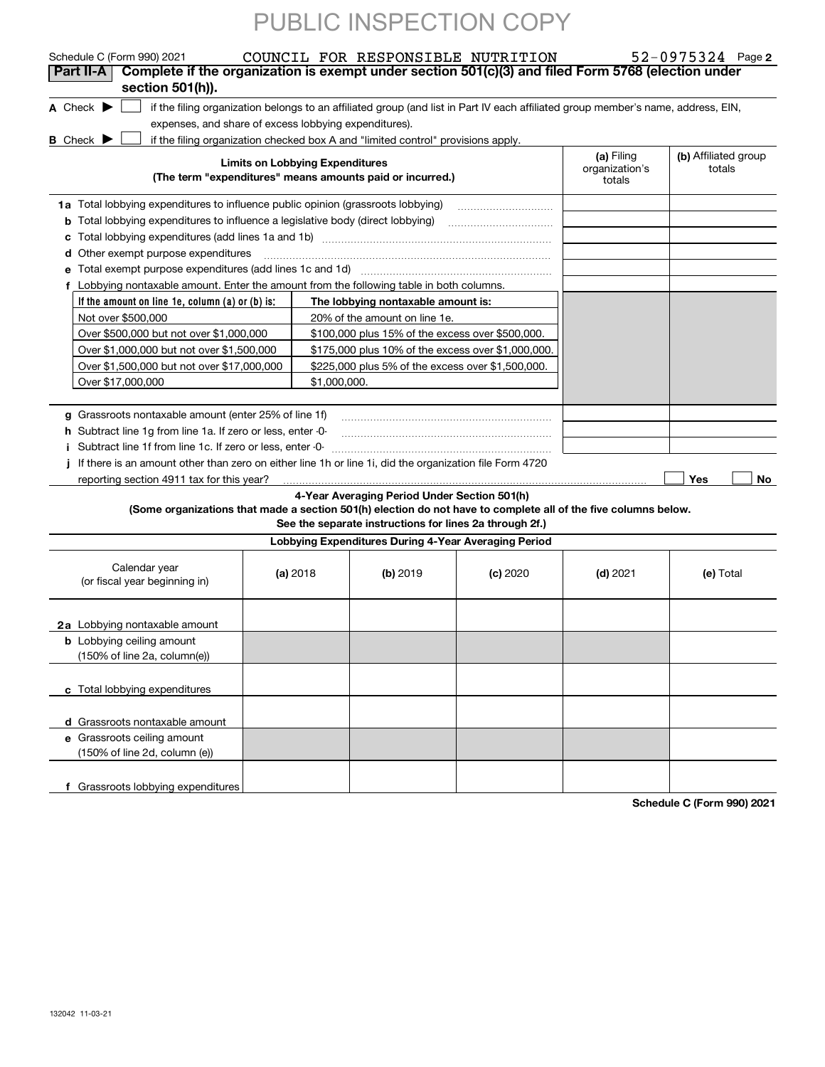PUBLIC INSPECTION COPY

Schedule C (Form 990) 2021 COUNCIL FOR RESPONSIBLE NUTRITION 52-0975324 Page 2

**Part II-A** **Complete if the organization is exempt under section 501(c)(3) and filed Form 5768 (election under section 501(h)).**

A Check ▶ ☐ if the filing organization belongs to an affiliated group (and list in Part IV each affiliated group member's name, address, EIN, expenses, and share of excess lobbying expenditures).

B Check ▶ ☐ if the filing organization checked box A and "limited control" provisions apply.

| **Limits on Lobbying Expenditures** (The term "expenditures" means amounts paid or incurred.) | **(a)** Filing organization's totals | **(b)** Affiliated group totals |
|---|---|---|
| **1a** Total lobbying expenditures to influence public opinion (grassroots lobbying) | | |
| **b** Total lobbying expenditures to influence a legislative body (direct lobbying) | | |
| **c** Total lobbying expenditures (add lines 1a and 1b) | | |
| **d** Other exempt purpose expenditures | | |
| **e** Total exempt purpose expenditures (add lines 1c and 1d) | | |
| **f** Lobbying nontaxable amount. Enter the amount from the following table in both columns. | | |

| If the amount on line 1e, column (a) or (b) is: | The lobbying nontaxable amount is: |
|---|---|
| Not over $500,000 | 20% of the amount on line 1e. |
| Over $500,000 but not over $1,000,000 | $100,000 plus 15% of the excess over $500,000. |
| Over $1,000,000 but not over $1,500,000 | $175,000 plus 10% of the excess over $1,000,000. |
| Over $1,500,000 but not over $17,000,000 | $225,000 plus 5% of the excess over $1,500,000. |
| Over $17,000,000 | $1,000,000. |

| | (a) | (b) |
|---|---|---|
| **g** Grassroots nontaxable amount (enter 25% of line 1f) | | |
| **h** Subtract line 1g from line 1a. If zero or less, enter -0- | | |
| **i** Subtract line 1f from line 1c. If zero or less, enter -0- | | |
| **j** If there is an amount other than zero on either line 1h or line 1i, did the organization file Form 4720 reporting section 4911 tax for this year? | ☐ Yes | ☐ No |

**4-Year Averaging Period Under Section 501(h)**
**(Some organizations that made a section 501(h) election do not have to complete all of the five columns below. See the separate instructions for lines 2a through 2f.)**

**Lobbying Expenditures During 4-Year Averaging Period**

| Calendar year (or fiscal year beginning in) | **(a)** 2018 | **(b)** 2019 | **(c)** 2020 | **(d)** 2021 | **(e)** Total |
|---|---|---|---|---|---|
| **2a** Lobbying nontaxable amount | | | | | |
| **b** Lobbying ceiling amount (150% of line 2a, column(e)) | | | | | |
| **c** Total lobbying expenditures | | | | | |
| **d** Grassroots nontaxable amount | | | | | |
| **e** Grassroots ceiling amount (150% of line 2d, column (e)) | | | | | |
| **f** Grassroots lobbying expenditures | | | | | |

**Schedule C (Form 990) 2021**

132042 11-03-21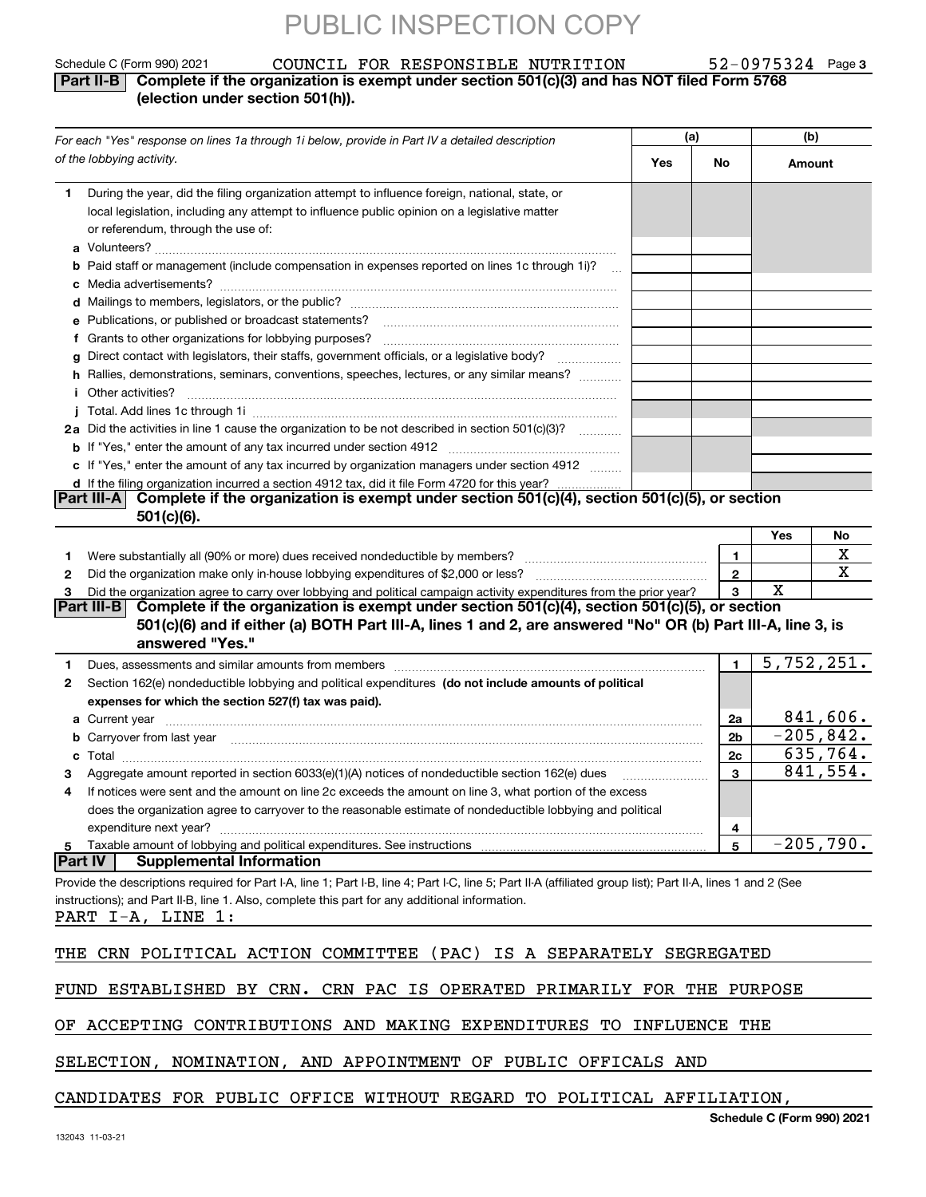PUBLIC INSPECTION COPY

Schedule C (Form 990) 2021 COUNCIL FOR RESPONSIBLE NUTRITION 52-0975324 Page 3

**Part II-B** **Complete if the organization is exempt under section 501(c)(3) and has NOT filed Form 5768 (election under section 501(h)).**

| *For each "Yes" response on lines 1a through 1i below, provide in Part IV a detailed description of the lobbying activity.* | (a) Yes | (a) No | (b) Amount |
|---|---|---|---|
| **1** During the year, did the filing organization attempt to influence foreign, national, state, or local legislation, including any attempt to influence public opinion on a legislative matter or referendum, through the use of: | | | |
| **a** Volunteers? | | | |
| **b** Paid staff or management (include compensation in expenses reported on lines 1c through 1i)? | | | |
| **c** Media advertisements? | | | |
| **d** Mailings to members, legislators, or the public? | | | |
| **e** Publications, or published or broadcast statements? | | | |
| **f** Grants to other organizations for lobbying purposes? | | | |
| **g** Direct contact with legislators, their staffs, government officials, or a legislative body? | | | |
| **h** Rallies, demonstrations, seminars, conventions, speeches, lectures, or any similar means? | | | |
| **i** Other activities? | | | |
| **j** Total. Add lines 1c through 1i | | | |
| **2a** Did the activities in line 1 cause the organization to be not described in section 501(c)(3)? | | | |
| **b** If "Yes," enter the amount of any tax incurred under section 4912 | | | |
| **c** If "Yes," enter the amount of any tax incurred by organization managers under section 4912 | | | |
| **d** If the filing organization incurred a section 4912 tax, did it file Form 4720 for this year? | | | |

**Part III-A** **Complete if the organization is exempt under section 501(c)(4), section 501(c)(5), or section 501(c)(6).**

| | | | Yes | No |
|---|---|---|---|---|
| **1** | Were substantially all (90% or more) dues received nondeductible by members? | 1 | | X |
| **2** | Did the organization make only in-house lobbying expenditures of $2,000 or less? | 2 | | X |
| **3** | Did the organization agree to carry over lobbying and political campaign activity expenditures from the prior year? | 3 | X | |

**Part III-B** **Complete if the organization is exempt under section 501(c)(4), section 501(c)(5), or section 501(c)(6) and if either (a) BOTH Part III-A, lines 1 and 2, are answered "No" OR (b) Part III-A, line 3, is answered "Yes."**

| | | | |
|---|---|---|---|
| **1** | Dues, assessments and similar amounts from members | 1 | 5,752,251. |
| **2** | Section 162(e) nondeductible lobbying and political expenditures **(do not include amounts of political expenses for which the section 527(f) tax was paid).** | | |
| **a** | Current year | 2a | 841,606. |
| **b** | Carryover from last year | 2b | -205,842. |
| **c** | Total | 2c | 635,764. |
| **3** | Aggregate amount reported in section 6033(e)(1)(A) notices of nondeductible section 162(e) dues | 3 | 841,554. |
| **4** | If notices were sent and the amount on line 2c exceeds the amount on line 3, what portion of the excess does the organization agree to carryover to the reasonable estimate of nondeductible lobbying and political expenditure next year? | 4 | |
| **5** | Taxable amount of lobbying and political expenditures. See instructions | 5 | -205,790. |

**Part IV** **Supplemental Information**

Provide the descriptions required for Part I-A, line 1; Part I-B, line 4; Part I-C, line 5; Part II-A (affiliated group list); Part II-A, lines 1 and 2 (See instructions); and Part II-B, line 1. Also, complete this part for any additional information.

PART I-A, LINE 1:

THE CRN POLITICAL ACTION COMMITTEE (PAC) IS A SEPARATELY SEGREGATED FUND ESTABLISHED BY CRN. CRN PAC IS OPERATED PRIMARILY FOR THE PURPOSE OF ACCEPTING CONTRIBUTIONS AND MAKING EXPENDITURES TO INFLUENCE THE SELECTION, NOMINATION, AND APPOINTMENT OF PUBLIC OFFICALS AND CANDIDATES FOR PUBLIC OFFICE WITHOUT REGARD TO POLITICAL AFFILIATION,

Schedule C (Form 990) 2021

132043 11-03-21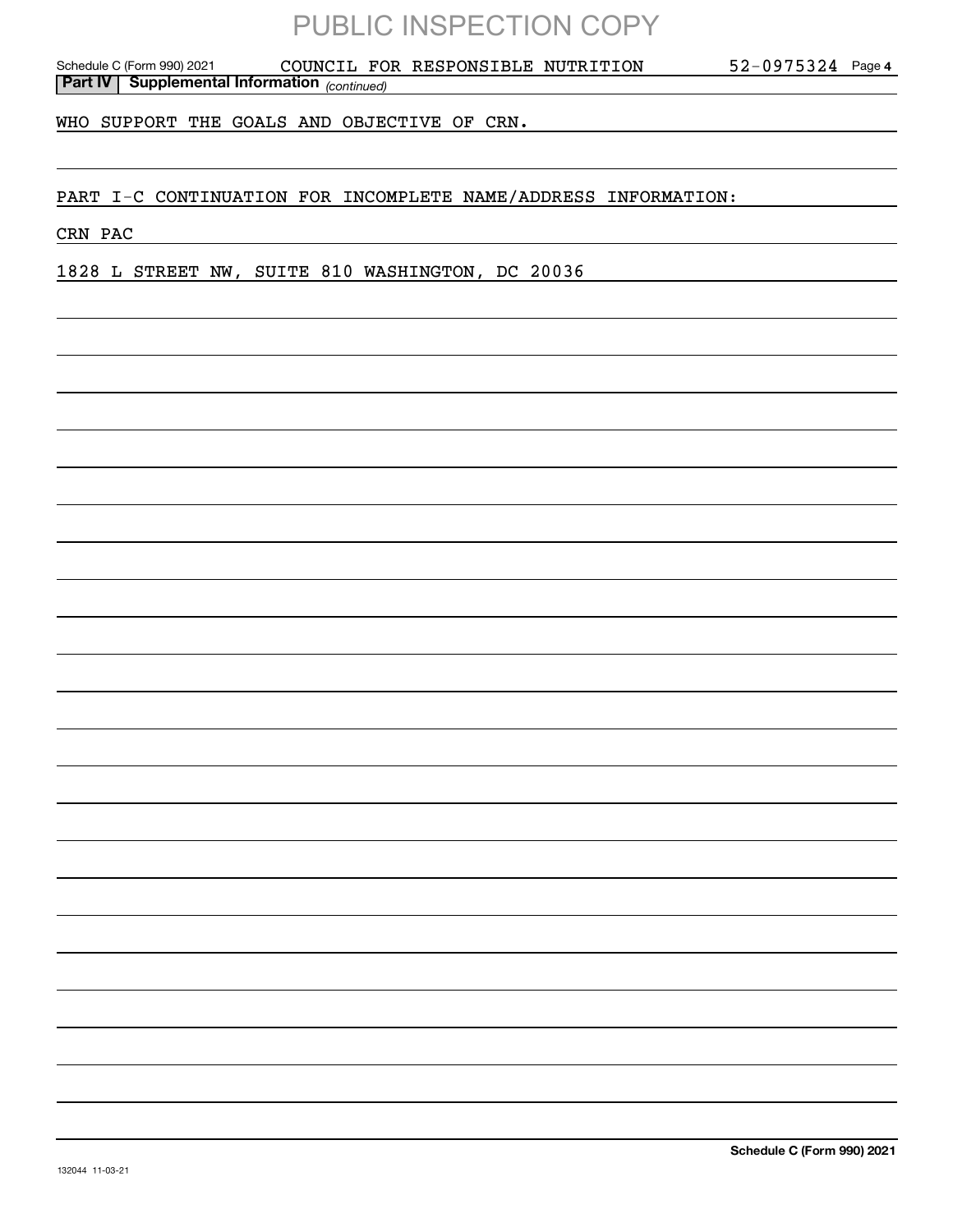PUBLIC INSPECTION COPY

Schedule C (Form 990) 2021 COUNCIL FOR RESPONSIBLE NUTRITION 52-0975324 Page **4**

**Part IV Supplemental Information** *(continued)*

WHO SUPPORT THE GOALS AND OBJECTIVE OF CRN.

PART I-C CONTINUATION FOR INCOMPLETE NAME/ADDRESS INFORMATION:

CRN PAC

1828 L STREET NW, SUITE 810 WASHINGTON, DC 20036

**Schedule C (Form 990) 2021**

132044 11-03-21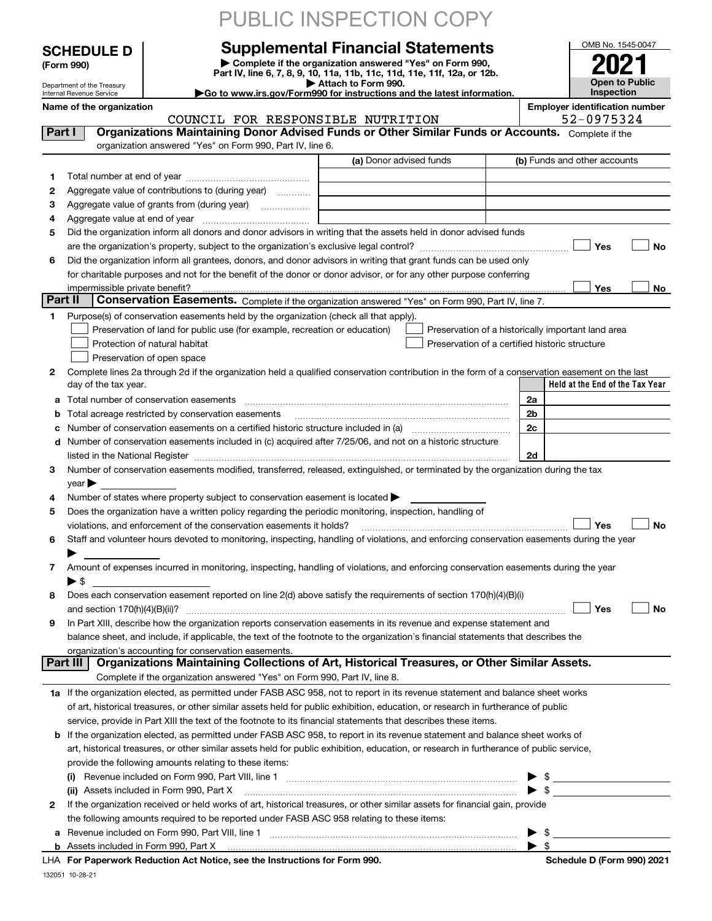PUBLIC INSPECTION COPY

# SCHEDULE D (Form 990)

Department of the Treasury
Internal Revenue Service

## Supplemental Financial Statements

▶ Complete if the organization answered "Yes" on Form 990, Part IV, line 6, 7, 8, 9, 10, 11a, 11b, 11c, 11d, 11e, 11f, 12a, or 12b.
▶ Attach to Form 990.
▶Go to www.irs.gov/Form990 for instructions and the latest information.

OMB No. 1545-0047
**2021**
**Open to Public Inspection**

**Name of the organization:** COUNCIL FOR RESPONSIBLE NUTRITION
**Employer identification number:** 52-0975324

### Part I — Organizations Maintaining Donor Advised Funds or Other Similar Funds or Accounts. 
Complete if the organization answered "Yes" on Form 990, Part IV, line 6.

| | | (a) Donor advised funds | (b) Funds and other accounts |
|---|---|---|---|
| 1 | Total number at end of year | | |
| 2 | Aggregate value of contributions to (during year) | | |
| 3 | Aggregate value of grants from (during year) | | |
| 4 | Aggregate value at end of year | | |

5 Did the organization inform all donors and donor advisors in writing that the assets held in donor advised funds are the organization's property, subject to the organization's exclusive legal control? ☐ Yes ☐ No

6 Did the organization inform all grantees, donors, and donor advisors in writing that grant funds can be used only for charitable purposes and not for the benefit of the donor or donor advisor, or for any other purpose conferring impermissible private benefit? ☐ Yes ☐ No

### Part II — Conservation Easements. 
Complete if the organization answered "Yes" on Form 990, Part IV, line 7.

1 Purpose(s) of conservation easements held by the organization (check all that apply).
- ☐ Preservation of land for public use (for example, recreation or education)
- ☐ Protection of natural habitat
- ☐ Preservation of open space
- ☐ Preservation of a historically important land area
- ☐ Preservation of a certified historic structure

2 Complete lines 2a through 2d if the organization held a qualified conservation contribution in the form of a conservation easement on the last day of the tax year.

| | | | Held at the End of the Tax Year |
|---|---|---|---|
| a | Total number of conservation easements | 2a | |
| b | Total acreage restricted by conservation easements | 2b | |
| c | Number of conservation easements on a certified historic structure included in (a) | 2c | |
| d | Number of conservation easements included in (c) acquired after 7/25/06, and not on a historic structure listed in the National Register | 2d | |

3 Number of conservation easements modified, transferred, released, extinguished, or terminated by the organization during the tax year ▶

4 Number of states where property subject to conservation easement is located ▶

5 Does the organization have a written policy regarding the periodic monitoring, inspection, handling of violations, and enforcement of the conservation easements it holds? ☐ Yes ☐ No

6 Staff and volunteer hours devoted to monitoring, inspecting, handling of violations, and enforcing conservation easements during the year ▶

7 Amount of expenses incurred in monitoring, inspecting, handling of violations, and enforcing conservation easements during the year ▶ $

8 Does each conservation easement reported on line 2(d) above satisfy the requirements of section 170(h)(4)(B)(i) and section 170(h)(4)(B)(ii)? ☐ Yes ☐ No

9 In Part XIII, describe how the organization reports conservation easements in its revenue and expense statement and balance sheet, and include, if applicable, the text of the footnote to the organization's financial statements that describes the organization's accounting for conservation easements.

### Part III — Organizations Maintaining Collections of Art, Historical Treasures, or Other Similar Assets.
Complete if the organization answered "Yes" on Form 990, Part IV, line 8.

1a If the organization elected, as permitted under FASB ASC 958, not to report in its revenue statement and balance sheet works of art, historical treasures, or other similar assets held for public exhibition, education, or research in furtherance of public service, provide in Part XIII the text of the footnote to its financial statements that describes these items.

b If the organization elected, as permitted under FASB ASC 958, to report in its revenue statement and balance sheet works of art, historical treasures, or other similar assets held for public exhibition, education, or research in furtherance of public service, provide the following amounts relating to these items:

(i) Revenue included on Form 990, Part VIII, line 1 ▶ $

(ii) Assets included in Form 990, Part X ▶ $

2 If the organization received or held works of art, historical treasures, or other similar assets for financial gain, provide the following amounts required to be reported under FASB ASC 958 relating to these items:

a Revenue included on Form 990, Part VIII, line 1 ▶ $

b Assets included in Form 990, Part X ▶ $

LHA **For Paperwork Reduction Act Notice, see the Instructions for Form 990.** **Schedule D (Form 990) 2021**

132051 10-28-21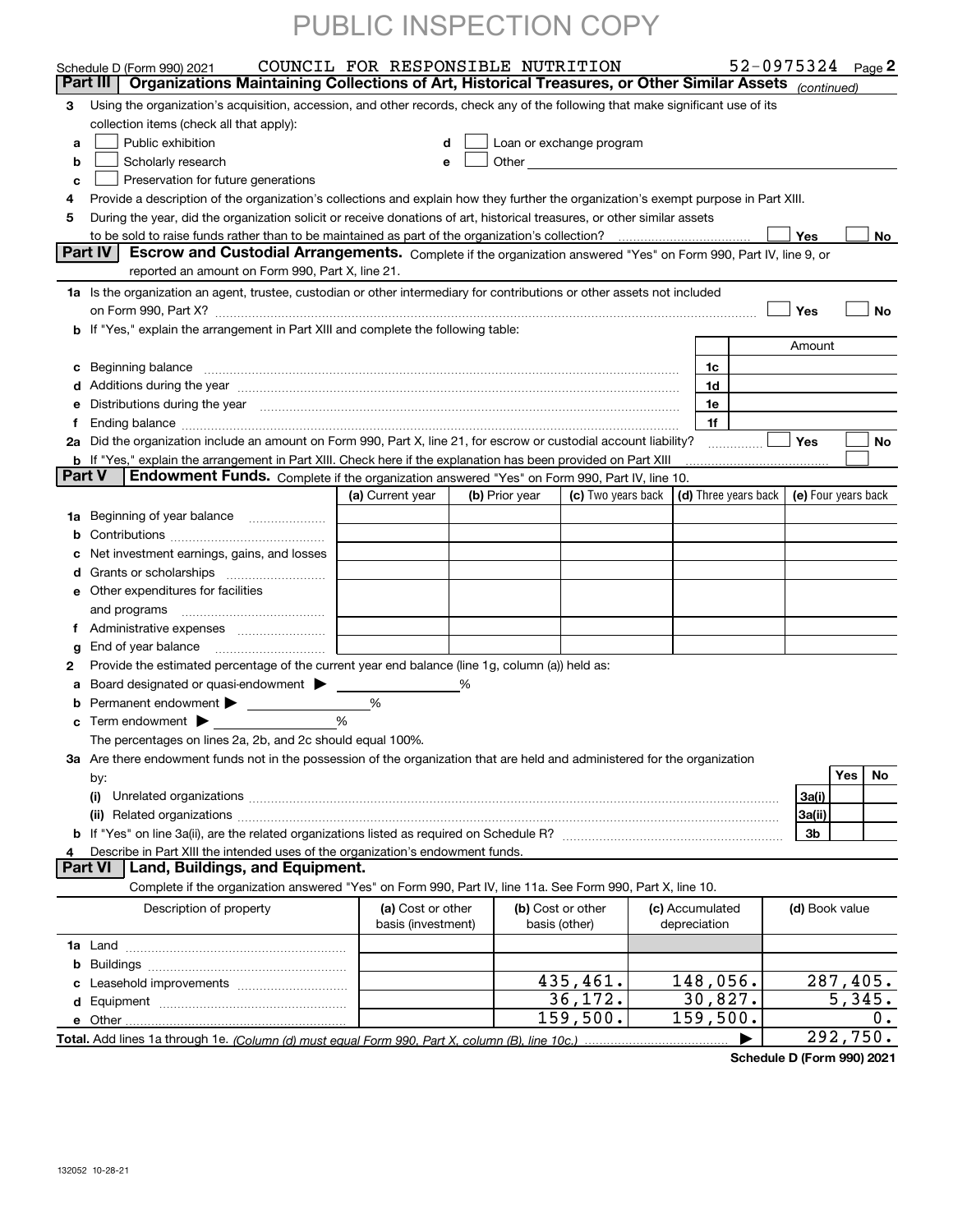PUBLIC INSPECTION COPY

Schedule D (Form 990) 2021 COUNCIL FOR RESPONSIBLE NUTRITION 52-0975324 Page 2

**Part III | Organizations Maintaining Collections of Art, Historical Treasures, or Other Similar Assets** *(continued)*

3 Using the organization's acquisition, accession, and other records, check any of the following that make significant use of its collection items (check all that apply):

- a ☐ Public exhibition
- b ☐ Scholarly research
- c ☐ Preservation for future generations
- d ☐ Loan or exchange program
- e ☐ Other

4 Provide a description of the organization's collections and explain how they further the organization's exempt purpose in Part XIII.

5 During the year, did the organization solicit or receive donations of art, historical treasures, or other similar assets to be sold to raise funds rather than to be maintained as part of the organization's collection? ☐ Yes ☐ No

**Part IV | Escrow and Custodial Arrangements.** Complete if the organization answered "Yes" on Form 990, Part IV, line 9, or reported an amount on Form 990, Part X, line 21.

1a Is the organization an agent, trustee, custodian or other intermediary for contributions or other assets not included on Form 990, Part X? ☐ Yes ☐ No

b If "Yes," explain the arrangement in Part XIII and complete the following table:

| | | Amount |
|---|---|---|
| c Beginning balance | 1c | |
| d Additions during the year | 1d | |
| e Distributions during the year | 1e | |
| f Ending balance | 1f | |

2a Did the organization include an amount on Form 990, Part X, line 21, for escrow or custodial account liability? ☐ Yes ☐ No

b If "Yes," explain the arrangement in Part XIII. Check here if the explanation has been provided on Part XIII ☐

**Part V | Endowment Funds.** Complete if the organization answered "Yes" on Form 990, Part IV, line 10.

| | (a) Current year | (b) Prior year | (c) Two years back | (d) Three years back | (e) Four years back |
|---|---|---|---|---|---|
| 1a Beginning of year balance | | | | | |
| b Contributions | | | | | |
| c Net investment earnings, gains, and losses | | | | | |
| d Grants or scholarships | | | | | |
| e Other expenditures for facilities and programs | | | | | |
| f Administrative expenses | | | | | |
| g End of year balance | | | | | |

2 Provide the estimated percentage of the current year end balance (line 1g, column (a)) held as:

- a Board designated or quasi-endowment ▶ ______ %
- b Permanent endowment ▶ ______ %
- c Term endowment ▶ ______ %

The percentages on lines 2a, 2b, and 2c should equal 100%.

3a Are there endowment funds not in the possession of the organization that are held and administered for the organization by:

| | | Yes | No |
|---|---|---|---|
| (i) Unrelated organizations | 3a(i) | | |
| (ii) Related organizations | 3a(ii) | | |
| b If "Yes" on line 3a(ii), are the related organizations listed as required on Schedule R? | 3b | | |

4 Describe in Part XIII the intended uses of the organization's endowment funds.

**Part VI | Land, Buildings, and Equipment.**

Complete if the organization answered "Yes" on Form 990, Part IV, line 11a. See Form 990, Part X, line 10.

| Description of property | (a) Cost or other basis (investment) | (b) Cost or other basis (other) | (c) Accumulated depreciation | (d) Book value |
|---|---|---|---|---|
| 1a Land | | | | |
| b Buildings | | | | |
| c Leasehold improvements | | 435,461. | 148,056. | 287,405. |
| d Equipment | | 36,172. | 30,827. | 5,345. |
| e Other | | 159,500. | 159,500. | 0. |
| **Total.** Add lines 1a through 1e. *(Column (d) must equal Form 990, Part X, column (B), line 10c.)* | | | ▶ | 292,750. |

**Schedule D (Form 990) 2021**

132052 10-28-21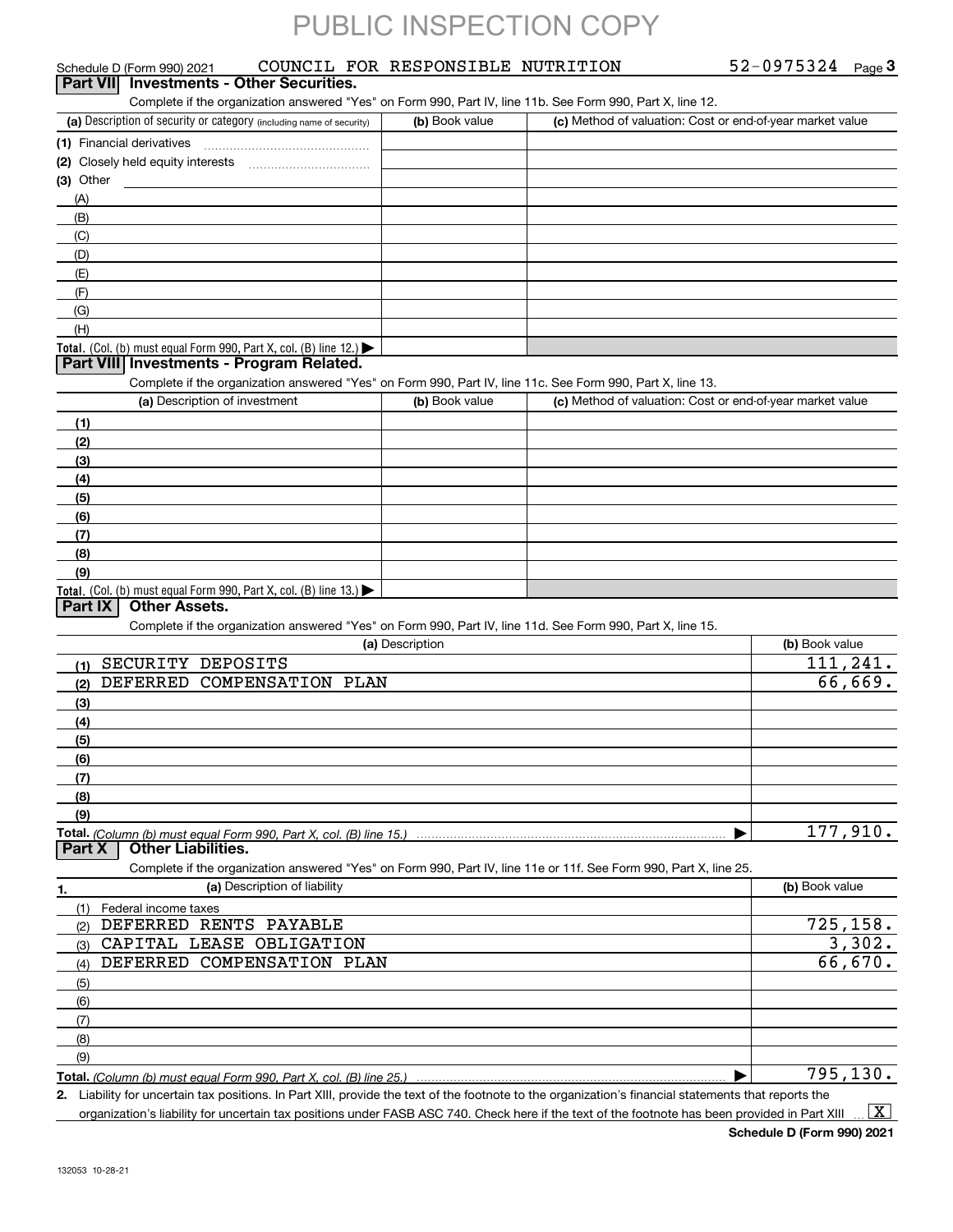PUBLIC INSPECTION COPY

Schedule D (Form 990) 2021 COUNCIL FOR RESPONSIBLE NUTRITION 52-0975324 Page 3

**Part VII Investments - Other Securities.**

Complete if the organization answered "Yes" on Form 990, Part IV, line 11b. See Form 990, Part X, line 12.

| (a) Description of security or category (including name of security) | (b) Book value | (c) Method of valuation: Cost or end-of-year market value |
|---|---|---|
| (1) Financial derivatives | | |
| (2) Closely held equity interests | | |
| (3) Other | | |
| (A) | | |
| (B) | | |
| (C) | | |
| (D) | | |
| (E) | | |
| (F) | | |
| (G) | | |
| (H) | | |
| **Total.** (Col. (b) must equal Form 990, Part X, col. (B) line 12.) ▶ | | |

**Part VIII Investments - Program Related.**

Complete if the organization answered "Yes" on Form 990, Part IV, line 11c. See Form 990, Part X, line 13.

| (a) Description of investment | (b) Book value | (c) Method of valuation: Cost or end-of-year market value |
|---|---|---|
| (1) | | |
| (2) | | |
| (3) | | |
| (4) | | |
| (5) | | |
| (6) | | |
| (7) | | |
| (8) | | |
| (9) | | |
| **Total.** (Col. (b) must equal Form 990, Part X, col. (B) line 13.) ▶ | | |

**Part IX Other Assets.**

Complete if the organization answered "Yes" on Form 990, Part IV, line 11d. See Form 990, Part X, line 15.

| (a) Description | (b) Book value |
|---|---|
| (1) SECURITY DEPOSITS | 111,241. |
| (2) DEFERRED COMPENSATION PLAN | 66,669. |
| (3) | |
| (4) | |
| (5) | |
| (6) | |
| (7) | |
| (8) | |
| (9) | |
| **Total.** *(Column (b) must equal Form 990, Part X, col. (B) line 15.)* ▶ | 177,910. |

**Part X Other Liabilities.**

Complete if the organization answered "Yes" on Form 990, Part IV, line 11e or 11f. See Form 990, Part X, line 25.

| 1. (a) Description of liability | (b) Book value |
|---|---|
| (1) Federal income taxes | |
| (2) DEFERRED RENTS PAYABLE | 725,158. |
| (3) CAPITAL LEASE OBLIGATION | 3,302. |
| (4) DEFERRED COMPENSATION PLAN | 66,670. |
| (5) | |
| (6) | |
| (7) | |
| (8) | |
| (9) | |
| **Total.** *(Column (b) must equal Form 990, Part X, col. (B) line 25.)* ▶ | 795,130. |

2. Liability for uncertain tax positions. In Part XIII, provide the text of the footnote to the organization's financial statements that reports the organization's liability for uncertain tax positions under FASB ASC 740. Check here if the text of the footnote has been provided in Part XIII ... [X]

**Schedule D (Form 990) 2021**

132053 10-28-21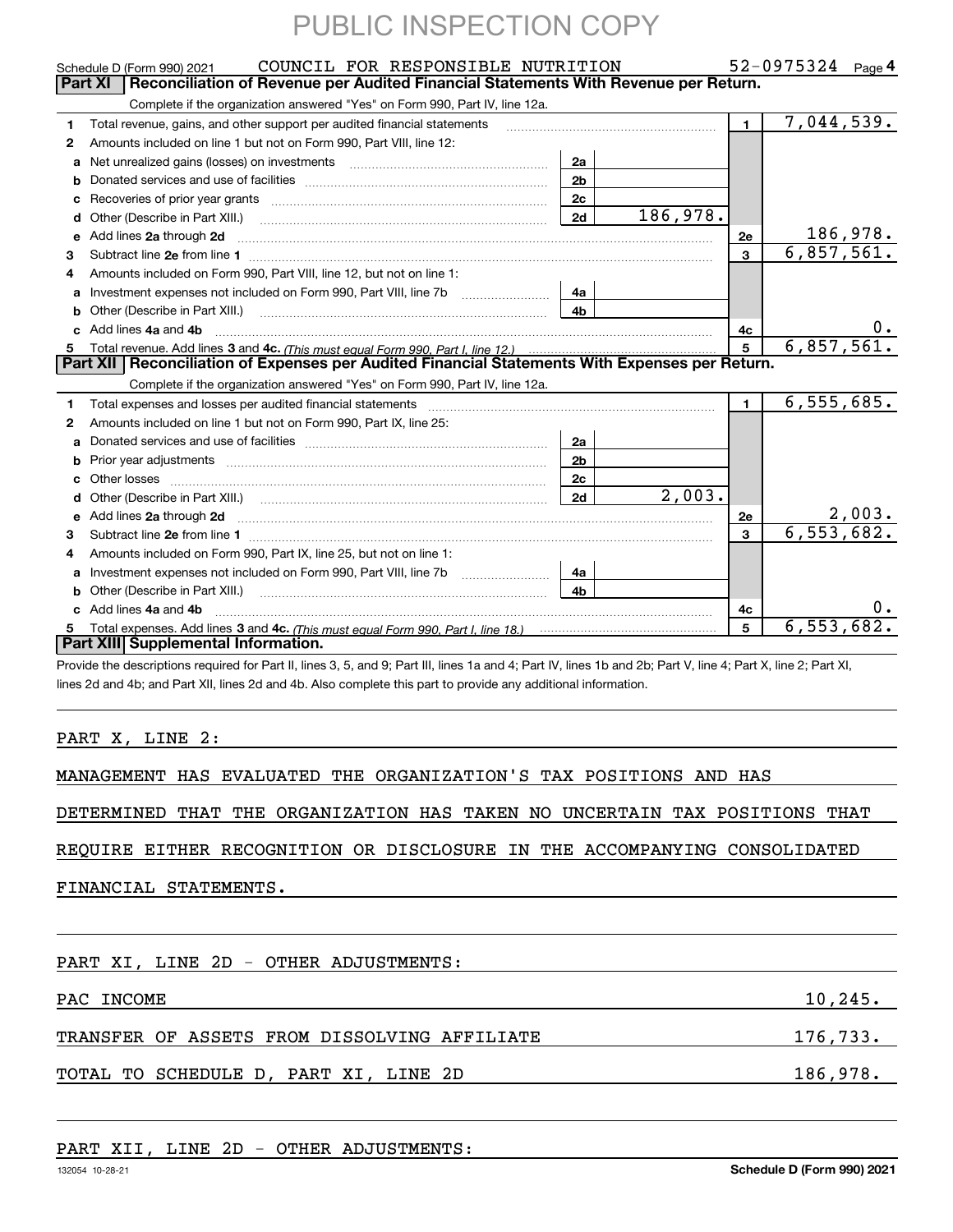PUBLIC INSPECTION COPY

Schedule D (Form 990) 2021 COUNCIL FOR RESPONSIBLE NUTRITION 52-0975324 Page **4**

## Part XI Reconciliation of Revenue per Audited Financial Statements With Revenue per Return.

Complete if the organization answered "Yes" on Form 990, Part IV, line 12a.

| | | | | | |
|---|---|---|---|---|---|
| **1** | Total revenue, gains, and other support per audited financial statements | | | **1** | 7,044,539. |
| **2** | Amounts included on line 1 but not on Form 990, Part VIII, line 12: | | | | |
| **a** | Net unrealized gains (losses) on investments | **2a** | | | |
| **b** | Donated services and use of facilities | **2b** | | | |
| **c** | Recoveries of prior year grants | **2c** | | | |
| **d** | Other (Describe in Part XIII.) | **2d** | 186,978. | | |
| **e** | Add lines **2a** through **2d** | | | **2e** | 186,978. |
| **3** | Subtract line **2e** from line **1** | | | **3** | 6,857,561. |
| **4** | Amounts included on Form 990, Part VIII, line 12, but not on line 1: | | | | |
| **a** | Investment expenses not included on Form 990, Part VIII, line 7b | **4a** | | | |
| **b** | Other (Describe in Part XIII.) | **4b** | | | |
| **c** | Add lines **4a** and **4b** | | | **4c** | 0. |
| **5** | Total revenue. Add lines **3** and **4c.** *(This must equal Form 990, Part I, line 12.)* | | | **5** | 6,857,561. |

## Part XII Reconciliation of Expenses per Audited Financial Statements With Expenses per Return.

Complete if the organization answered "Yes" on Form 990, Part IV, line 12a.

| | | | | | |
|---|---|---|---|---|---|
| **1** | Total expenses and losses per audited financial statements | | | **1** | 6,555,685. |
| **2** | Amounts included on line 1 but not on Form 990, Part IX, line 25: | | | | |
| **a** | Donated services and use of facilities | **2a** | | | |
| **b** | Prior year adjustments | **2b** | | | |
| **c** | Other losses | **2c** | | | |
| **d** | Other (Describe in Part XIII.) | **2d** | 2,003. | | |
| **e** | Add lines **2a** through **2d** | | | **2e** | 2,003. |
| **3** | Subtract line **2e** from line **1** | | | **3** | 6,553,682. |
| **4** | Amounts included on Form 990, Part IX, line 25, but not on line 1: | | | | |
| **a** | Investment expenses not included on Form 990, Part VIII, line 7b | **4a** | | | |
| **b** | Other (Describe in Part XIII.) | **4b** | | | |
| **c** | Add lines **4a** and **4b** | | | **4c** | 0. |
| **5** | Total expenses. Add lines **3** and **4c.** *(This must equal Form 990, Part I, line 18.)* | | | **5** | 6,553,682. |

## Part XIII Supplemental Information.

Provide the descriptions required for Part II, lines 3, 5, and 9; Part III, lines 1a and 4; Part IV, lines 1b and 2b; Part V, line 4; Part X, line 2; Part XI, lines 2d and 4b; and Part XII, lines 2d and 4b. Also complete this part to provide any additional information.

PART X, LINE 2:

MANAGEMENT HAS EVALUATED THE ORGANIZATION'S TAX POSITIONS AND HAS DETERMINED THAT THE ORGANIZATION HAS TAKEN NO UNCERTAIN TAX POSITIONS THAT REQUIRE EITHER RECOGNITION OR DISCLOSURE IN THE ACCOMPANYING CONSOLIDATED FINANCIAL STATEMENTS.

PART XI, LINE 2D - OTHER ADJUSTMENTS:

| | |
|---|---|
| PAC INCOME | 10,245. |
| TRANSFER OF ASSETS FROM DISSOLVING AFFILIATE | 176,733. |
| TOTAL TO SCHEDULE D, PART XI, LINE 2D | 186,978. |

PART XII, LINE 2D - OTHER ADJUSTMENTS:

132054 10-28-21 **Schedule D (Form 990) 2021**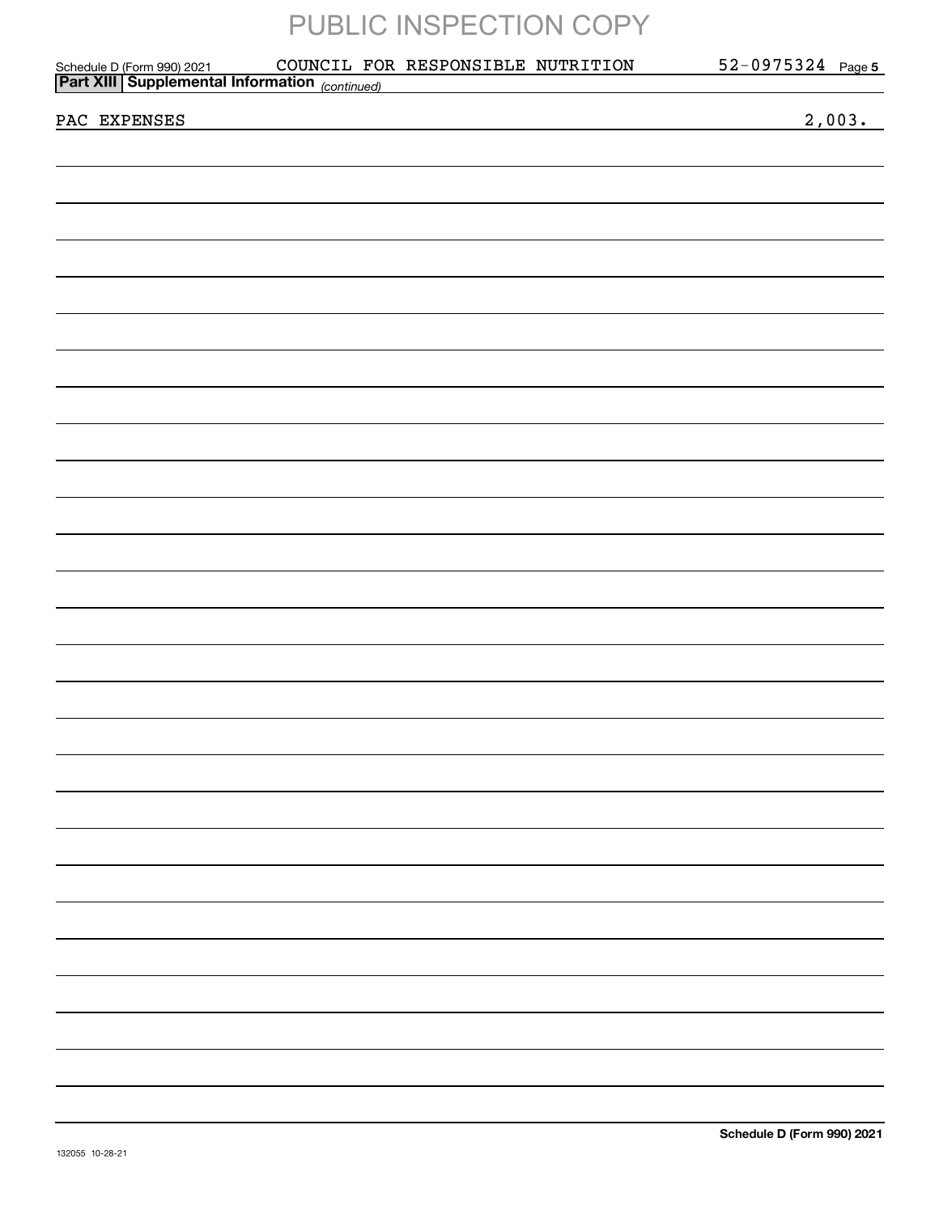PUBLIC INSPECTION COPY

Schedule D (Form 990) 2021 COUNCIL FOR RESPONSIBLE NUTRITION 52-0975324 Page 5

**Part XIII Supplemental Information** *(continued)*

| | |
|---|---|
| PAC EXPENSES | 2,003. |

**Schedule D (Form 990) 2021**

132055 10-28-21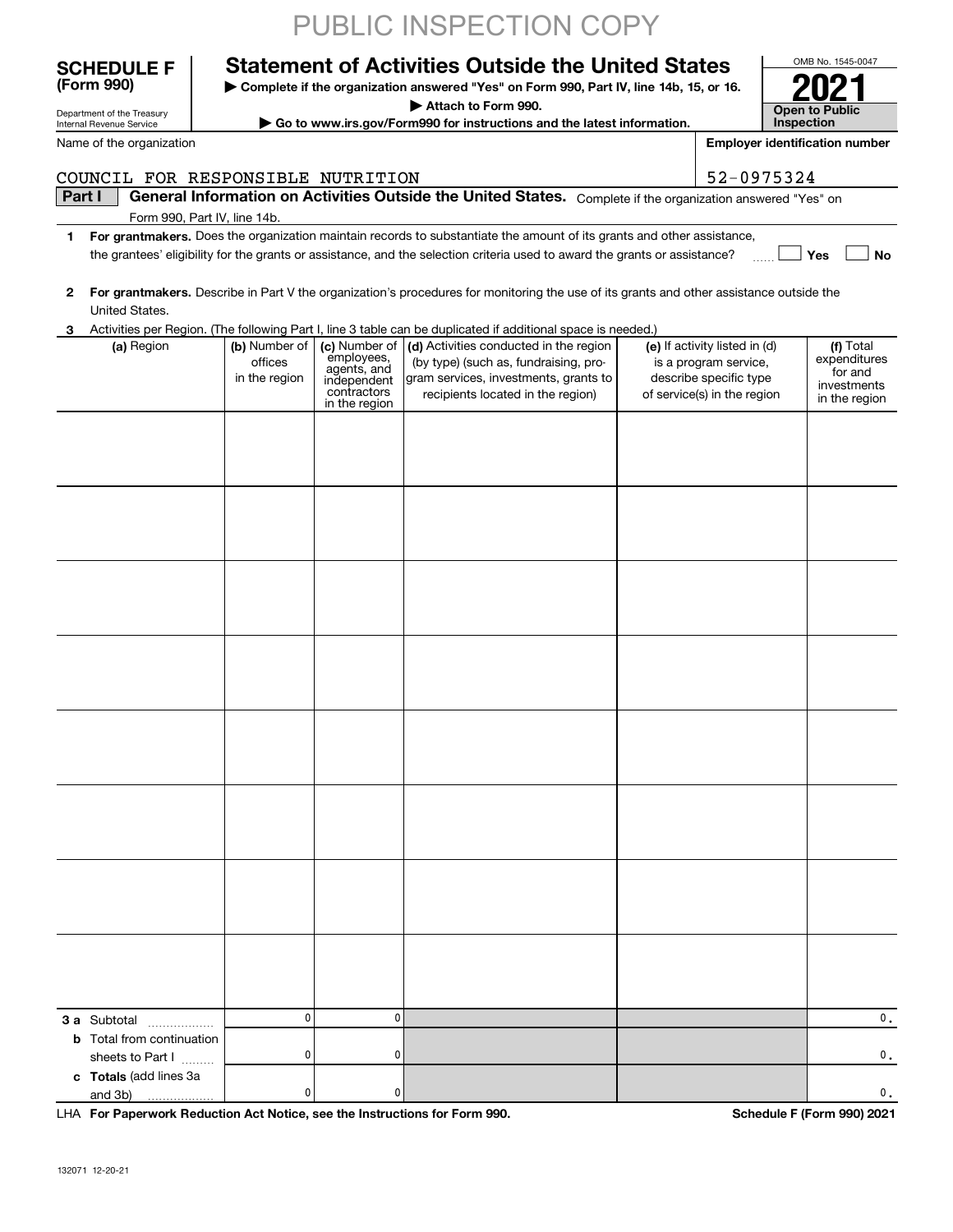PUBLIC INSPECTION COPY

# SCHEDULE F (Form 990)

Department of the Treasury
Internal Revenue Service

## Statement of Activities Outside the United States

▶ Complete if the organization answered "Yes" on Form 990, Part IV, line 14b, 15, or 16.
▶ Attach to Form 990.
▶ Go to www.irs.gov/Form990 for instructions and the latest information.

OMB No. 1545-0047

**2021**

**Open to Public Inspection**

Name of the organization: COUNCIL FOR RESPONSIBLE NUTRITION

Employer identification number: 52-0975324

**Part I** **General Information on Activities Outside the United States.** Complete if the organization answered "Yes" on Form 990, Part IV, line 14b.

1 **For grantmakers.** Does the organization maintain records to substantiate the amount of its grants and other assistance, the grantees' eligibility for the grants or assistance, and the selection criteria used to award the grants or assistance? ☐ Yes ☐ No

2 **For grantmakers.** Describe in Part V the organization's procedures for monitoring the use of its grants and other assistance outside the United States.

3 Activities per Region. (The following Part I, line 3 table can be duplicated if additional space is needed.)

| (a) Region | (b) Number of offices in the region | (c) Number of employees, agents, and independent contractors in the region | (d) Activities conducted in the region (by type) (such as, fundraising, program services, investments, grants to recipients located in the region) | (e) If activity listed in (d) is a program service, describe specific type of service(s) in the region | (f) Total expenditures for and investments in the region |
|---|---|---|---|---|---|
| | | | | | |
| | | | | | |
| | | | | | |
| | | | | | |
| | | | | | |
| | | | | | |
| | | | | | |
| | | | | | |
| **3 a** Subtotal | 0 | 0 | | | 0. |
| **b** Total from continuation sheets to Part I | 0 | 0 | | | 0. |
| **c Totals** (add lines 3a and 3b) | 0 | 0 | | | 0. |

LHA **For Paperwork Reduction Act Notice, see the Instructions for Form 990.** **Schedule F (Form 990) 2021**

132071 12-20-21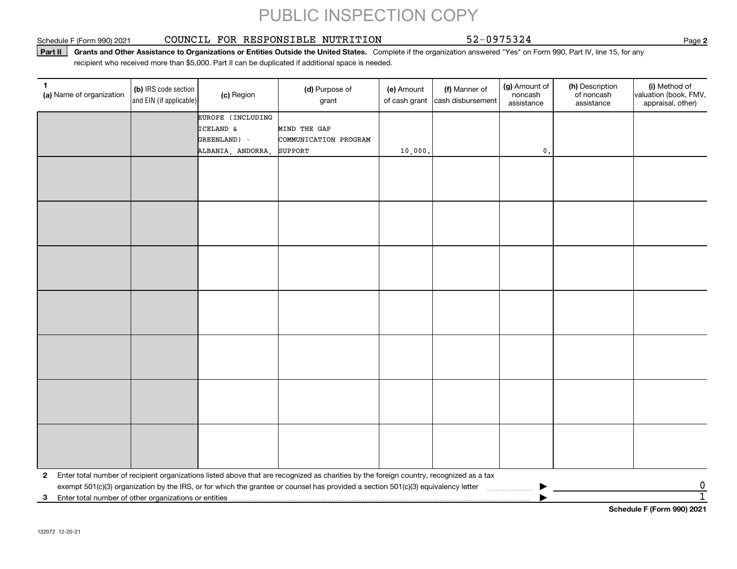PUBLIC INSPECTION COPY

Schedule F (Form 990) 2021 COUNCIL FOR RESPONSIBLE NUTRITION 52-0975324 Page **2**

**Part II** **Grants and Other Assistance to Organizations or Entities Outside the United States.** Complete if the organization answered "Yes" on Form 990, Part IV, line 15, for any recipient who received more than $5,000. Part II can be duplicated if additional space is needed.

| 1 (a) Name of organization | (b) IRS code section and EIN (if applicable) | (c) Region | (d) Purpose of grant | (e) Amount of cash grant | (f) Manner of cash disbursement | (g) Amount of noncash assistance | (h) Description of noncash assistance | (i) Method of valuation (book, FMV, appraisal, other) |
|---|---|---|---|---|---|---|---|---|
| | | EUROPE (INCLUDING ICELAND & GREENLAND) - ALBANIA, ANDORRA, | MIND THE GAP COMMUNICATION PROGRAM SUPPORT | 10,000. | | 0. | | |
| | | | | | | | | |
| | | | | | | | | |
| | | | | | | | | |
| | | | | | | | | |
| | | | | | | | | |
| | | | | | | | | |
| | | | | | | | | |

**2** Enter total number of recipient organizations listed above that are recognized as charities by the foreign country, recognized as a tax exempt 501(c)(3) organization by the IRS, or for which the grantee or counsel has provided a section 501(c)(3) equivalency letter ▶ 0

**3** Enter total number of other organizations or entities ▶ 1

**Schedule F (Form 990) 2021**

132072 12-20-21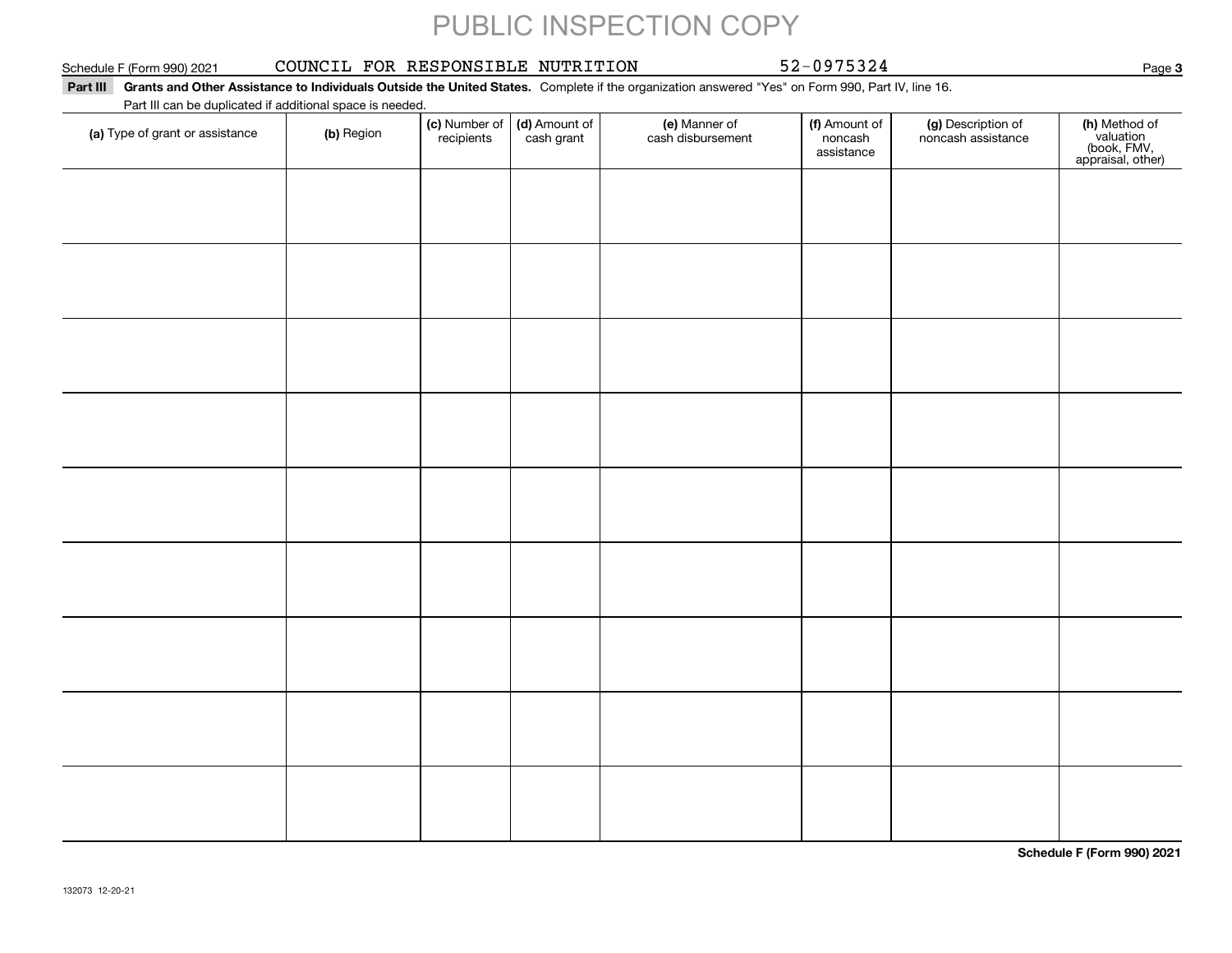PUBLIC INSPECTION COPY

Schedule F (Form 990) 2021 COUNCIL FOR RESPONSIBLE NUTRITION 52-0975324

**Part III** **Grants and Other Assistance to Individuals Outside the United States.** Complete if the organization answered "Yes" on Form 990, Part IV, line 16.

Part III can be duplicated if additional space is needed.

| (a) Type of grant or assistance | (b) Region | (c) Number of recipients | (d) Amount of cash grant | (e) Manner of cash disbursement | (f) Amount of noncash assistance | (g) Description of noncash assistance | (h) Method of valuation (book, FMV, appraisal, other) |
|---|---|---|---|---|---|---|---|
| | | | | | | | |
| | | | | | | | |
| | | | | | | | |
| | | | | | | | |
| | | | | | | | |
| | | | | | | | |
| | | | | | | | |
| | | | | | | | |
| | | | | | | | |

**Schedule F (Form 990) 2021**

132073 12-20-21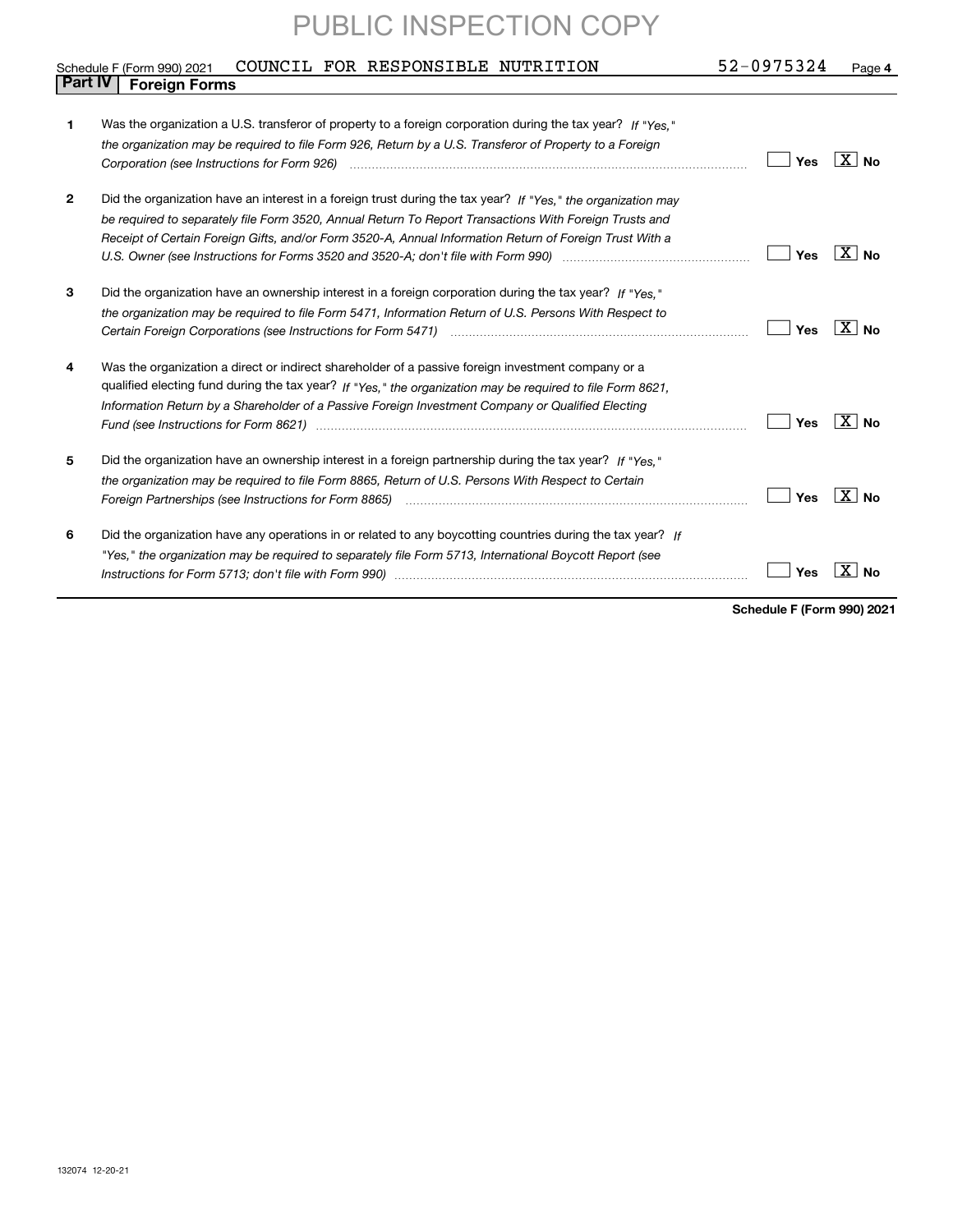PUBLIC INSPECTION COPY

Schedule F (Form 990) 2021 COUNCIL FOR RESPONSIBLE NUTRITION 52-0975324 Page 4

## Part IV Foreign Forms

**1** Was the organization a U.S. transferor of property to a foreign corporation during the tax year? *If "Yes," the organization may be required to file Form 926, Return by a U.S. Transferor of Property to a Foreign Corporation (see Instructions for Form 926)* ..... [ ] Yes [X] No

**2** Did the organization have an interest in a foreign trust during the tax year? *If "Yes," the organization may be required to separately file Form 3520, Annual Return To Report Transactions With Foreign Trusts and Receipt of Certain Foreign Gifts, and/or Form 3520-A, Annual Information Return of Foreign Trust With a U.S. Owner (see Instructions for Forms 3520 and 3520-A; don't file with Form 990)* ..... [ ] Yes [X] No

**3** Did the organization have an ownership interest in a foreign corporation during the tax year? *If "Yes," the organization may be required to file Form 5471, Information Return of U.S. Persons With Respect to Certain Foreign Corporations (see Instructions for Form 5471)* ..... [ ] Yes [X] No

**4** Was the organization a direct or indirect shareholder of a passive foreign investment company or a qualified electing fund during the tax year? *If "Yes," the organization may be required to file Form 8621, Information Return by a Shareholder of a Passive Foreign Investment Company or Qualified Electing Fund (see Instructions for Form 8621)* ..... [ ] Yes [X] No

**5** Did the organization have an ownership interest in a foreign partnership during the tax year? *If "Yes," the organization may be required to file Form 8865, Return of U.S. Persons With Respect to Certain Foreign Partnerships (see Instructions for Form 8865)* ..... [ ] Yes [X] No

**6** Did the organization have any operations in or related to any boycotting countries during the tax year? *If "Yes," the organization may be required to separately file Form 5713, International Boycott Report (see Instructions for Form 5713; don't file with Form 990)* ..... [ ] Yes [X] No

**Schedule F (Form 990) 2021**

132074 12-20-21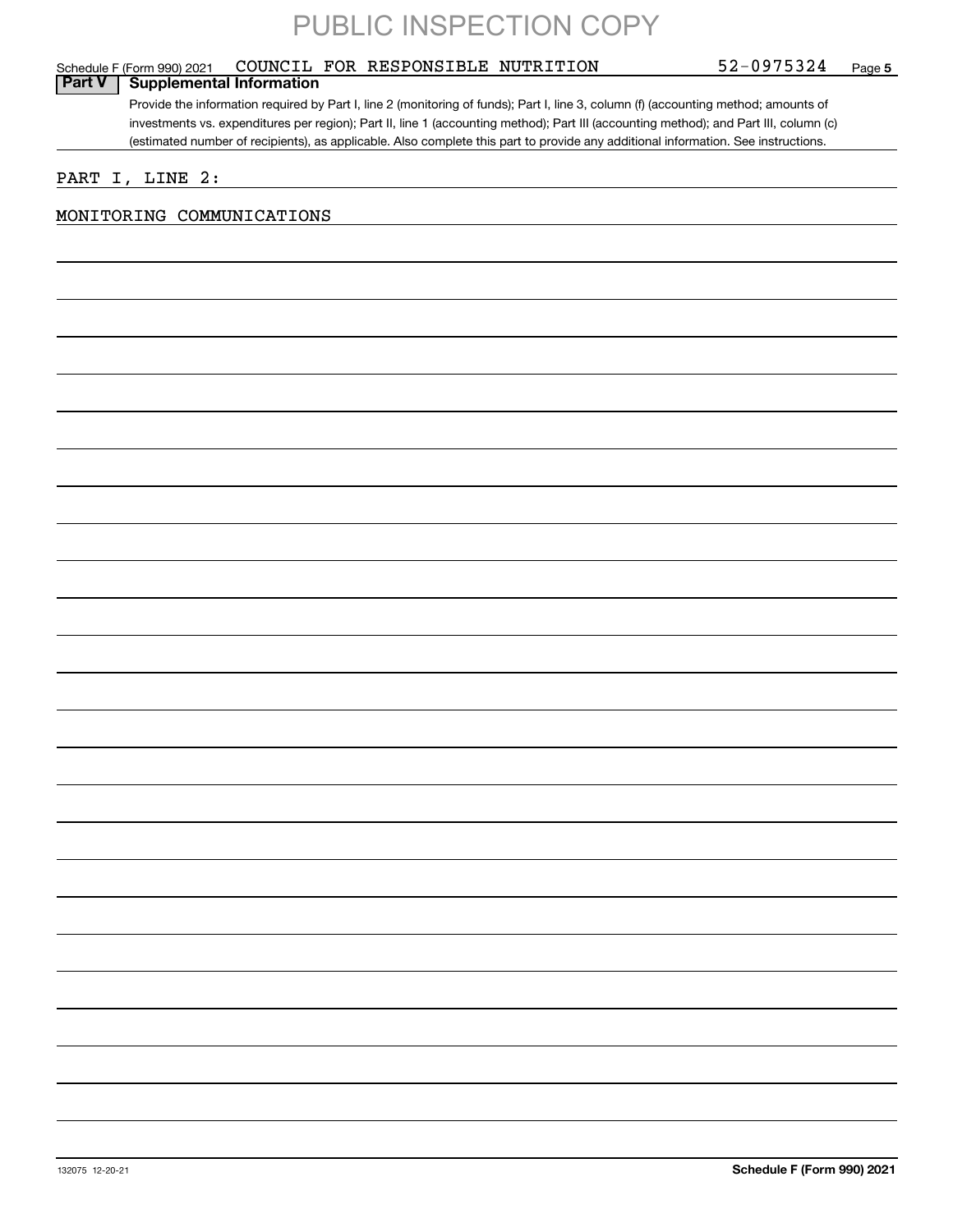PUBLIC INSPECTION COPY

Schedule F (Form 990) 2021 COUNCIL FOR RESPONSIBLE NUTRITION 52-0975324 Page 5

**Part V | Supplemental Information**

Provide the information required by Part I, line 2 (monitoring of funds); Part I, line 3, column (f) (accounting method; amounts of investments vs. expenditures per region); Part II, line 1 (accounting method); Part III (accounting method); and Part III, column (c) (estimated number of recipients), as applicable. Also complete this part to provide any additional information. See instructions.

PART I, LINE 2:

MONITORING COMMUNICATIONS

132075 12-20-21 **Schedule F (Form 990) 2021**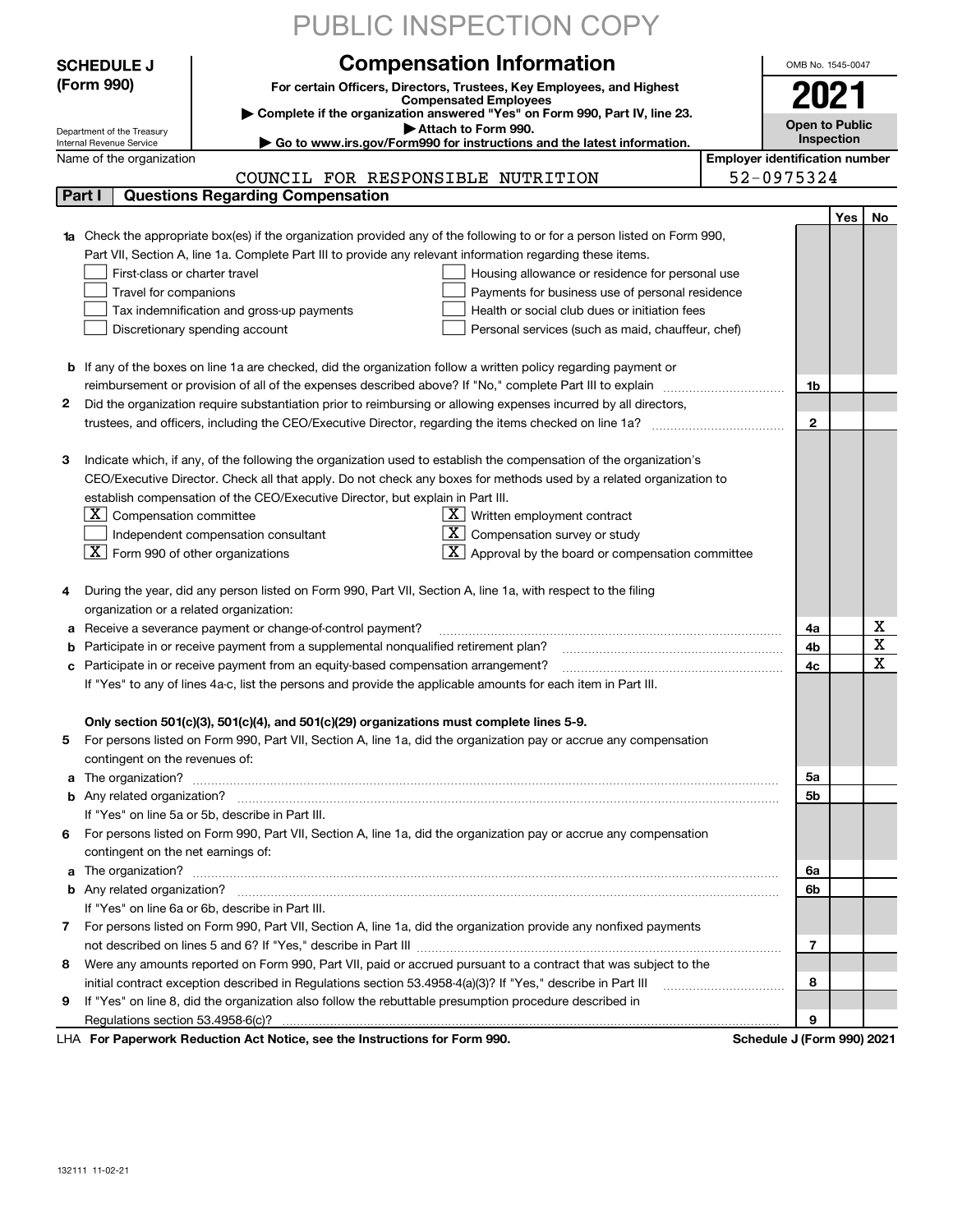PUBLIC INSPECTION COPY

**SCHEDULE J (Form 990)**

Department of the Treasury
Internal Revenue Service

# Compensation Information

**For certain Officers, Directors, Trustees, Key Employees, and Highest Compensated Employees**

▶ Complete if the organization answered "Yes" on Form 990, Part IV, line 23.
▶ Attach to Form 990.
▶ Go to www.irs.gov/Form990 for instructions and the latest information.

OMB No. 1545-0047

**2021**

**Open to Public Inspection**

Name of the organization: COUNCIL FOR RESPONSIBLE NUTRITION

Employer identification number: 52-0975324

## Part I Questions Regarding Compensation

| | | | Yes | No |
|---|---|---|---|---|
| **1a** | Check the appropriate box(es) if the organization provided any of the following to or for a person listed on Form 990, Part VII, Section A, line 1a. Complete Part III to provide any relevant information regarding these items.<br>☐ First-class or charter travel ☐ Housing allowance or residence for personal use<br>☐ Travel for companions ☐ Payments for business use of personal residence<br>☐ Tax indemnification and gross-up payments ☐ Health or social club dues or initiation fees<br>☐ Discretionary spending account ☐ Personal services (such as maid, chauffeur, chef) | | | |
| **b** | If any of the boxes on line 1a are checked, did the organization follow a written policy regarding payment or reimbursement or provision of all of the expenses described above? If "No," complete Part III to explain | 1b | | |
| **2** | Did the organization require substantiation prior to reimbursing or allowing expenses incurred by all directors, trustees, and officers, including the CEO/Executive Director, regarding the items checked on line 1a? | 2 | | |
| **3** | Indicate which, if any, of the following the organization used to establish the compensation of the organization's CEO/Executive Director. Check all that apply. Do not check any boxes for methods used by a related organization to establish compensation of the CEO/Executive Director, but explain in Part III.<br>☒ Compensation committee ☒ Written employment contract<br>☐ Independent compensation consultant ☒ Compensation survey or study<br>☒ Form 990 of other organizations ☒ Approval by the board or compensation committee | | | |
| **4** | During the year, did any person listed on Form 990, Part VII, Section A, line 1a, with respect to the filing organization or a related organization: | | | |
| **a** | Receive a severance payment or change-of-control payment? | 4a | | X |
| **b** | Participate in or receive payment from a supplemental nonqualified retirement plan? | 4b | | X |
| **c** | Participate in or receive payment from an equity-based compensation arrangement? | 4c | | X |
| | If "Yes" to any of lines 4a-c, list the persons and provide the applicable amounts for each item in Part III. | | | |
| | **Only section 501(c)(3), 501(c)(4), and 501(c)(29) organizations must complete lines 5-9.** | | | |
| **5** | For persons listed on Form 990, Part VII, Section A, line 1a, did the organization pay or accrue any compensation contingent on the revenues of: | | | |
| **a** | The organization? | 5a | | |
| **b** | Any related organization? | 5b | | |
| | If "Yes" on line 5a or 5b, describe in Part III. | | | |
| **6** | For persons listed on Form 990, Part VII, Section A, line 1a, did the organization pay or accrue any compensation contingent on the net earnings of: | | | |
| **a** | The organization? | 6a | | |
| **b** | Any related organization? | 6b | | |
| | If "Yes" on line 6a or 6b, describe in Part III. | | | |
| **7** | For persons listed on Form 990, Part VII, Section A, line 1a, did the organization provide any nonfixed payments not described on lines 5 and 6? If "Yes," describe in Part III | 7 | | |
| **8** | Were any amounts reported on Form 990, Part VII, paid or accrued pursuant to a contract that was subject to the initial contract exception described in Regulations section 53.4958-4(a)(3)? If "Yes," describe in Part III | 8 | | |
| **9** | If "Yes" on line 8, did the organization also follow the rebuttable presumption procedure described in Regulations section 53.4958-6(c)? | 9 | | |

LHA **For Paperwork Reduction Act Notice, see the Instructions for Form 990.** **Schedule J (Form 990) 2021**

132111 11-02-21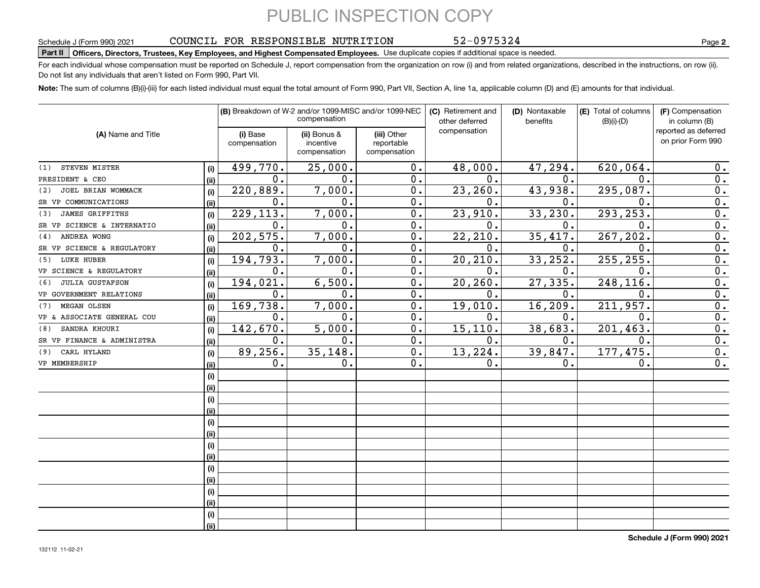PUBLIC INSPECTION COPY

Schedule J (Form 990) 2021 COUNCIL FOR RESPONSIBLE NUTRITION 52-0975324 Page **2**

**Part II** **Officers, Directors, Trustees, Key Employees, and Highest Compensated Employees.** Use duplicate copies if additional space is needed.

For each individual whose compensation must be reported on Schedule J, report compensation from the organization on row (i) and from related organizations, described in the instructions, on row (ii). Do not list any individuals that aren't listed on Form 990, Part VII.

**Note:** The sum of columns (B)(i)-(iii) for each listed individual must equal the total amount of Form 990, Part VII, Section A, line 1a, applicable column (D) and (E) amounts for that individual.

| (A) Name and Title | | (B) Breakdown of W-2 and/or 1099-MISC and/or 1099-NEC compensation | | | (C) Retirement and other deferred compensation | (D) Nontaxable benefits | (E) Total of columns (B)(i)-(D) | (F) Compensation in column (B) reported as deferred on prior Form 990 |
|---|---|---|---|---|---|---|---|---|
| | | (i) Base compensation | (ii) Bonus & incentive compensation | (iii) Other reportable compensation | | | | |
| (1) STEVEN MISTER | (i) | 499,770. | 25,000. | 0. | 48,000. | 47,294. | 620,064. | 0. |
| PRESIDENT & CEO | (ii) | 0. | 0. | 0. | 0. | 0. | 0. | 0. |
| (2) JOEL BRIAN WOMMACK | (i) | 220,889. | 7,000. | 0. | 23,260. | 43,938. | 295,087. | 0. |
| SR VP COMMUNICATIONS | (ii) | 0. | 0. | 0. | 0. | 0. | 0. | 0. |
| (3) JAMES GRIFFITHS | (i) | 229,113. | 7,000. | 0. | 23,910. | 33,230. | 293,253. | 0. |
| SR VP SCIENCE & INTERNATIO | (ii) | 0. | 0. | 0. | 0. | 0. | 0. | 0. |
| (4) ANDREA WONG | (i) | 202,575. | 7,000. | 0. | 22,210. | 35,417. | 267,202. | 0. |
| SR VP SCIENCE & REGULATORY | (ii) | 0. | 0. | 0. | 0. | 0. | 0. | 0. |
| (5) LUKE HUBER | (i) | 194,793. | 7,000. | 0. | 20,210. | 33,252. | 255,255. | 0. |
| VP SCIENCE & REGULATORY | (ii) | 0. | 0. | 0. | 0. | 0. | 0. | 0. |
| (6) JULIA GUSTAFSON | (i) | 194,021. | 6,500. | 0. | 20,260. | 27,335. | 248,116. | 0. |
| VP GOVERNMENT RELATIONS | (ii) | 0. | 0. | 0. | 0. | 0. | 0. | 0. |
| (7) MEGAN OLSEN | (i) | 169,738. | 7,000. | 0. | 19,010. | 16,209. | 211,957. | 0. |
| VP & ASSOCIATE GENERAL COU | (ii) | 0. | 0. | 0. | 0. | 0. | 0. | 0. |
| (8) SANDRA KHOURI | (i) | 142,670. | 5,000. | 0. | 15,110. | 38,683. | 201,463. | 0. |
| SR VP FINANCE & ADMINISTRA | (ii) | 0. | 0. | 0. | 0. | 0. | 0. | 0. |
| (9) CARL HYLAND | (i) | 89,256. | 35,148. | 0. | 13,224. | 39,847. | 177,475. | 0. |
| VP MEMBERSHIP | (ii) | 0. | 0. | 0. | 0. | 0. | 0. | 0. |
| | (i) | | | | | | | |
| | (ii) | | | | | | | |
| | (i) | | | | | | | |
| | (ii) | | | | | | | |
| | (i) | | | | | | | |
| | (ii) | | | | | | | |
| | (i) | | | | | | | |
| | (ii) | | | | | | | |
| | (i) | | | | | | | |
| | (ii) | | | | | | | |
| | (i) | | | | | | | |
| | (ii) | | | | | | | |
| | (i) | | | | | | | |
| | (ii) | | | | | | | |

**Schedule J (Form 990) 2021**

132112 11-02-21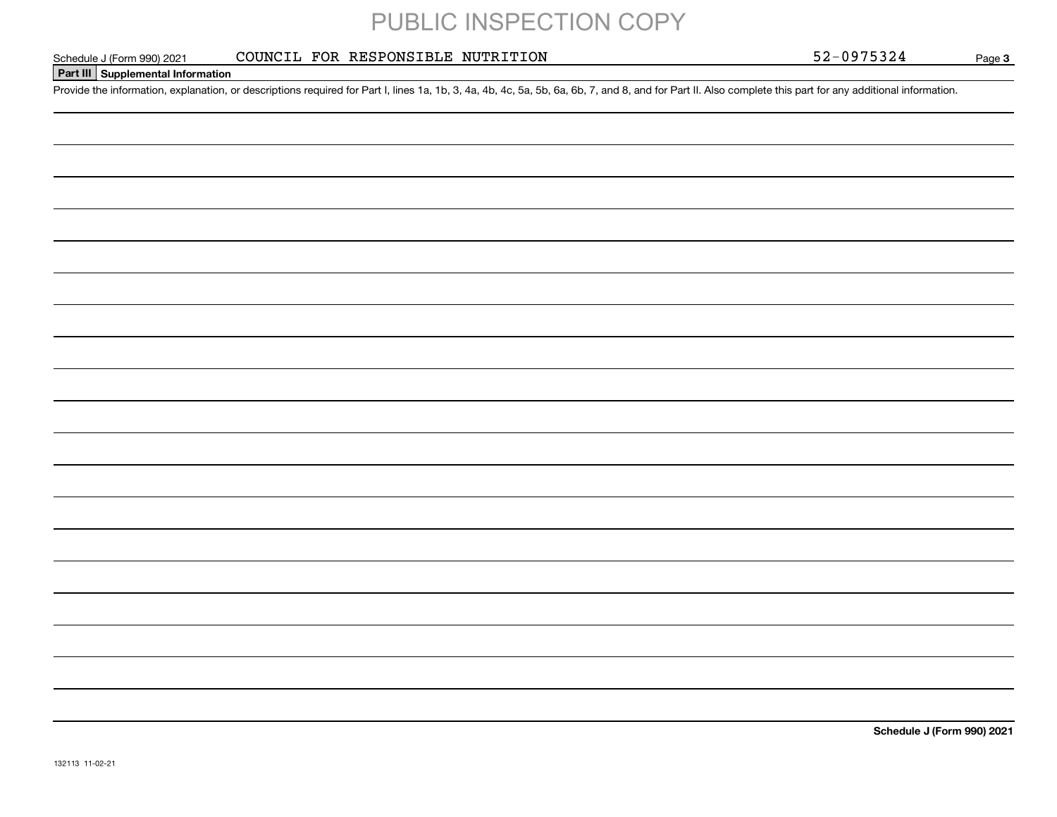PUBLIC INSPECTION COPY

Schedule J (Form 990) 2021 COUNCIL FOR RESPONSIBLE NUTRITION 52-0975324

## Part III Supplemental Information

Provide the information, explanation, or descriptions required for Part I, lines 1a, 1b, 3, 4a, 4b, 4c, 5a, 5b, 6a, 6b, 7, and 8, and for Part II. Also complete this part for any additional information.

**Schedule J (Form 990) 2021**

132113 11-02-21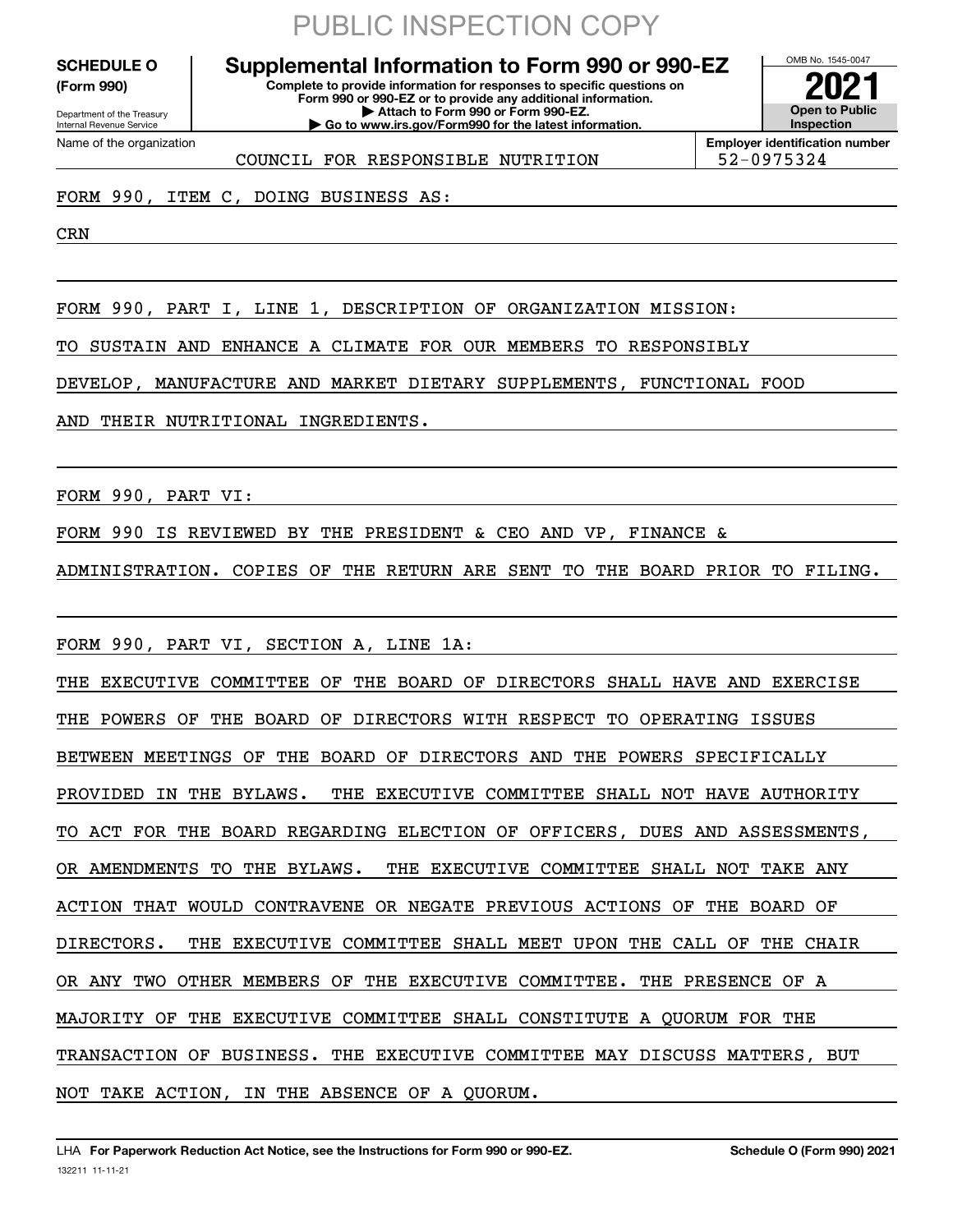PUBLIC INSPECTION COPY

**SCHEDULE O (Form 990)**

Department of the Treasury
Internal Revenue Service

# Supplemental Information to Form 990 or 990-EZ

**Complete to provide information for responses to specific questions on Form 990 or 990-EZ or to provide any additional information.**
**▶ Attach to Form 990 or Form 990-EZ.**
**▶ Go to www.irs.gov/Form990 for the latest information.**

OMB No. 1545-0047

**2021**

**Open to Public Inspection**

| Name of the organization | Employer identification number |
|---|---|
| COUNCIL FOR RESPONSIBLE NUTRITION | 52-0975324 |

FORM 990, ITEM C, DOING BUSINESS AS:

CRN

FORM 990, PART I, LINE 1, DESCRIPTION OF ORGANIZATION MISSION:

TO SUSTAIN AND ENHANCE A CLIMATE FOR OUR MEMBERS TO RESPONSIBLY DEVELOP, MANUFACTURE AND MARKET DIETARY SUPPLEMENTS, FUNCTIONAL FOOD AND THEIR NUTRITIONAL INGREDIENTS.

FORM 990, PART VI:

FORM 990 IS REVIEWED BY THE PRESIDENT & CEO AND VP, FINANCE & ADMINISTRATION. COPIES OF THE RETURN ARE SENT TO THE BOARD PRIOR TO FILING.

FORM 990, PART VI, SECTION A, LINE 1A:

THE EXECUTIVE COMMITTEE OF THE BOARD OF DIRECTORS SHALL HAVE AND EXERCISE THE POWERS OF THE BOARD OF DIRECTORS WITH RESPECT TO OPERATING ISSUES BETWEEN MEETINGS OF THE BOARD OF DIRECTORS AND THE POWERS SPECIFICALLY PROVIDED IN THE BYLAWS. THE EXECUTIVE COMMITTEE SHALL NOT HAVE AUTHORITY TO ACT FOR THE BOARD REGARDING ELECTION OF OFFICERS, DUES AND ASSESSMENTS, OR AMENDMENTS TO THE BYLAWS. THE EXECUTIVE COMMITTEE SHALL NOT TAKE ANY ACTION THAT WOULD CONTRAVENE OR NEGATE PREVIOUS ACTIONS OF THE BOARD OF DIRECTORS. THE EXECUTIVE COMMITTEE SHALL MEET UPON THE CALL OF THE CHAIR OR ANY TWO OTHER MEMBERS OF THE EXECUTIVE COMMITTEE. THE PRESENCE OF A MAJORITY OF THE EXECUTIVE COMMITTEE SHALL CONSTITUTE A QUORUM FOR THE TRANSACTION OF BUSINESS. THE EXECUTIVE COMMITTEE MAY DISCUSS MATTERS, BUT NOT TAKE ACTION, IN THE ABSENCE OF A QUORUM.

LHA **For Paperwork Reduction Act Notice, see the Instructions for Form 990 or 990-EZ.** **Schedule O (Form 990) 2021**

132211 11-11-21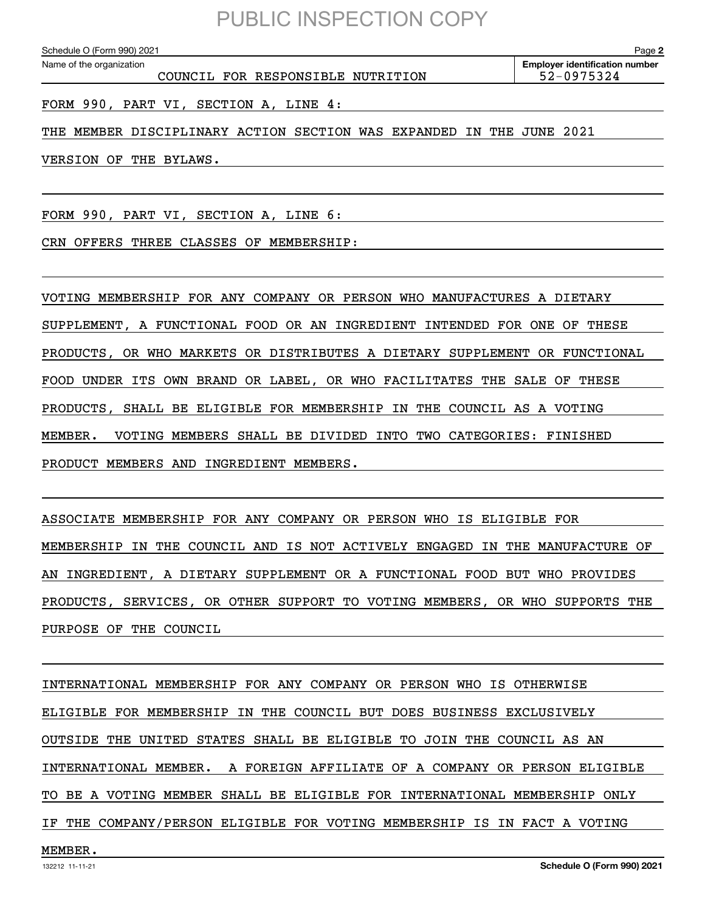PUBLIC INSPECTION COPY

Schedule O (Form 990) 2021

| Name of the organization | Employer identification number |
| --- | --- |
| COUNCIL FOR RESPONSIBLE NUTRITION | 52-0975324 |

FORM 990, PART VI, SECTION A, LINE 4:

THE MEMBER DISCIPLINARY ACTION SECTION WAS EXPANDED IN THE JUNE 2021 VERSION OF THE BYLAWS.

FORM 990, PART VI, SECTION A, LINE 6:

CRN OFFERS THREE CLASSES OF MEMBERSHIP:

VOTING MEMBERSHIP FOR ANY COMPANY OR PERSON WHO MANUFACTURES A DIETARY SUPPLEMENT, A FUNCTIONAL FOOD OR AN INGREDIENT INTENDED FOR ONE OF THESE PRODUCTS, OR WHO MARKETS OR DISTRIBUTES A DIETARY SUPPLEMENT OR FUNCTIONAL FOOD UNDER ITS OWN BRAND OR LABEL, OR WHO FACILITATES THE SALE OF THESE PRODUCTS, SHALL BE ELIGIBLE FOR MEMBERSHIP IN THE COUNCIL AS A VOTING MEMBER. VOTING MEMBERS SHALL BE DIVIDED INTO TWO CATEGORIES: FINISHED PRODUCT MEMBERS AND INGREDIENT MEMBERS.

ASSOCIATE MEMBERSHIP FOR ANY COMPANY OR PERSON WHO IS ELIGIBLE FOR MEMBERSHIP IN THE COUNCIL AND IS NOT ACTIVELY ENGAGED IN THE MANUFACTURE OF AN INGREDIENT, A DIETARY SUPPLEMENT OR A FUNCTIONAL FOOD BUT WHO PROVIDES PRODUCTS, SERVICES, OR OTHER SUPPORT TO VOTING MEMBERS, OR WHO SUPPORTS THE PURPOSE OF THE COUNCIL

INTERNATIONAL MEMBERSHIP FOR ANY COMPANY OR PERSON WHO IS OTHERWISE ELIGIBLE FOR MEMBERSHIP IN THE COUNCIL BUT DOES BUSINESS EXCLUSIVELY OUTSIDE THE UNITED STATES SHALL BE ELIGIBLE TO JOIN THE COUNCIL AS AN INTERNATIONAL MEMBER. A FOREIGN AFFILIATE OF A COMPANY OR PERSON ELIGIBLE TO BE A VOTING MEMBER SHALL BE ELIGIBLE FOR INTERNATIONAL MEMBERSHIP ONLY IF THE COMPANY/PERSON ELIGIBLE FOR VOTING MEMBERSHIP IS IN FACT A VOTING MEMBER.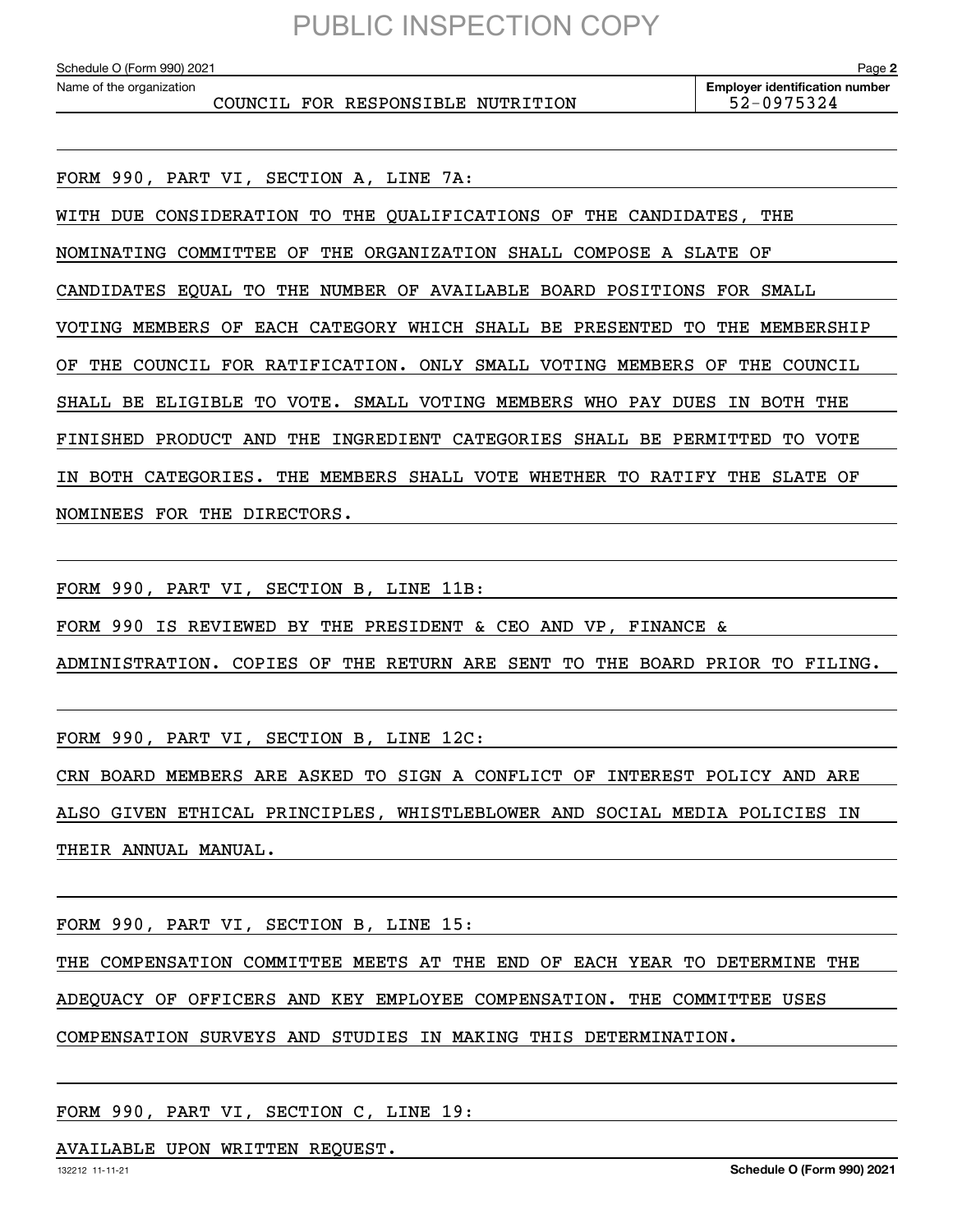PUBLIC INSPECTION COPY

Schedule O (Form 990) 2021

Name of the organization: COUNCIL FOR RESPONSIBLE NUTRITION

Employer identification number: 52-0975324

FORM 990, PART VI, SECTION A, LINE 7A:

WITH DUE CONSIDERATION TO THE QUALIFICATIONS OF THE CANDIDATES, THE NOMINATING COMMITTEE OF THE ORGANIZATION SHALL COMPOSE A SLATE OF CANDIDATES EQUAL TO THE NUMBER OF AVAILABLE BOARD POSITIONS FOR SMALL VOTING MEMBERS OF EACH CATEGORY WHICH SHALL BE PRESENTED TO THE MEMBERSHIP OF THE COUNCIL FOR RATIFICATION. ONLY SMALL VOTING MEMBERS OF THE COUNCIL SHALL BE ELIGIBLE TO VOTE. SMALL VOTING MEMBERS WHO PAY DUES IN BOTH THE FINISHED PRODUCT AND THE INGREDIENT CATEGORIES SHALL BE PERMITTED TO VOTE IN BOTH CATEGORIES. THE MEMBERS SHALL VOTE WHETHER TO RATIFY THE SLATE OF NOMINEES FOR THE DIRECTORS.

FORM 990, PART VI, SECTION B, LINE 11B:

FORM 990 IS REVIEWED BY THE PRESIDENT & CEO AND VP, FINANCE & ADMINISTRATION. COPIES OF THE RETURN ARE SENT TO THE BOARD PRIOR TO FILING.

FORM 990, PART VI, SECTION B, LINE 12C:

CRN BOARD MEMBERS ARE ASKED TO SIGN A CONFLICT OF INTEREST POLICY AND ARE ALSO GIVEN ETHICAL PRINCIPLES, WHISTLEBLOWER AND SOCIAL MEDIA POLICIES IN THEIR ANNUAL MANUAL.

FORM 990, PART VI, SECTION B, LINE 15:

THE COMPENSATION COMMITTEE MEETS AT THE END OF EACH YEAR TO DETERMINE THE ADEQUACY OF OFFICERS AND KEY EMPLOYEE COMPENSATION. THE COMMITTEE USES COMPENSATION SURVEYS AND STUDIES IN MAKING THIS DETERMINATION.

FORM 990, PART VI, SECTION C, LINE 19:

AVAILABLE UPON WRITTEN REQUEST.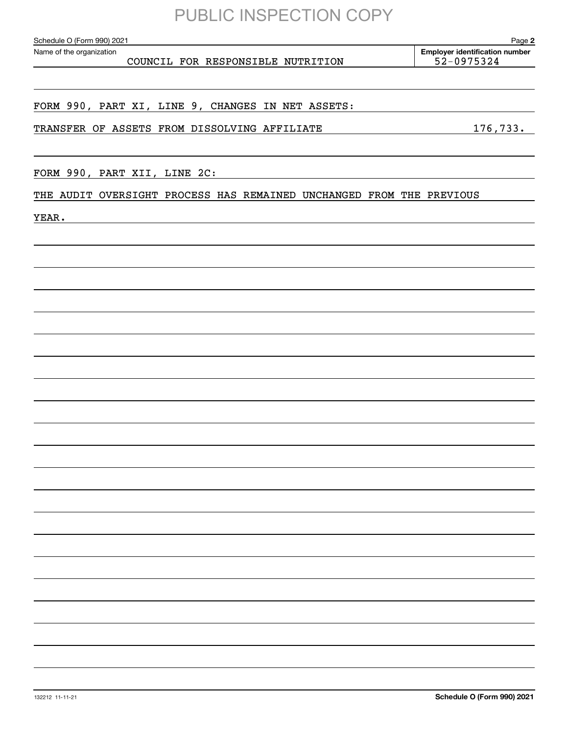PUBLIC INSPECTION COPY

Schedule O (Form 990) 2021 Page **2**

Name of the organization: COUNCIL FOR RESPONSIBLE NUTRITION

**Employer identification number** 52-0975324

FORM 990, PART XI, LINE 9, CHANGES IN NET ASSETS:

TRANSFER OF ASSETS FROM DISSOLVING AFFILIATE 176,733.

FORM 990, PART XII, LINE 2C:

THE AUDIT OVERSIGHT PROCESS HAS REMAINED UNCHANGED FROM THE PREVIOUS YEAR.

132212 11-11-21 **Schedule O (Form 990) 2021**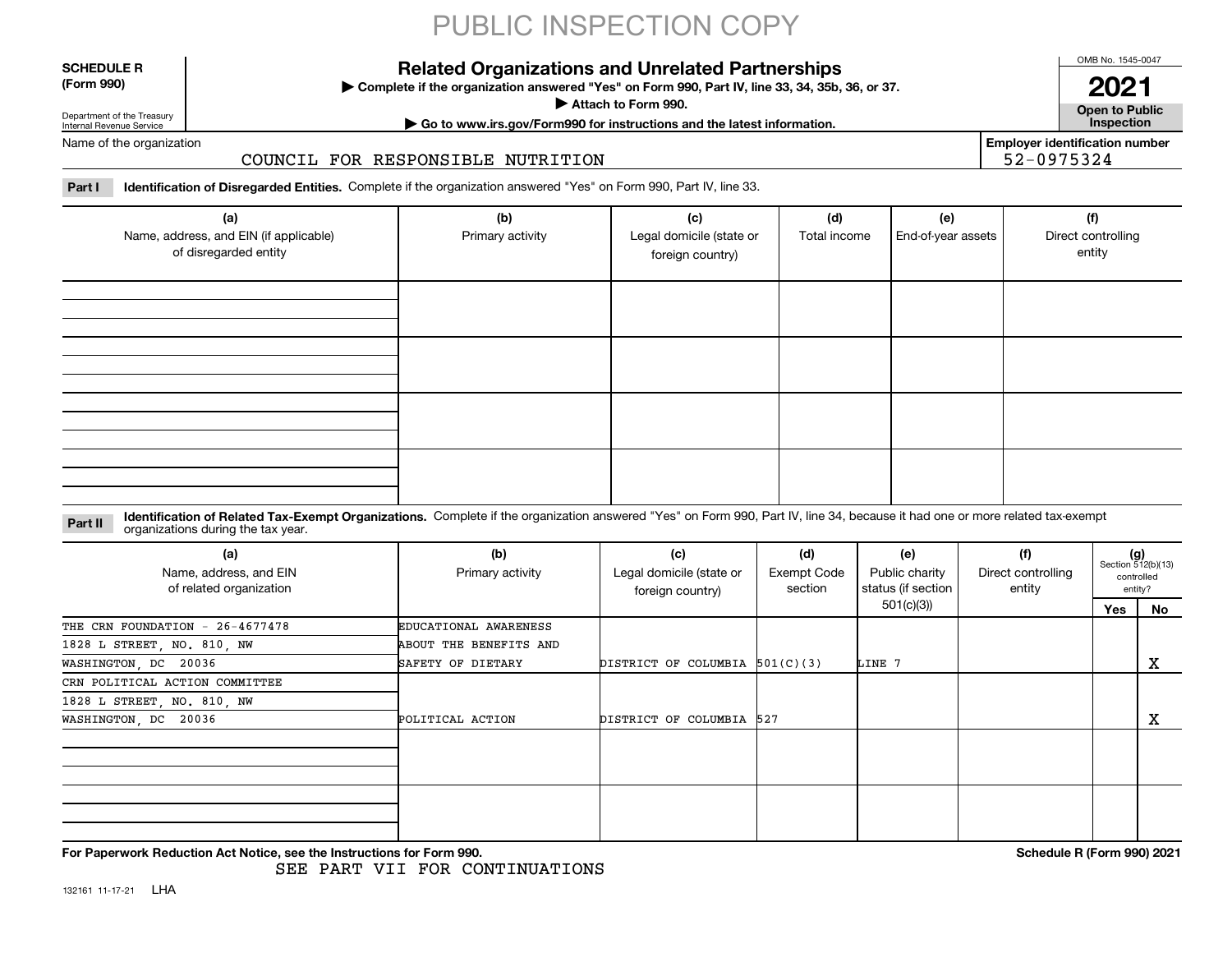PUBLIC INSPECTION COPY

**SCHEDULE R (Form 990)**

Department of the Treasury
Internal Revenue Service

# Related Organizations and Unrelated Partnerships

▶ Complete if the organization answered "Yes" on Form 990, Part IV, line 33, 34, 35b, 36, or 37.
▶ Attach to Form 990.
▶ Go to www.irs.gov/Form990 for instructions and the latest information.

OMB No. 1545-0047
**2021**
**Open to Public Inspection**

Name of the organization: COUNCIL FOR RESPONSIBLE NUTRITION

Employer identification number: 52-0975324

**Part I** **Identification of Disregarded Entities.** Complete if the organization answered "Yes" on Form 990, Part IV, line 33.

| (a) Name, address, and EIN (if applicable) of disregarded entity | (b) Primary activity | (c) Legal domicile (state or foreign country) | (d) Total income | (e) End-of-year assets | (f) Direct controlling entity |
|---|---|---|---|---|---|
| | | | | | |
| | | | | | |
| | | | | | |
| | | | | | |

**Part II** **Identification of Related Tax-Exempt Organizations.** Complete if the organization answered "Yes" on Form 990, Part IV, line 34, because it had one or more related tax-exempt organizations during the tax year.

| (a) Name, address, and EIN of related organization | (b) Primary activity | (c) Legal domicile (state or foreign country) | (d) Exempt Code section | (e) Public charity status (if section 501(c)(3)) | (f) Direct controlling entity | (g) Section 512(b)(13) controlled entity? Yes | No |
|---|---|---|---|---|---|---|---|
| THE CRN FOUNDATION - 26-4677478<br>1828 L STREET, NO. 810, NW<br>WASHINGTON, DC 20036 | EDUCATIONAL AWARENESS ABOUT THE BENEFITS AND SAFETY OF DIETARY | DISTRICT OF COLUMBIA | 501(C)(3) | LINE 7 | | | X |
| CRN POLITICAL ACTION COMMITTEE<br>1828 L STREET, NO. 810, NW<br>WASHINGTON, DC 20036 | POLITICAL ACTION | DISTRICT OF COLUMBIA | 527 | | | | X |
| | | | | | | | |
| | | | | | | | |

**For Paperwork Reduction Act Notice, see the Instructions for Form 990.**
SEE PART VII FOR CONTINUATIONS

**Schedule R (Form 990) 2021**

132161 11-17-21 LHA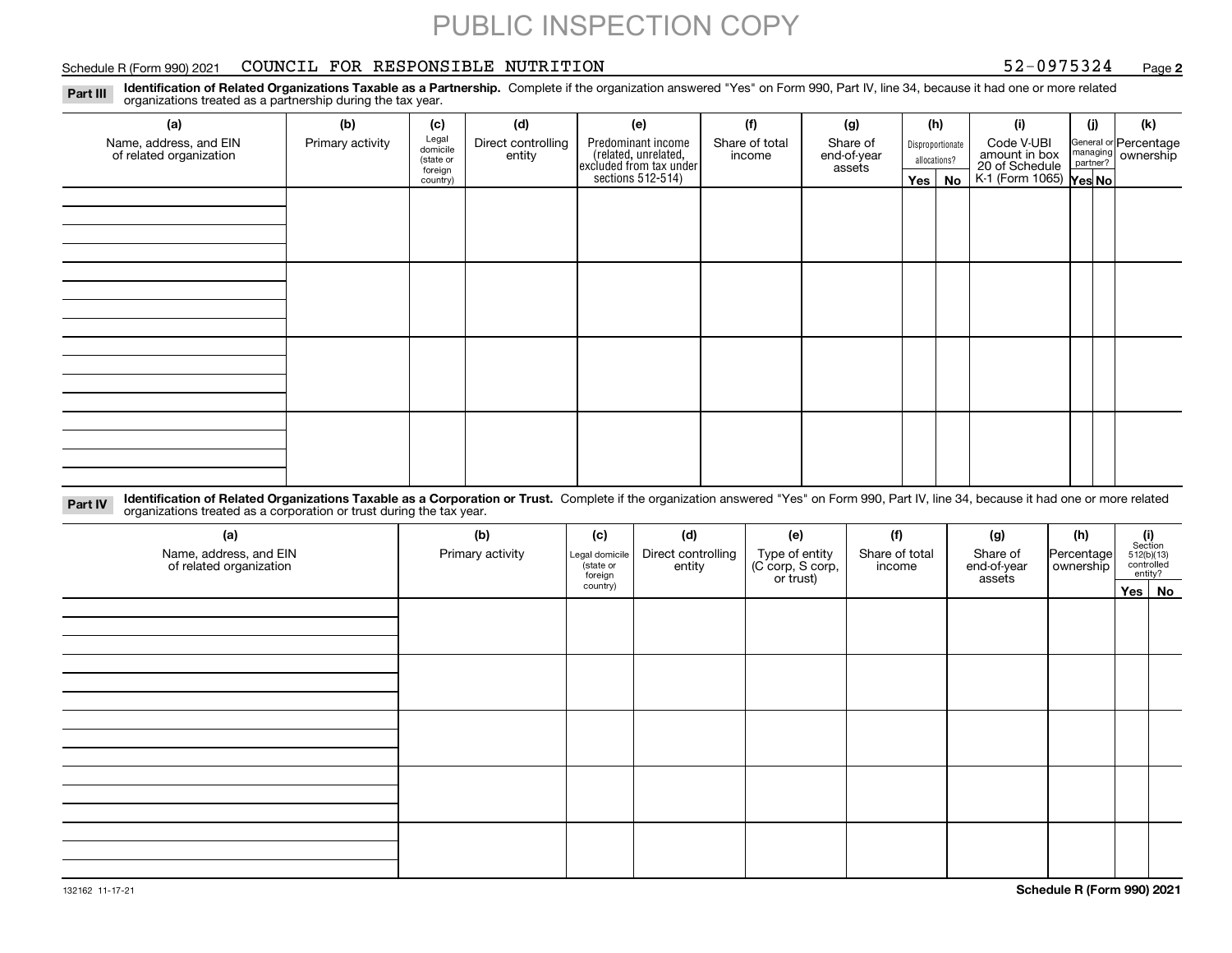PUBLIC INSPECTION COPY

Schedule R (Form 990) 2021 COUNCIL FOR RESPONSIBLE NUTRITION 52-0975324 Page **2**

**Part III** **Identification of Related Organizations Taxable as a Partnership.** Complete if the organization answered "Yes" on Form 990, Part IV, line 34, because it had one or more related organizations treated as a partnership during the tax year.

| (a) Name, address, and EIN of related organization | (b) Primary activity | (c) Legal domicile (state or foreign country) | (d) Direct controlling entity | (e) Predominant income (related, unrelated, excluded from tax under sections 512-514) | (f) Share of total income | (g) Share of end-of-year assets | (h) Disproportionate allocations? Yes | (h) No | (i) Code V-UBI amount in box 20 of Schedule K-1 (Form 1065) | (j) General or managing partner? Yes | (j) No | (k) Percentage ownership |
|---|---|---|---|---|---|---|---|---|---|---|---|---|
| | | | | | | | | | | | | |
| | | | | | | | | | | | | |
| | | | | | | | | | | | | |
| | | | | | | | | | | | | |

**Part IV** **Identification of Related Organizations Taxable as a Corporation or Trust.** Complete if the organization answered "Yes" on Form 990, Part IV, line 34, because it had one or more related organizations treated as a corporation or trust during the tax year.

| (a) Name, address, and EIN of related organization | (b) Primary activity | (c) Legal domicile (state or foreign country) | (d) Direct controlling entity | (e) Type of entity (C corp, S corp, or trust) | (f) Share of total income | (g) Share of end-of-year assets | (h) Percentage ownership | (i) Section 512(b)(13) controlled entity? Yes | (i) No |
|---|---|---|---|---|---|---|---|---|---|
| | | | | | | | | | |
| | | | | | | | | | |
| | | | | | | | | | |
| | | | | | | | | | |
| | | | | | | | | | |

132162 11-17-21 **Schedule R (Form 990) 2021**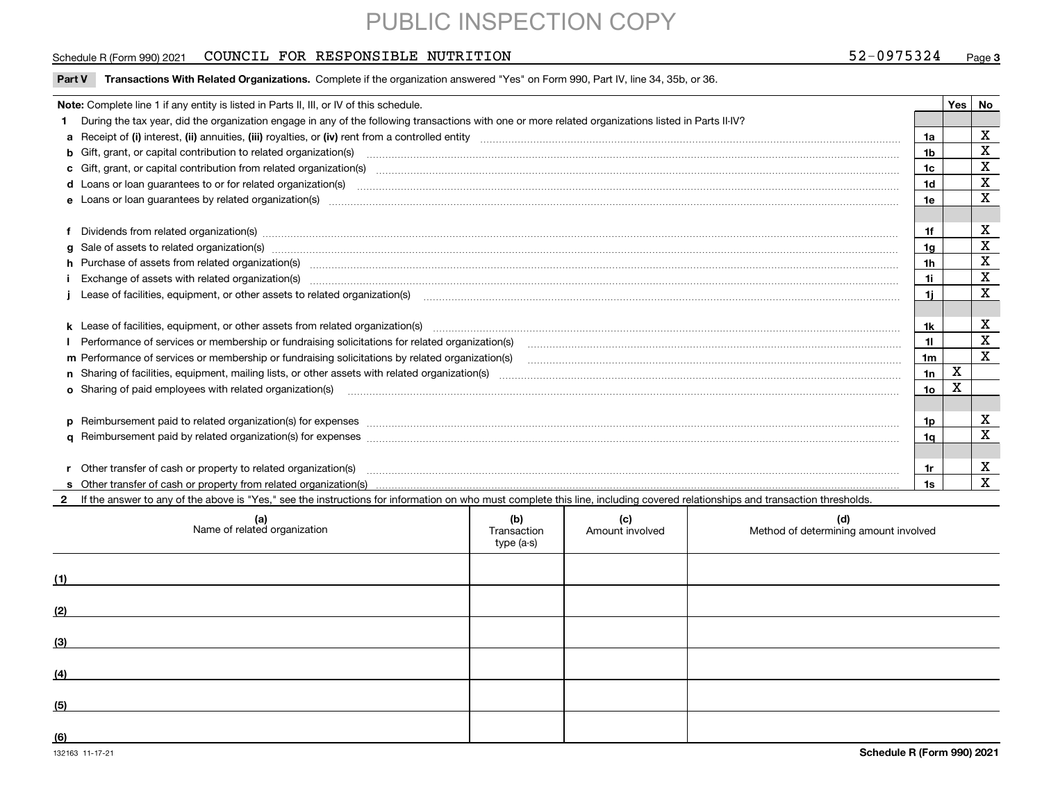PUBLIC INSPECTION COPY

Schedule R (Form 990) 2021 COUNCIL FOR RESPONSIBLE NUTRITION 52-0975324 Page 3

**Part V Transactions With Related Organizations.** Complete if the organization answered "Yes" on Form 990, Part IV, line 34, 35b, or 36.

| Note: Complete line 1 if any entity is listed in Parts II, III, or IV of this schedule. | | Yes | No |
|---|---|---|---|
| 1 During the tax year, did the organization engage in any of the following transactions with one or more related organizations listed in Parts II-IV? | | | |
| a Receipt of (i) interest, (ii) annuities, (iii) royalties, or (iv) rent from a controlled entity | 1a | | X |
| b Gift, grant, or capital contribution to related organization(s) | 1b | | X |
| c Gift, grant, or capital contribution from related organization(s) | 1c | | X |
| d Loans or loan guarantees to or for related organization(s) | 1d | | X |
| e Loans or loan guarantees by related organization(s) | 1e | | X |
| f Dividends from related organization(s) | 1f | | X |
| g Sale of assets to related organization(s) | 1g | | X |
| h Purchase of assets from related organization(s) | 1h | | X |
| i Exchange of assets with related organization(s) | 1i | | X |
| j Lease of facilities, equipment, or other assets to related organization(s) | 1j | | X |
| k Lease of facilities, equipment, or other assets from related organization(s) | 1k | | X |
| l Performance of services or membership or fundraising solicitations for related organization(s) | 1l | | X |
| m Performance of services or membership or fundraising solicitations by related organization(s) | 1m | | X |
| n Sharing of facilities, equipment, mailing lists, or other assets with related organization(s) | 1n | X | |
| o Sharing of paid employees with related organization(s) | 1o | X | |
| p Reimbursement paid to related organization(s) for expenses | 1p | | X |
| q Reimbursement paid by related organization(s) for expenses | 1q | | X |
| r Other transfer of cash or property to related organization(s) | 1r | | X |
| s Other transfer of cash or property from related organization(s) | 1s | | X |

2 If the answer to any of the above is "Yes," see the instructions for information on who must complete this line, including covered relationships and transaction thresholds.

| (a) Name of related organization | (b) Transaction type (a-s) | (c) Amount involved | (d) Method of determining amount involved |
|---|---|---|---|
| (1) | | | |
| (2) | | | |
| (3) | | | |
| (4) | | | |
| (5) | | | |
| (6) | | | |

132163 11-17-21 **Schedule R (Form 990) 2021**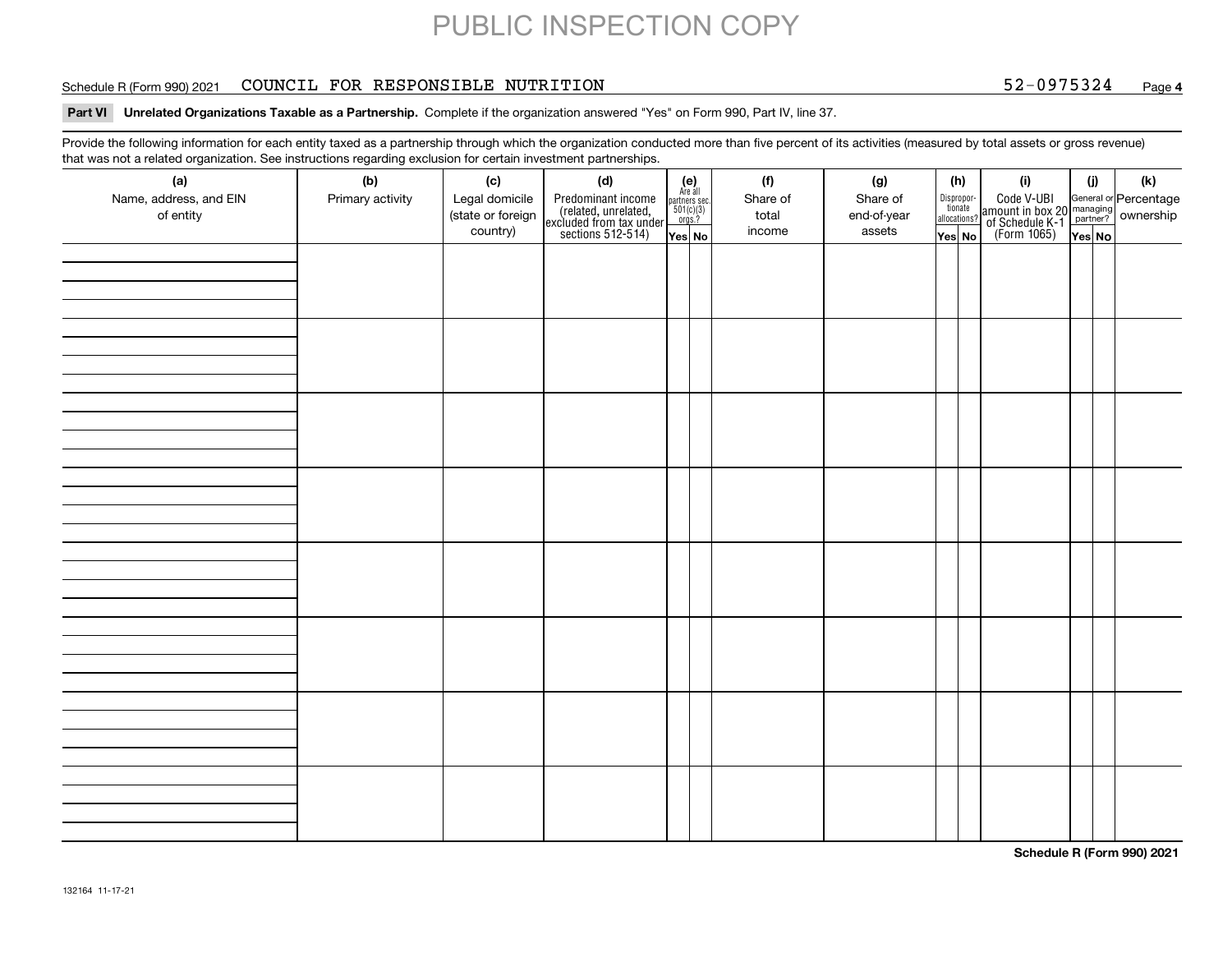PUBLIC INSPECTION COPY

Schedule R (Form 990) 2021 COUNCIL FOR RESPONSIBLE NUTRITION 52-0975324 Page **4**

**Part VI Unrelated Organizations Taxable as a Partnership.** Complete if the organization answered "Yes" on Form 990, Part IV, line 37.

Provide the following information for each entity taxed as a partnership through which the organization conducted more than five percent of its activities (measured by total assets or gross revenue) that was not a related organization. See instructions regarding exclusion for certain investment partnerships.

| (a) Name, address, and EIN of entity | (b) Primary activity | (c) Legal domicile (state or foreign country) | (d) Predominant income (related, unrelated, excluded from tax under sections 512-514) | (e) Are all partners sec. 501(c)(3) orgs.? | | (f) Share of total income | (g) Share of end-of-year assets | (h) Disproportionate allocations? | | (i) Code V-UBI amount in box 20 of Schedule K-1 (Form 1065) | (j) General or managing partner? | | (k) Percentage ownership |
|---|---|---|---|---|---|---|---|---|---|---|---|---|---|
| | | | | Yes | No | | | Yes | No | | Yes | No | |
| | | | | | | | | | | | | | |
| | | | | | | | | | | | | | |
| | | | | | | | | | | | | | |
| | | | | | | | | | | | | | |
| | | | | | | | | | | | | | |
| | | | | | | | | | | | | | |
| | | | | | | | | | | | | | |
| | | | | | | | | | | | | | |

**Schedule R (Form 990) 2021**

132164 11-17-21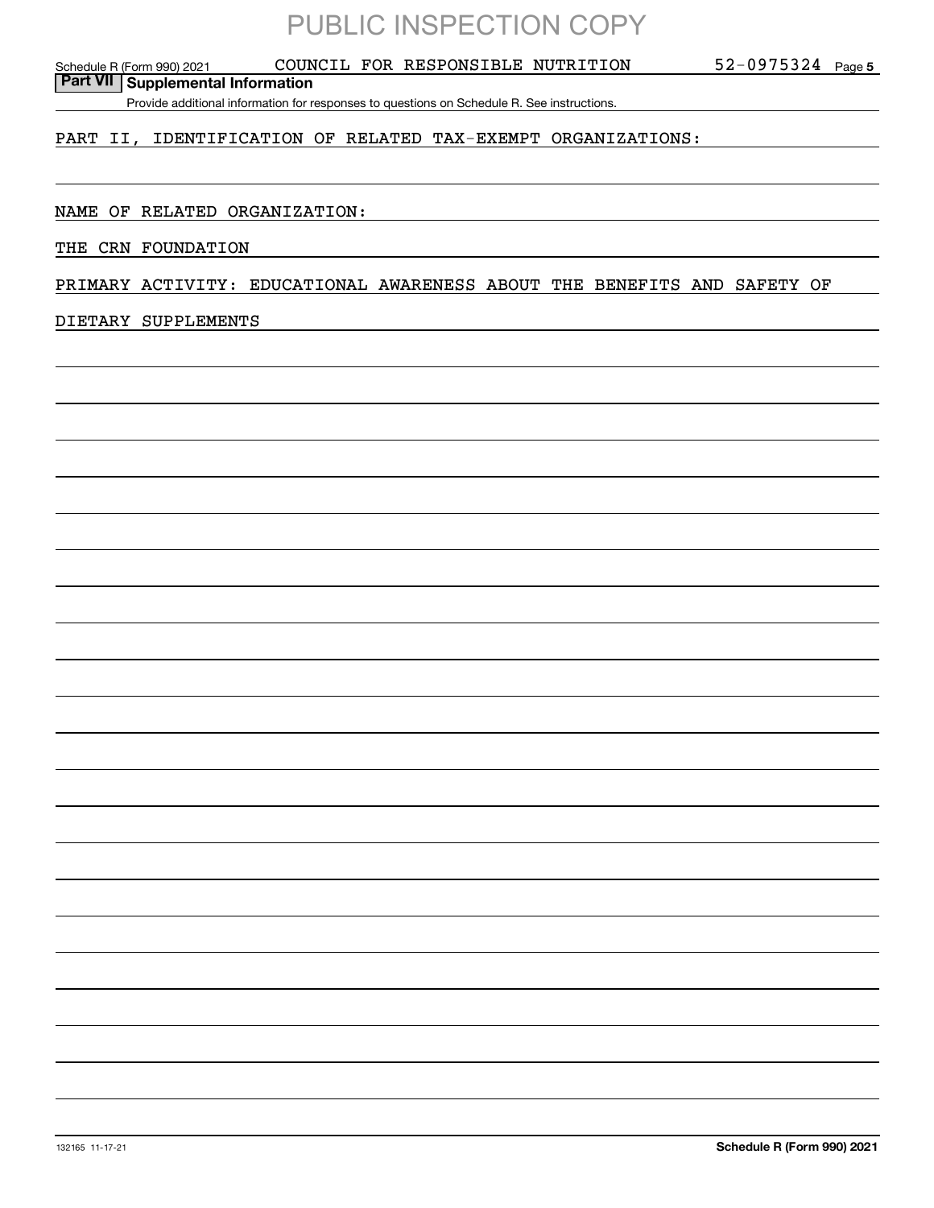PUBLIC INSPECTION COPY

Schedule R (Form 990) 2021 COUNCIL FOR RESPONSIBLE NUTRITION 52-0975324 Page **5**

**Part VII | Supplemental Information**

Provide additional information for responses to questions on Schedule R. See instructions.

PART II, IDENTIFICATION OF RELATED TAX-EXEMPT ORGANIZATIONS:

NAME OF RELATED ORGANIZATION:

THE CRN FOUNDATION

PRIMARY ACTIVITY: EDUCATIONAL AWARENESS ABOUT THE BENEFITS AND SAFETY OF DIETARY SUPPLEMENTS

132165 11-17-21 **Schedule R (Form 990) 2021**